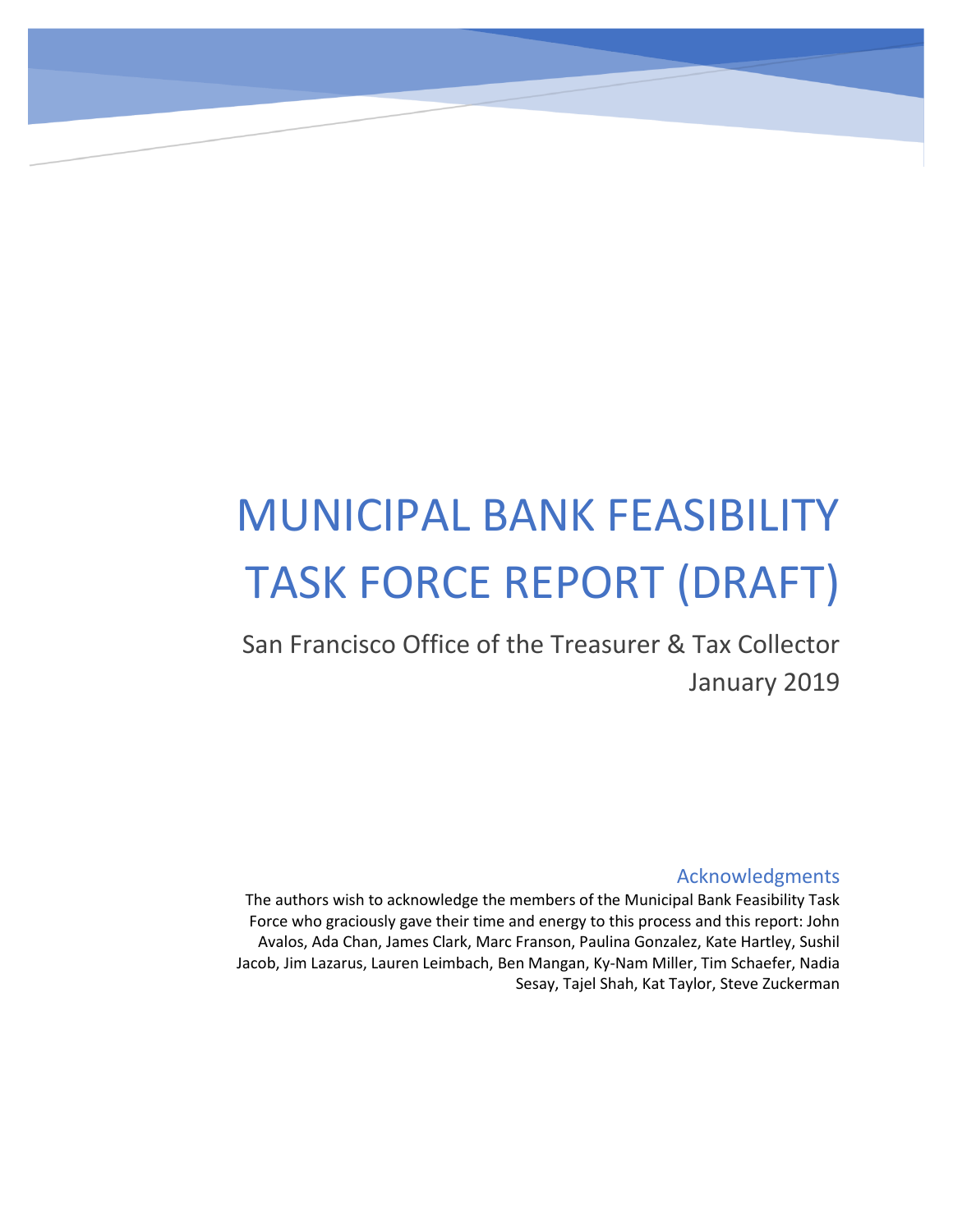# MUNICIPAL BANK FEASIBILITY TASK FORCE REPORT (DRAFT)

San Francisco Office of the Treasurer & Tax Collector

January 2019

## Acknowledgments

The authors wish to acknowledge the members of the Municipal Bank Feasibility Task Force who graciously gave their time and energy to this process and this report: John Avalos, Ada Chan, James Clark, Marc Franson, Paulina Gonzalez, Kate Hartley, Sushil Jacob, Jim Lazarus, Lauren Leimbach, Ben Mangan, Ky-Nam Miller, Tim Schaefer, Nadia Sesay, Tajel Shah, Kat Taylor, Steve Zuckerman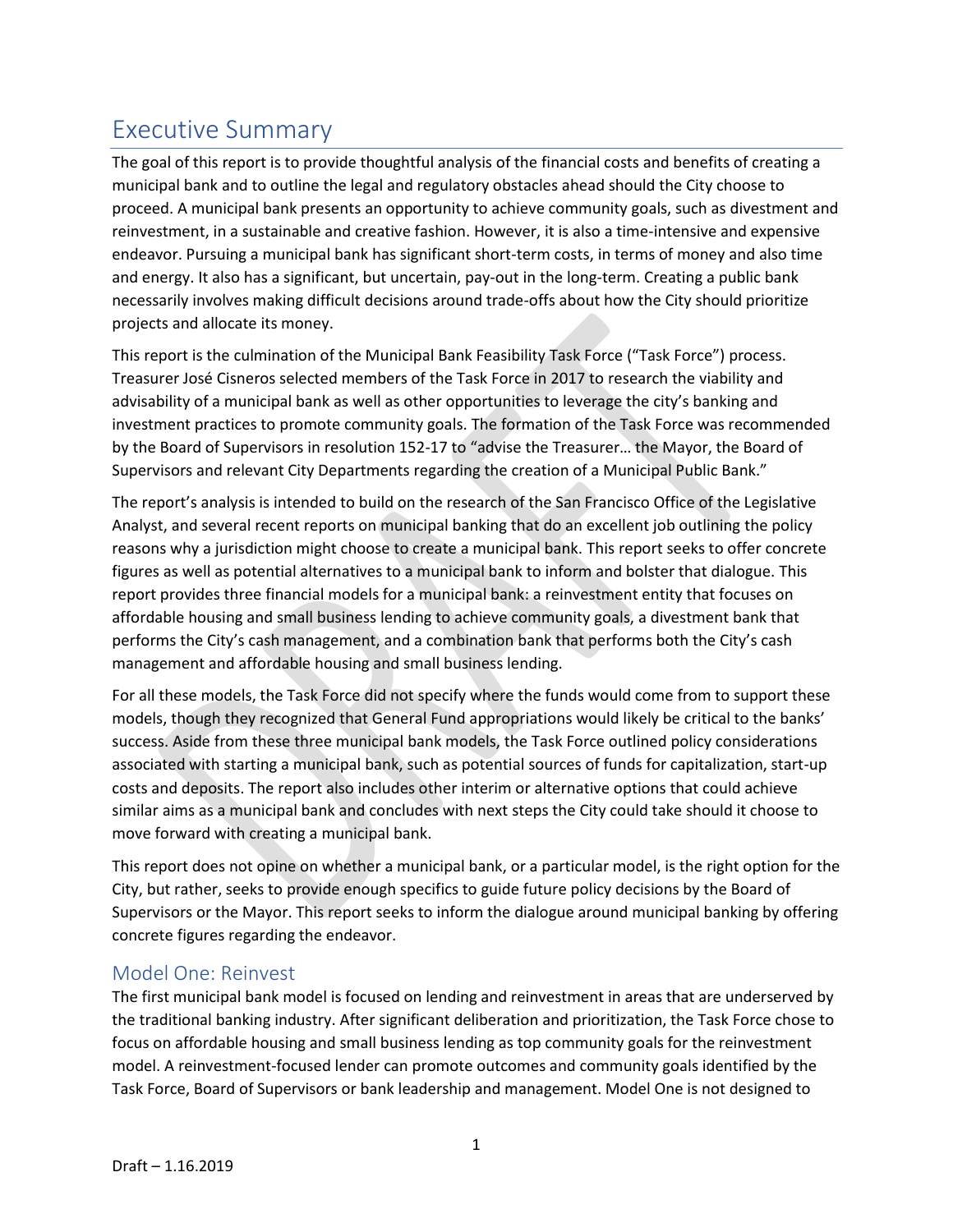# Executive Summary

The goal of this report is to provide thoughtful analysis of the financial costs and benefits of creating a municipal bank and to outline the legal and regulatory obstacles ahead should the City choose to proceed. A municipal bank presents an opportunity to achieve community goals, such as divestment and reinvestment, in a sustainable and creative fashion. However, it is also a time-intensive and expensive endeavor. Pursuing a municipal bank has significant short-term costs, in terms of money and also time and energy. It also has a significant, but uncertain, pay-out in the long-term. Creating a public bank necessarily involves making difficult decisions around trade-offs about how the City should prioritize projects and allocate its money.

This report is the culmination of the Municipal Bank Feasibility Task Force ("Task Force") process. Treasurer José Cisneros selected members of the Task Force in 2017 to research the viability and advisability of a municipal bank as well as other opportunities to leverage the city's banking and investment practices to promote community goals. The formation of the Task Force was recommended by the Board of Supervisors in resolution 152-17 to "advise the Treasurer… the Mayor, the Board of Supervisors and relevant City Departments regarding the creation of a Municipal Public Bank."

The report's analysis is intended to build on the research of the San Francisco Office of the Legislative Analyst, and several recent reports on municipal banking that do an excellent job outlining the policy reasons why a jurisdiction might choose to create a municipal bank. This report seeks to offer concrete figures as well as potential alternatives to a municipal bank to inform and bolster that dialogue. This report provides three financial models for a municipal bank: a reinvestment entity that focuses on affordable housing and small business lending to achieve community goals, a divestment bank that performs the City's cash management, and a combination bank that performs both the City's cash management and affordable housing and small business lending.

For all these models, the Task Force did not specify where the funds would come from to support these models, though they recognized that General Fund appropriations would likely be critical to the banks' success. Aside from these three municipal bank models, the Task Force outlined policy considerations associated with starting a municipal bank, such as potential sources of funds for capitalization, start-up costs and deposits. The report also includes other interim or alternative options that could achieve similar aims as a municipal bank and concludes with next steps the City could take should it choose to move forward with creating a municipal bank.

This report does not opine on whether a municipal bank, or a particular model, is the right option for the City, but rather, seeks to provide enough specifics to guide future policy decisions by the Board of Supervisors or the Mayor. This report seeks to inform the dialogue around municipal banking by offering concrete figures regarding the endeavor.

## Model One: Reinvest

The first municipal bank model is focused on lending and reinvestment in areas that are underserved by the traditional banking industry. After significant deliberation and prioritization, the Task Force chose to focus on affordable housing and small business lending as top community goals for the reinvestment model. A reinvestment-focused lender can promote outcomes and community goals identified by the Task Force, Board of Supervisors or bank leadership and management. Model One is not designed to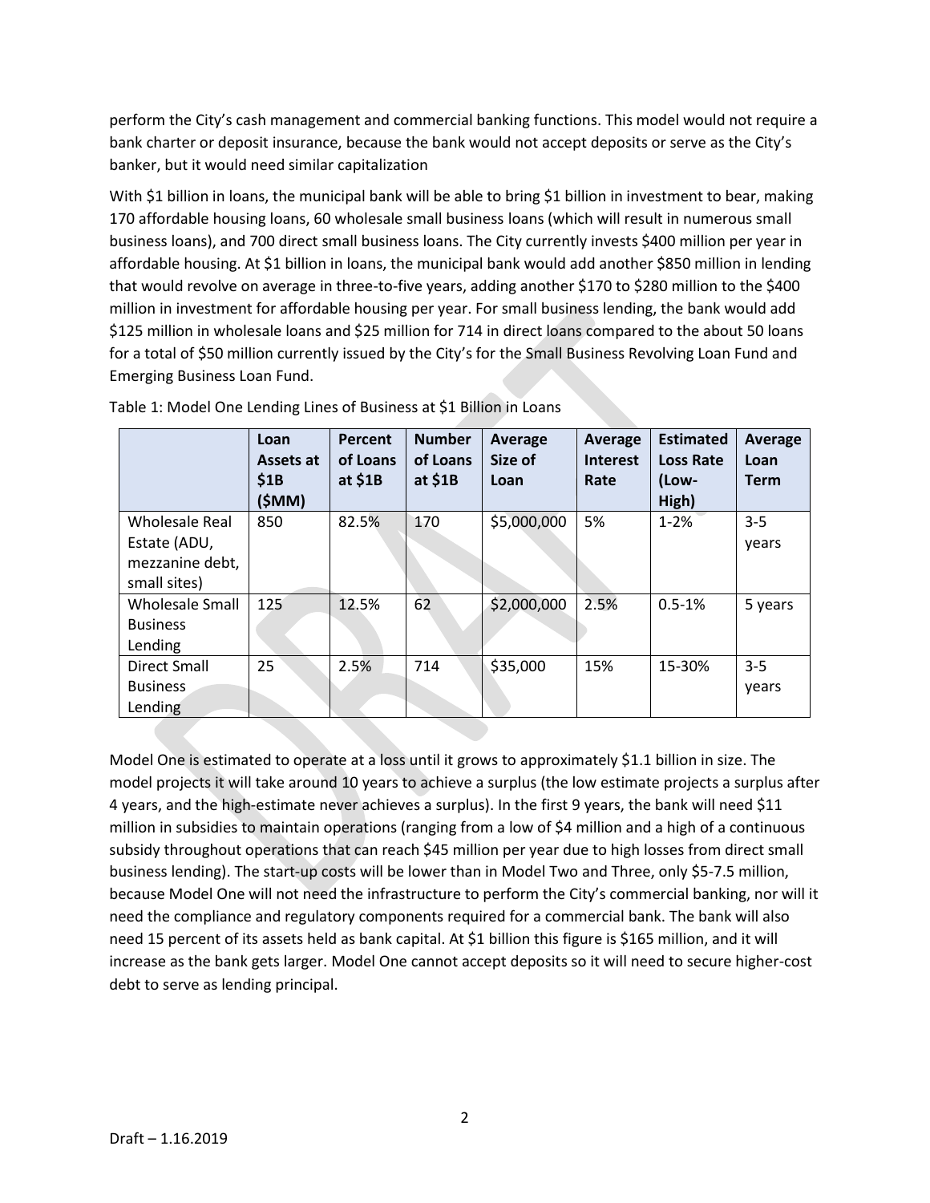perform the City's cash management and commercial banking functions. This model would not require a bank charter or deposit insurance, because the bank would not accept deposits or serve as the City's banker, but it would need similar capitalization

With $1 billion in loans, the municipal bank will be able to bring $1 billion in investment to bear, making 170 affordable housing loans, 60 wholesale small business loans (which will result in numerous small business loans), and 700 direct small business loans. The City currently invests $400 million per year in affordable housing. At $1 billion in loans, the municipal bank would add another $850 million in lending that would revolve on average in three-to-five years, adding another $170 to $280 million to the $400 million in investment for affordable housing per year. For small business lending, the bank would add $125 million in wholesale loans and $25 million for 714 in direct loans compared to the about 50 loans for a total of $50 million currently issued by the City's for the Small Business Revolving Loan Fund and Emerging Business Loan Fund.

Table 1: Model One Lending Lines of Business at $1 Billion in Loans

| | Loan Assets at $1B ($MM) | Percent of Loans at $1B | Number of Loans at $1B | Average Size of Loan | Average Interest Rate | Estimated Loss Rate (Low-High) | Average Loan Term |
|---|---|---|---|---|---|---|---|
| Wholesale Real Estate (ADU, mezzanine debt, small sites) | 850 | 82.5% | 170 | $5,000,000 | 5% | 1-2% | 3-5 years |
| Wholesale Small Business Lending | 125 | 12.5% | 62 | $2,000,000 | 2.5% | 0.5-1% | 5 years |
| Direct Small Business Lending | 25 | 2.5% | 714 | $35,000 | 15% | 15-30% | 3-5 years |

Model One is estimated to operate at a loss until it grows to approximately $1.1 billion in size. The model projects it will take around 10 years to achieve a surplus (the low estimate projects a surplus after 4 years, and the high-estimate never achieves a surplus). In the first 9 years, the bank will need $11 million in subsidies to maintain operations (ranging from a low of $4 million and a high of a continuous subsidy throughout operations that can reach $45 million per year due to high losses from direct small business lending). The start-up costs will be lower than in Model Two and Three, only $5-7.5 million, because Model One will not need the infrastructure to perform the City's commercial banking, nor will it need the compliance and regulatory components required for a commercial bank. The bank will also need 15 percent of its assets held as bank capital. At $1 billion this figure is $165 million, and it will increase as the bank gets larger. Model One cannot accept deposits so it will need to secure higher-cost debt to serve as lending principal.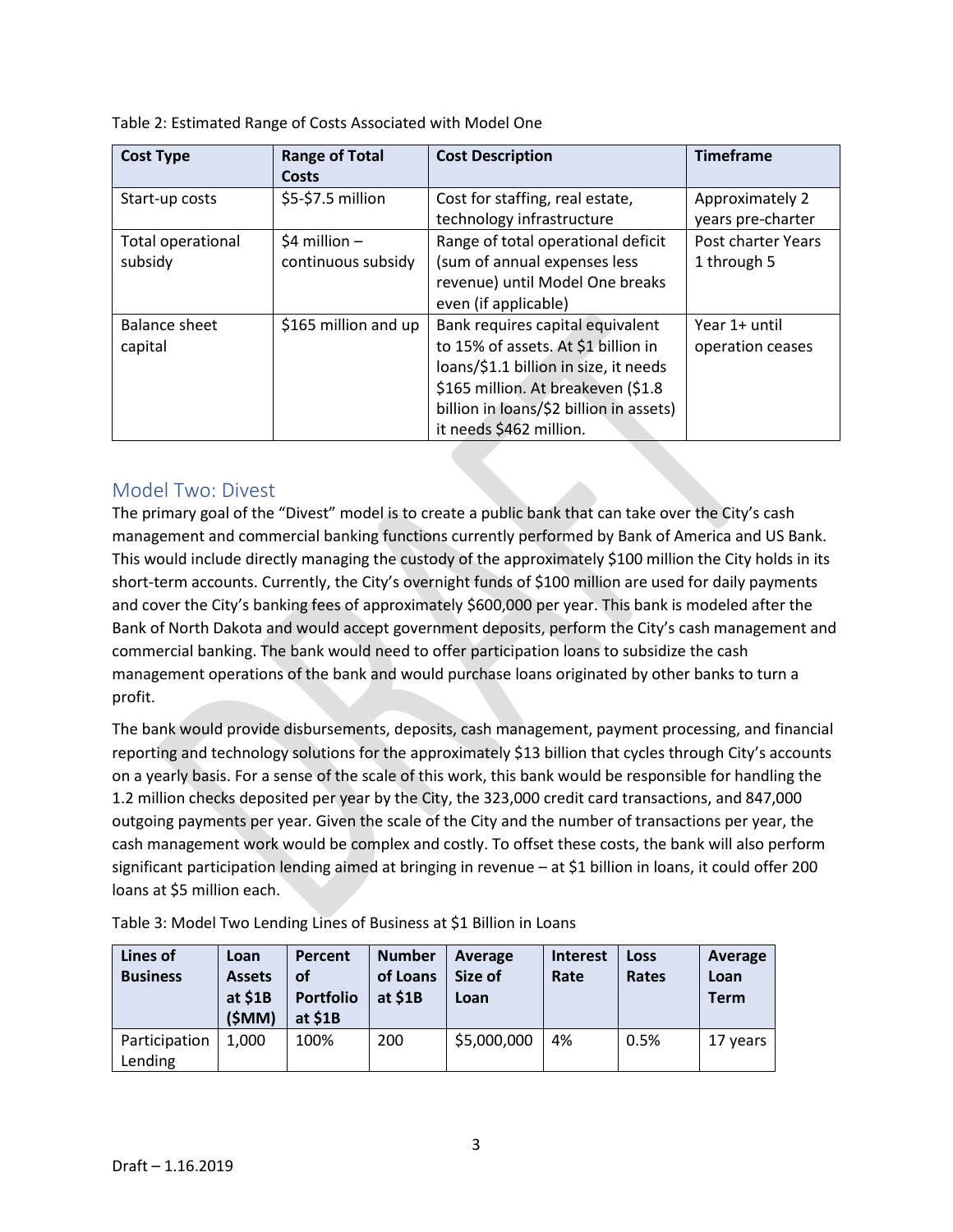Table 2: Estimated Range of Costs Associated with Model One

| Cost Type | Range of Total Costs | Cost Description | Timeframe |
|---|---|---|---|
| Start-up costs | $5-$7.5 million | Cost for staffing, real estate, technology infrastructure | Approximately 2 years pre-charter |
| Total operational subsidy | $4 million – continuous subsidy | Range of total operational deficit (sum of annual expenses less revenue) until Model One breaks even (if applicable) | Post charter Years 1 through 5 |
| Balance sheet capital | $165 million and up | Bank requires capital equivalent to 15% of assets. At $1 billion in loans/$1.1 billion in size, it needs $165 million. At breakeven ($1.8 billion in loans/$2 billion in assets) it needs $462 million. | Year 1+ until operation ceases |

## Model Two: Divest

The primary goal of the "Divest" model is to create a public bank that can take over the City's cash management and commercial banking functions currently performed by Bank of America and US Bank. This would include directly managing the custody of the approximately $100 million the City holds in its short-term accounts. Currently, the City's overnight funds of $100 million are used for daily payments and cover the City's banking fees of approximately $600,000 per year. This bank is modeled after the Bank of North Dakota and would accept government deposits, perform the City's cash management and commercial banking. The bank would need to offer participation loans to subsidize the cash management operations of the bank and would purchase loans originated by other banks to turn a profit.

The bank would provide disbursements, deposits, cash management, payment processing, and financial reporting and technology solutions for the approximately $13 billion that cycles through City's accounts on a yearly basis. For a sense of the scale of this work, this bank would be responsible for handling the 1.2 million checks deposited per year by the City, the 323,000 credit card transactions, and 847,000 outgoing payments per year. Given the scale of the City and the number of transactions per year, the cash management work would be complex and costly. To offset these costs, the bank will also perform significant participation lending aimed at bringing in revenue – at $1 billion in loans, it could offer 200 loans at $5 million each.

Table 3: Model Two Lending Lines of Business at $1 Billion in Loans

| Lines of Business | Loan Assets at $1B ($MM) | Percent of Portfolio at $1B | Number of Loans at $1B | Average Size of Loan | Interest Rate | Loss Rates | Average Loan Term |
|---|---|---|---|---|---|---|---|
| Participation Lending | 1,000 | 100% | 200 | $5,000,000 | 4% | 0.5% | 17 years |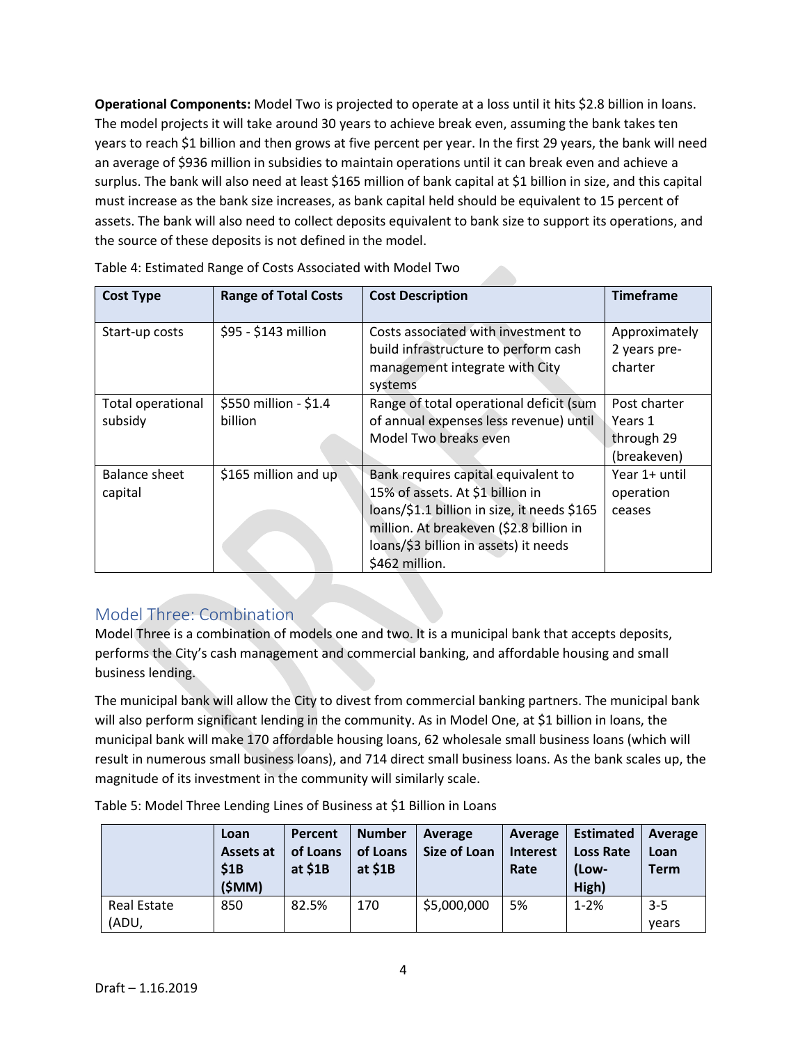**Operational Components:** Model Two is projected to operate at a loss until it hits $2.8 billion in loans. The model projects it will take around 30 years to achieve break even, assuming the bank takes ten years to reach $1 billion and then grows at five percent per year. In the first 29 years, the bank will need an average of $936 million in subsidies to maintain operations until it can break even and achieve a surplus. The bank will also need at least $165 million of bank capital at $1 billion in size, and this capital must increase as the bank size increases, as bank capital held should be equivalent to 15 percent of assets. The bank will also need to collect deposits equivalent to bank size to support its operations, and the source of these deposits is not defined in the model.

Table 4: Estimated Range of Costs Associated with Model Two

| Cost Type | Range of Total Costs | Cost Description | Timeframe |
|---|---|---|---|
| Start-up costs | $95 - $143 million | Costs associated with investment to build infrastructure to perform cash management integrate with City systems | Approximately 2 years pre-charter |
| Total operational subsidy | $550 million - $1.4 billion | Range of total operational deficit (sum of annual expenses less revenue) until Model Two breaks even | Post charter Years 1 through 29 (breakeven) |
| Balance sheet capital | $165 million and up | Bank requires capital equivalent to 15% of assets. At $1 billion in loans/$1.1 billion in size, it needs $165 million. At breakeven ($2.8 billion in loans/$3 billion in assets) it needs $462 million. | Year 1+ until operation ceases |

## Model Three: Combination

Model Three is a combination of models one and two. It is a municipal bank that accepts deposits, performs the City's cash management and commercial banking, and affordable housing and small business lending.

The municipal bank will allow the City to divest from commercial banking partners. The municipal bank will also perform significant lending in the community. As in Model One, at $1 billion in loans, the municipal bank will make 170 affordable housing loans, 62 wholesale small business loans (which will result in numerous small business loans), and 714 direct small business loans. As the bank scales up, the magnitude of its investment in the community will similarly scale.

Table 5: Model Three Lending Lines of Business at $1 Billion in Loans

| | Loan Assets at $1B ($MM) | Percent of Loans at $1B | Number of Loans at $1B | Average Size of Loan | Average Interest Rate | Estimated Loss Rate (Low-High) | Average Loan Term |
|---|---|---|---|---|---|---|---|
| Real Estate (ADU, | 850 | 82.5% | 170 | $5,000,000 | 5% | 1-2% | 3-5 years |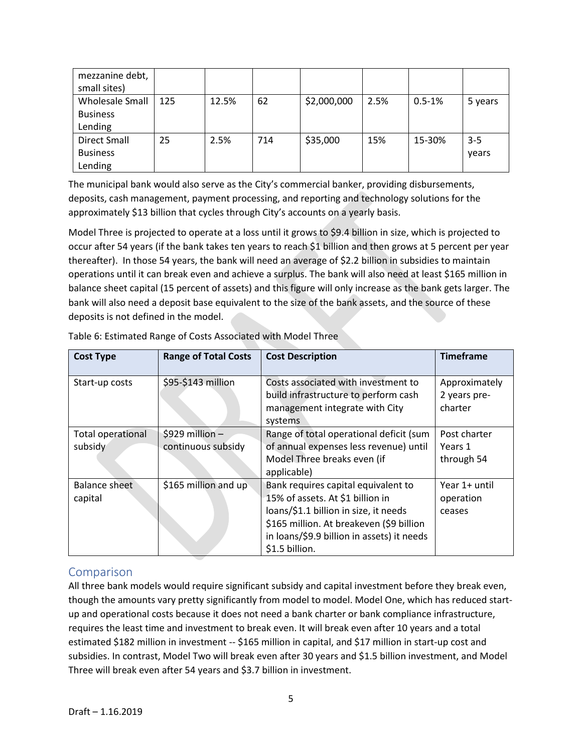| mezzanine debt, small sites) | | | | | | | |
|---|---|---|---|---|---|---|---|
| Wholesale Small Business Lending | 125 | 12.5% | 62 | $2,000,000 | 2.5% | 0.5-1% | 5 years |
| Direct Small Business Lending | 25 | 2.5% | 714 | $35,000 | 15% | 15-30% | 3-5 years |

The municipal bank would also serve as the City's commercial banker, providing disbursements, deposits, cash management, payment processing, and reporting and technology solutions for the approximately $13 billion that cycles through City's accounts on a yearly basis.

Model Three is projected to operate at a loss until it grows to $9.4 billion in size, which is projected to occur after 54 years (if the bank takes ten years to reach $1 billion and then grows at 5 percent per year thereafter). In those 54 years, the bank will need an average of $2.2 billion in subsidies to maintain operations until it can break even and achieve a surplus. The bank will also need at least $165 million in balance sheet capital (15 percent of assets) and this figure will only increase as the bank gets larger. The bank will also need a deposit base equivalent to the size of the bank assets, and the source of these deposits is not defined in the model.

Table 6: Estimated Range of Costs Associated with Model Three

| Cost Type | Range of Total Costs | Cost Description | Timeframe |
|---|---|---|---|
| Start-up costs | $95-$143 million | Costs associated with investment to build infrastructure to perform cash management integrate with City systems | Approximately 2 years pre-charter |
| Total operational subsidy | $929 million – continuous subsidy | Range of total operational deficit (sum of annual expenses less revenue) until Model Three breaks even (if applicable) | Post charter Years 1 through 54 |
| Balance sheet capital | $165 million and up | Bank requires capital equivalent to 15% of assets. At $1 billion in loans/$1.1 billion in size, it needs $165 million. At breakeven ($9 billion in loans/$9.9 billion in assets) it needs $1.5 billion. | Year 1+ until operation ceases |

## Comparison

All three bank models would require significant subsidy and capital investment before they break even, though the amounts vary pretty significantly from model to model. Model One, which has reduced start-up and operational costs because it does not need a bank charter or bank compliance infrastructure, requires the least time and investment to break even. It will break even after 10 years and a total estimated $182 million in investment -- $165 million in capital, and $17 million in start-up cost and subsidies. In contrast, Model Two will break even after 30 years and $1.5 billion investment, and Model Three will break even after 54 years and $3.7 billion in investment.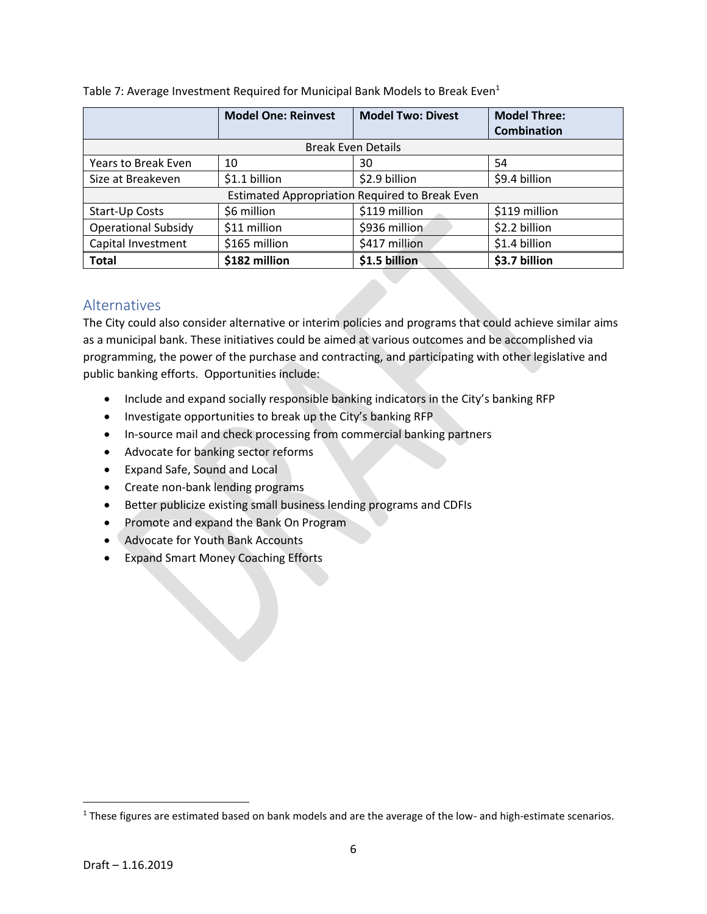Table 7: Average Investment Required for Municipal Bank Models to Break Even[1]

| | **Model One: Reinvest** | **Model Two: Divest** | **Model Three: Combination** |
|---|---|---|---|
| Break Even Details | | | |
| Years to Break Even | 10 | 30 | 54 |
| Size at Breakeven | $1.1 billion | $2.9 billion | $9.4 billion |
| Estimated Appropriation Required to Break Even | | | |
| Start-Up Costs | $6 million | $119 million | $119 million |
| Operational Subsidy | $11 million | $936 million | $2.2 billion |
| Capital Investment | $165 million | $417 million | $1.4 billion |
| **Total** | **$182 million** | **$1.5 billion** | **$3.7 billion** |

## Alternatives

The City could also consider alternative or interim policies and programs that could achieve similar aims as a municipal bank. These initiatives could be aimed at various outcomes and be accomplished via programming, the power of the purchase and contracting, and participating with other legislative and public banking efforts. Opportunities include:

- Include and expand socially responsible banking indicators in the City's banking RFP
- Investigate opportunities to break up the City's banking RFP
- In-source mail and check processing from commercial banking partners
- Advocate for banking sector reforms
- Expand Safe, Sound and Local
- Create non-bank lending programs
- Better publicize existing small business lending programs and CDFIs
- Promote and expand the Bank On Program
- Advocate for Youth Bank Accounts
- Expand Smart Money Coaching Efforts

[1] These figures are estimated based on bank models and are the average of the low- and high-estimate scenarios.

Draft – 1.16.2019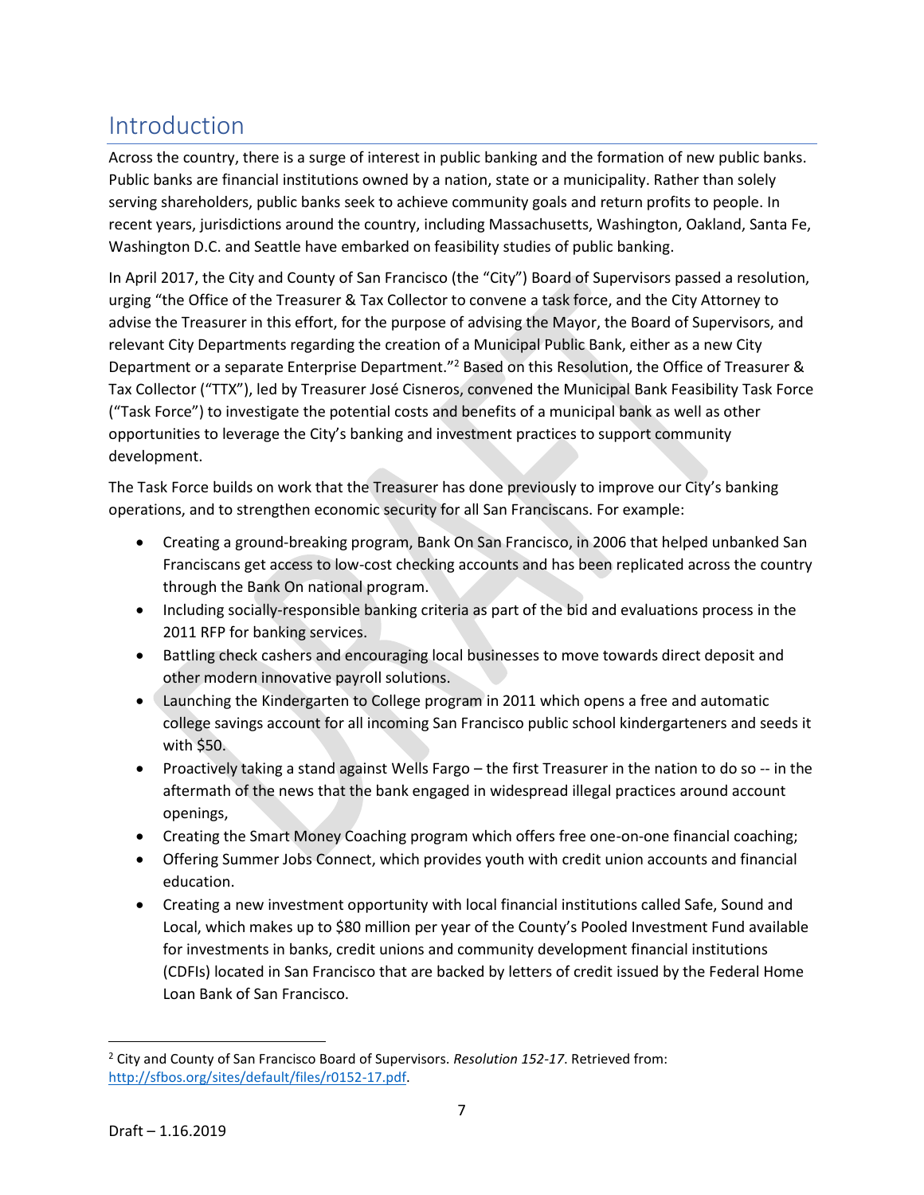# Introduction

Across the country, there is a surge of interest in public banking and the formation of new public banks. Public banks are financial institutions owned by a nation, state or a municipality. Rather than solely serving shareholders, public banks seek to achieve community goals and return profits to people. In recent years, jurisdictions around the country, including Massachusetts, Washington, Oakland, Santa Fe, Washington D.C. and Seattle have embarked on feasibility studies of public banking.

In April 2017, the City and County of San Francisco (the "City") Board of Supervisors passed a resolution, urging "the Office of the Treasurer & Tax Collector to convene a task force, and the City Attorney to advise the Treasurer in this effort, for the purpose of advising the Mayor, the Board of Supervisors, and relevant City Departments regarding the creation of a Municipal Public Bank, either as a new City Department or a separate Enterprise Department."[2] Based on this Resolution, the Office of Treasurer & Tax Collector ("TTX"), led by Treasurer José Cisneros, convened the Municipal Bank Feasibility Task Force ("Task Force") to investigate the potential costs and benefits of a municipal bank as well as other opportunities to leverage the City's banking and investment practices to support community development.

The Task Force builds on work that the Treasurer has done previously to improve our City's banking operations, and to strengthen economic security for all San Franciscans. For example:

- Creating a ground-breaking program, Bank On San Francisco, in 2006 that helped unbanked San Franciscans get access to low-cost checking accounts and has been replicated across the country through the Bank On national program.
- Including socially-responsible banking criteria as part of the bid and evaluations process in the 2011 RFP for banking services.
- Battling check cashers and encouraging local businesses to move towards direct deposit and other modern innovative payroll solutions.
- Launching the Kindergarten to College program in 2011 which opens a free and automatic college savings account for all incoming San Francisco public school kindergarteners and seeds it with $50.
- Proactively taking a stand against Wells Fargo – the first Treasurer in the nation to do so -- in the aftermath of the news that the bank engaged in widespread illegal practices around account openings,
- Creating the Smart Money Coaching program which offers free one-on-one financial coaching;
- Offering Summer Jobs Connect, which provides youth with credit union accounts and financial education.
- Creating a new investment opportunity with local financial institutions called Safe, Sound and Local, which makes up to $80 million per year of the County's Pooled Investment Fund available for investments in banks, credit unions and community development financial institutions (CDFIs) located in San Francisco that are backed by letters of credit issued by the Federal Home Loan Bank of San Francisco.

---

[2] City and County of San Francisco Board of Supervisors. *Resolution 152-17*. Retrieved from: http://sfbos.org/sites/default/files/r0152-17.pdf.

Draft – 1.16.2019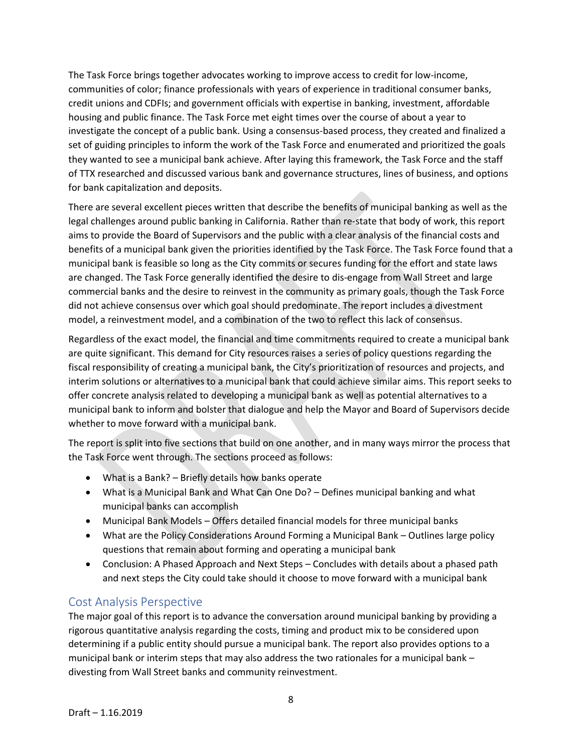The Task Force brings together advocates working to improve access to credit for low-income, communities of color; finance professionals with years of experience in traditional consumer banks, credit unions and CDFIs; and government officials with expertise in banking, investment, affordable housing and public finance. The Task Force met eight times over the course of about a year to investigate the concept of a public bank. Using a consensus-based process, they created and finalized a set of guiding principles to inform the work of the Task Force and enumerated and prioritized the goals they wanted to see a municipal bank achieve. After laying this framework, the Task Force and the staff of TTX researched and discussed various bank and governance structures, lines of business, and options for bank capitalization and deposits.

There are several excellent pieces written that describe the benefits of municipal banking as well as the legal challenges around public banking in California. Rather than re-state that body of work, this report aims to provide the Board of Supervisors and the public with a clear analysis of the financial costs and benefits of a municipal bank given the priorities identified by the Task Force. The Task Force found that a municipal bank is feasible so long as the City commits or secures funding for the effort and state laws are changed. The Task Force generally identified the desire to dis-engage from Wall Street and large commercial banks and the desire to reinvest in the community as primary goals, though the Task Force did not achieve consensus over which goal should predominate. The report includes a divestment model, a reinvestment model, and a combination of the two to reflect this lack of consensus.

Regardless of the exact model, the financial and time commitments required to create a municipal bank are quite significant. This demand for City resources raises a series of policy questions regarding the fiscal responsibility of creating a municipal bank, the City's prioritization of resources and projects, and interim solutions or alternatives to a municipal bank that could achieve similar aims. This report seeks to offer concrete analysis related to developing a municipal bank as well as potential alternatives to a municipal bank to inform and bolster that dialogue and help the Mayor and Board of Supervisors decide whether to move forward with a municipal bank.

The report is split into five sections that build on one another, and in many ways mirror the process that the Task Force went through. The sections proceed as follows:

- What is a Bank? – Briefly details how banks operate
- What is a Municipal Bank and What Can One Do? – Defines municipal banking and what municipal banks can accomplish
- Municipal Bank Models – Offers detailed financial models for three municipal banks
- What are the Policy Considerations Around Forming a Municipal Bank – Outlines large policy questions that remain about forming and operating a municipal bank
- Conclusion: A Phased Approach and Next Steps – Concludes with details about a phased path and next steps the City could take should it choose to move forward with a municipal bank

## Cost Analysis Perspective

The major goal of this report is to advance the conversation around municipal banking by providing a rigorous quantitative analysis regarding the costs, timing and product mix to be considered upon determining if a public entity should pursue a municipal bank. The report also provides options to a municipal bank or interim steps that may also address the two rationales for a municipal bank – divesting from Wall Street banks and community reinvestment.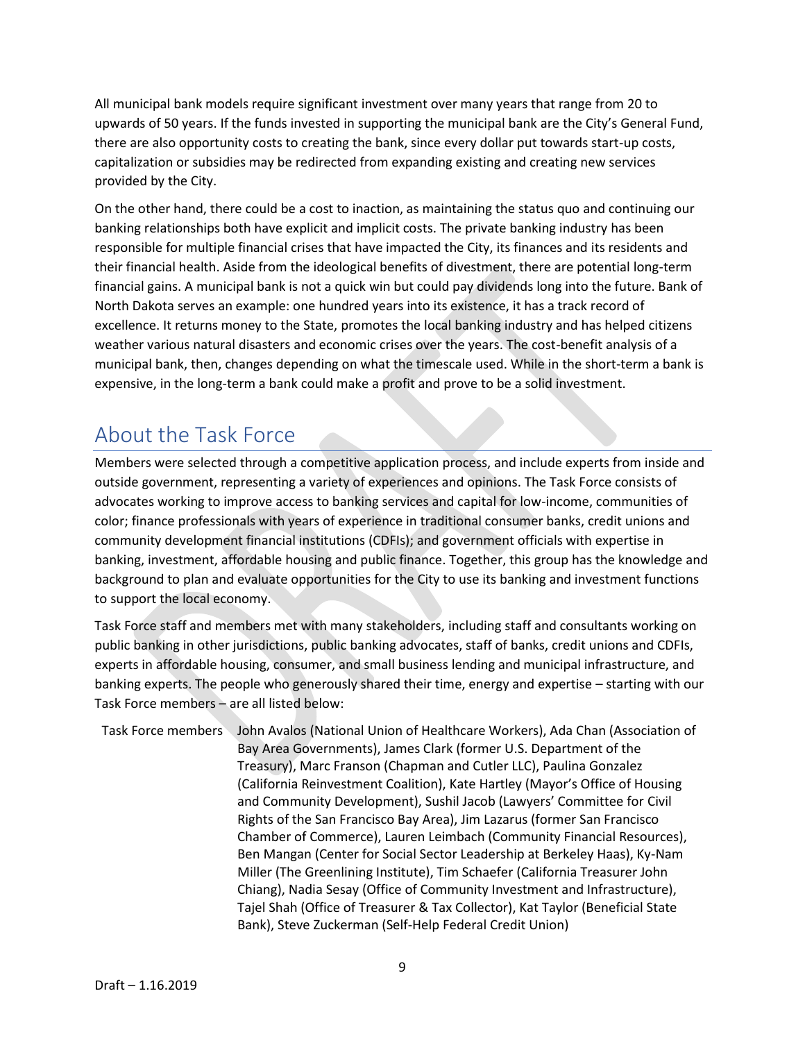All municipal bank models require significant investment over many years that range from 20 to upwards of 50 years. If the funds invested in supporting the municipal bank are the City's General Fund, there are also opportunity costs to creating the bank, since every dollar put towards start-up costs, capitalization or subsidies may be redirected from expanding existing and creating new services provided by the City.

On the other hand, there could be a cost to inaction, as maintaining the status quo and continuing our banking relationships both have explicit and implicit costs. The private banking industry has been responsible for multiple financial crises that have impacted the City, its finances and its residents and their financial health. Aside from the ideological benefits of divestment, there are potential long-term financial gains. A municipal bank is not a quick win but could pay dividends long into the future. Bank of North Dakota serves an example: one hundred years into its existence, it has a track record of excellence. It returns money to the State, promotes the local banking industry and has helped citizens weather various natural disasters and economic crises over the years. The cost-benefit analysis of a municipal bank, then, changes depending on what the timescale used. While in the short-term a bank is expensive, in the long-term a bank could make a profit and prove to be a solid investment.

## About the Task Force

Members were selected through a competitive application process, and include experts from inside and outside government, representing a variety of experiences and opinions. The Task Force consists of advocates working to improve access to banking services and capital for low-income, communities of color; finance professionals with years of experience in traditional consumer banks, credit unions and community development financial institutions (CDFIs); and government officials with expertise in banking, investment, affordable housing and public finance. Together, this group has the knowledge and background to plan and evaluate opportunities for the City to use its banking and investment functions to support the local economy.

Task Force staff and members met with many stakeholders, including staff and consultants working on public banking in other jurisdictions, public banking advocates, staff of banks, credit unions and CDFIs, experts in affordable housing, consumer, and small business lending and municipal infrastructure, and banking experts. The people who generously shared their time, energy and expertise – starting with our Task Force members – are all listed below:

| | |
|---|---|
| Task Force members | John Avalos (National Union of Healthcare Workers), Ada Chan (Association of Bay Area Governments), James Clark (former U.S. Department of the Treasury), Marc Franson (Chapman and Cutler LLC), Paulina Gonzalez (California Reinvestment Coalition), Kate Hartley (Mayor's Office of Housing and Community Development), Sushil Jacob (Lawyers' Committee for Civil Rights of the San Francisco Bay Area), Jim Lazarus (former San Francisco Chamber of Commerce), Lauren Leimbach (Community Financial Resources), Ben Mangan (Center for Social Sector Leadership at Berkeley Haas), Ky-Nam Miller (The Greenlining Institute), Tim Schaefer (California Treasurer John Chiang), Nadia Sesay (Office of Community Investment and Infrastructure), Tajel Shah (Office of Treasurer & Tax Collector), Kat Taylor (Beneficial State Bank), Steve Zuckerman (Self-Help Federal Credit Union) |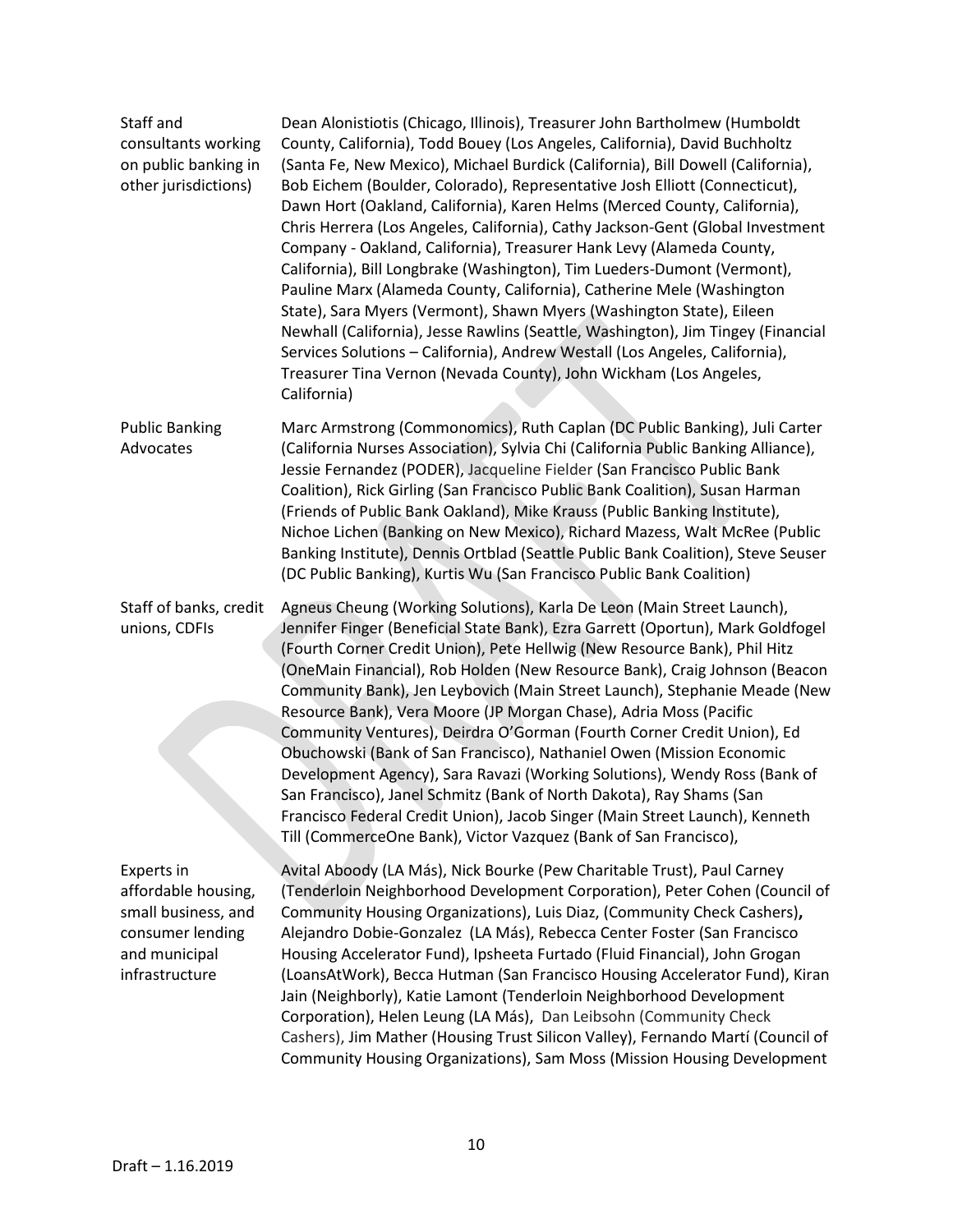| | |
|---|---|
| Staff and consultants working on public banking in other jurisdictions) | Dean Alonistiotis (Chicago, Illinois), Treasurer John Bartholmew (Humboldt County, California), Todd Bouey (Los Angeles, California), David Buchholtz (Santa Fe, New Mexico), Michael Burdick (California), Bill Dowell (California), Bob Eichem (Boulder, Colorado), Representative Josh Elliott (Connecticut), Dawn Hort (Oakland, California), Karen Helms (Merced County, California), Chris Herrera (Los Angeles, California), Cathy Jackson-Gent (Global Investment Company - Oakland, California), Treasurer Hank Levy (Alameda County, California), Bill Longbrake (Washington), Tim Lueders-Dumont (Vermont), Pauline Marx (Alameda County, California), Catherine Mele (Washington State), Sara Myers (Vermont), Shawn Myers (Washington State), Eileen Newhall (California), Jesse Rawlins (Seattle, Washington), Jim Tingey (Financial Services Solutions – California), Andrew Westall (Los Angeles, California), Treasurer Tina Vernon (Nevada County), John Wickham (Los Angeles, California) |
| Public Banking Advocates | Marc Armstrong (Commonomics), Ruth Caplan (DC Public Banking), Juli Carter (California Nurses Association), Sylvia Chi (California Public Banking Alliance), Jessie Fernandez (PODER), Jacqueline Fielder (San Francisco Public Bank Coalition), Rick Girling (San Francisco Public Bank Coalition), Susan Harman (Friends of Public Bank Oakland), Mike Krauss (Public Banking Institute), Nichoe Lichen (Banking on New Mexico), Richard Mazess, Walt McRee (Public Banking Institute), Dennis Ortblad (Seattle Public Bank Coalition), Steve Seuser (DC Public Banking), Kurtis Wu (San Francisco Public Bank Coalition) |
| Staff of banks, credit unions, CDFIs | Agneus Cheung (Working Solutions), Karla De Leon (Main Street Launch), Jennifer Finger (Beneficial State Bank), Ezra Garrett (Oportun), Mark Goldfogel (Fourth Corner Credit Union), Pete Hellwig (New Resource Bank), Phil Hitz (OneMain Financial), Rob Holden (New Resource Bank), Craig Johnson (Beacon Community Bank), Jen Leybovich (Main Street Launch), Stephanie Meade (New Resource Bank), Vera Moore (JP Morgan Chase), Adria Moss (Pacific Community Ventures), Deirdra O'Gorman (Fourth Corner Credit Union), Ed Obuchowski (Bank of San Francisco), Nathaniel Owen (Mission Economic Development Agency), Sara Ravazi (Working Solutions), Wendy Ross (Bank of San Francisco), Janel Schmitz (Bank of North Dakota), Ray Shams (San Francisco Federal Credit Union), Jacob Singer (Main Street Launch), Kenneth Till (CommerceOne Bank), Victor Vazquez (Bank of San Francisco), |
| Experts in affordable housing, small business, and consumer lending and municipal infrastructure | Avital Aboody (LA Más), Nick Bourke (Pew Charitable Trust), Paul Carney (Tenderloin Neighborhood Development Corporation), Peter Cohen (Council of Community Housing Organizations), Luis Diaz, (Community Check Cashers), Alejandro Dobie-Gonzalez (LA Más), Rebecca Center Foster (San Francisco Housing Accelerator Fund), Ipsheeta Furtado (Fluid Financial), John Grogan (LoansAtWork), Becca Hutman (San Francisco Housing Accelerator Fund), Kiran Jain (Neighborly), Katie Lamont (Tenderloin Neighborhood Development Corporation), Helen Leung (LA Más), Dan Leibsohn (Community Check Cashers), Jim Mather (Housing Trust Silicon Valley), Fernando Martí (Council of Community Housing Organizations), Sam Moss (Mission Housing Development |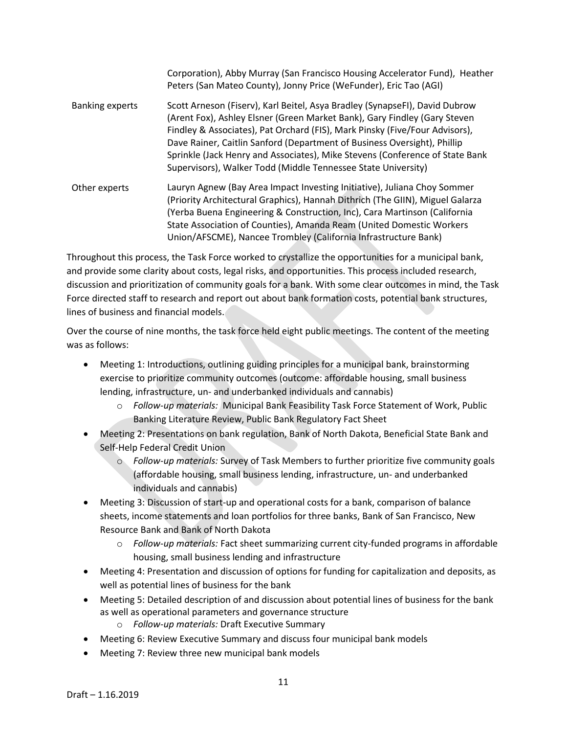| | |
|---|---|
| | Corporation), Abby Murray (San Francisco Housing Accelerator Fund), Heather Peters (San Mateo County), Jonny Price (WeFunder), Eric Tao (AGI) |
| Banking experts | Scott Arneson (Fiserv), Karl Beitel, Asya Bradley (SynapseFI), David Dubrow (Arent Fox), Ashley Elsner (Green Market Bank), Gary Findley (Gary Steven Findley & Associates), Pat Orchard (FIS), Mark Pinsky (Five/Four Advisors), Dave Rainer, Caitlin Sanford (Department of Business Oversight), Phillip Sprinkle (Jack Henry and Associates), Mike Stevens (Conference of State Bank Supervisors), Walker Todd (Middle Tennessee State University) |
| Other experts | Lauryn Agnew (Bay Area Impact Investing Initiative), Juliana Choy Sommer (Priority Architectural Graphics), Hannah Dithrich (The GIIN), Miguel Galarza (Yerba Buena Engineering & Construction, Inc), Cara Martinson (California State Association of Counties), Amanda Ream (United Domestic Workers Union/AFSCME), Nancee Trombley (California Infrastructure Bank) |

Throughout this process, the Task Force worked to crystallize the opportunities for a municipal bank, and provide some clarity about costs, legal risks, and opportunities. This process included research, discussion and prioritization of community goals for a bank. With some clear outcomes in mind, the Task Force directed staff to research and report out about bank formation costs, potential bank structures, lines of business and financial models.

Over the course of nine months, the task force held eight public meetings. The content of the meeting was as follows:

- Meeting 1: Introductions, outlining guiding principles for a municipal bank, brainstorming exercise to prioritize community outcomes (outcome: affordable housing, small business lending, infrastructure, un- and underbanked individuals and cannabis)
    - *Follow-up materials:* Municipal Bank Feasibility Task Force Statement of Work, Public Banking Literature Review, Public Bank Regulatory Fact Sheet
- Meeting 2: Presentations on bank regulation, Bank of North Dakota, Beneficial State Bank and Self-Help Federal Credit Union
    - *Follow-up materials:* Survey of Task Members to further prioritize five community goals (affordable housing, small business lending, infrastructure, un- and underbanked individuals and cannabis)
- Meeting 3: Discussion of start-up and operational costs for a bank, comparison of balance sheets, income statements and loan portfolios for three banks, Bank of San Francisco, New Resource Bank and Bank of North Dakota
    - *Follow-up materials:* Fact sheet summarizing current city-funded programs in affordable housing, small business lending and infrastructure
- Meeting 4: Presentation and discussion of options for funding for capitalization and deposits, as well as potential lines of business for the bank
- Meeting 5: Detailed description of and discussion about potential lines of business for the bank as well as operational parameters and governance structure
    - *Follow-up materials:* Draft Executive Summary
- Meeting 6: Review Executive Summary and discuss four municipal bank models
- Meeting 7: Review three new municipal bank models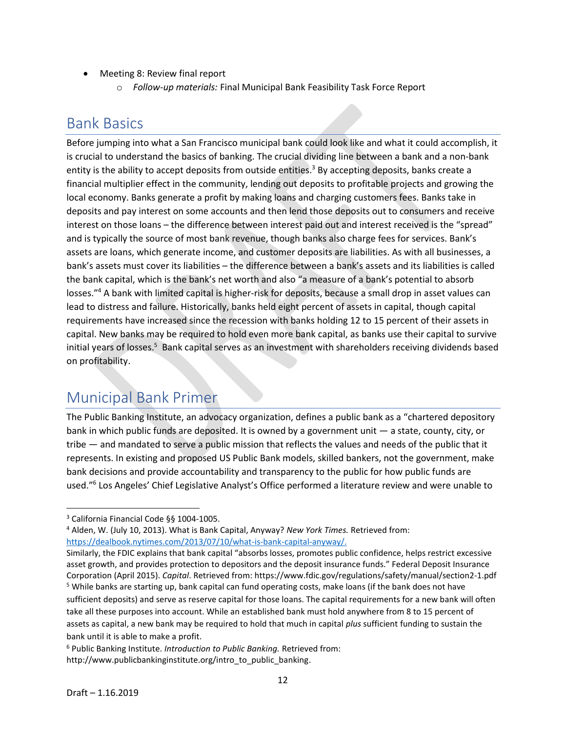- Meeting 8: Review final report
    - *Follow-up materials:* Final Municipal Bank Feasibility Task Force Report

## Bank Basics

Before jumping into what a San Francisco municipal bank could look like and what it could accomplish, it is crucial to understand the basics of banking. The crucial dividing line between a bank and a non-bank entity is the ability to accept deposits from outside entities.[3] By accepting deposits, banks create a financial multiplier effect in the community, lending out deposits to profitable projects and growing the local economy. Banks generate a profit by making loans and charging customers fees. Banks take in deposits and pay interest on some accounts and then lend those deposits out to consumers and receive interest on those loans – the difference between interest paid out and interest received is the "spread" and is typically the source of most bank revenue, though banks also charge fees for services. Bank's assets are loans, which generate income, and customer deposits are liabilities. As with all businesses, a bank's assets must cover its liabilities – the difference between a bank's assets and its liabilities is called the bank capital, which is the bank's net worth and also "a measure of a bank's potential to absorb losses."[4] A bank with limited capital is higher-risk for deposits, because a small drop in asset values can lead to distress and failure. Historically, banks held eight percent of assets in capital, though capital requirements have increased since the recession with banks holding 12 to 15 percent of their assets in capital. New banks may be required to hold even more bank capital, as banks use their capital to survive initial years of losses.[5] Bank capital serves as an investment with shareholders receiving dividends based on profitability.

## Municipal Bank Primer

The Public Banking Institute, an advocacy organization, defines a public bank as a "chartered depository bank in which public funds are deposited. It is owned by a government unit — a state, county, city, or tribe — and mandated to serve a public mission that reflects the values and needs of the public that it represents. In existing and proposed US Public Bank models, skilled bankers, not the government, make bank decisions and provide accountability and transparency to the public for how public funds are used."[6] Los Angeles' Chief Legislative Analyst's Office performed a literature review and were unable to

---

[3] California Financial Code §§ 1004-1005.

[4] Alden, W. (July 10, 2013). What is Bank Capital, Anyway? *New York Times.* Retrieved from: https://dealbook.nytimes.com/2013/07/10/what-is-bank-capital-anyway/.
Similarly, the FDIC explains that bank capital "absorbs losses, promotes public confidence, helps restrict excessive asset growth, and provides protection to depositors and the deposit insurance funds." Federal Deposit Insurance Corporation (April 2015). *Capital*. Retrieved from: https://www.fdic.gov/regulations/safety/manual/section2-1.pdf

[5] While banks are starting up, bank capital can fund operating costs, make loans (if the bank does not have sufficient deposits) and serve as reserve capital for those loans. The capital requirements for a new bank will often take all these purposes into account. While an established bank must hold anywhere from 8 to 15 percent of assets as capital, a new bank may be required to hold that much in capital *plus* sufficient funding to sustain the bank until it is able to make a profit.

[6] Public Banking Institute. *Introduction to Public Banking.* Retrieved from: http://www.publicbankinginstitute.org/intro_to_public_banking.

Draft – 1.16.2019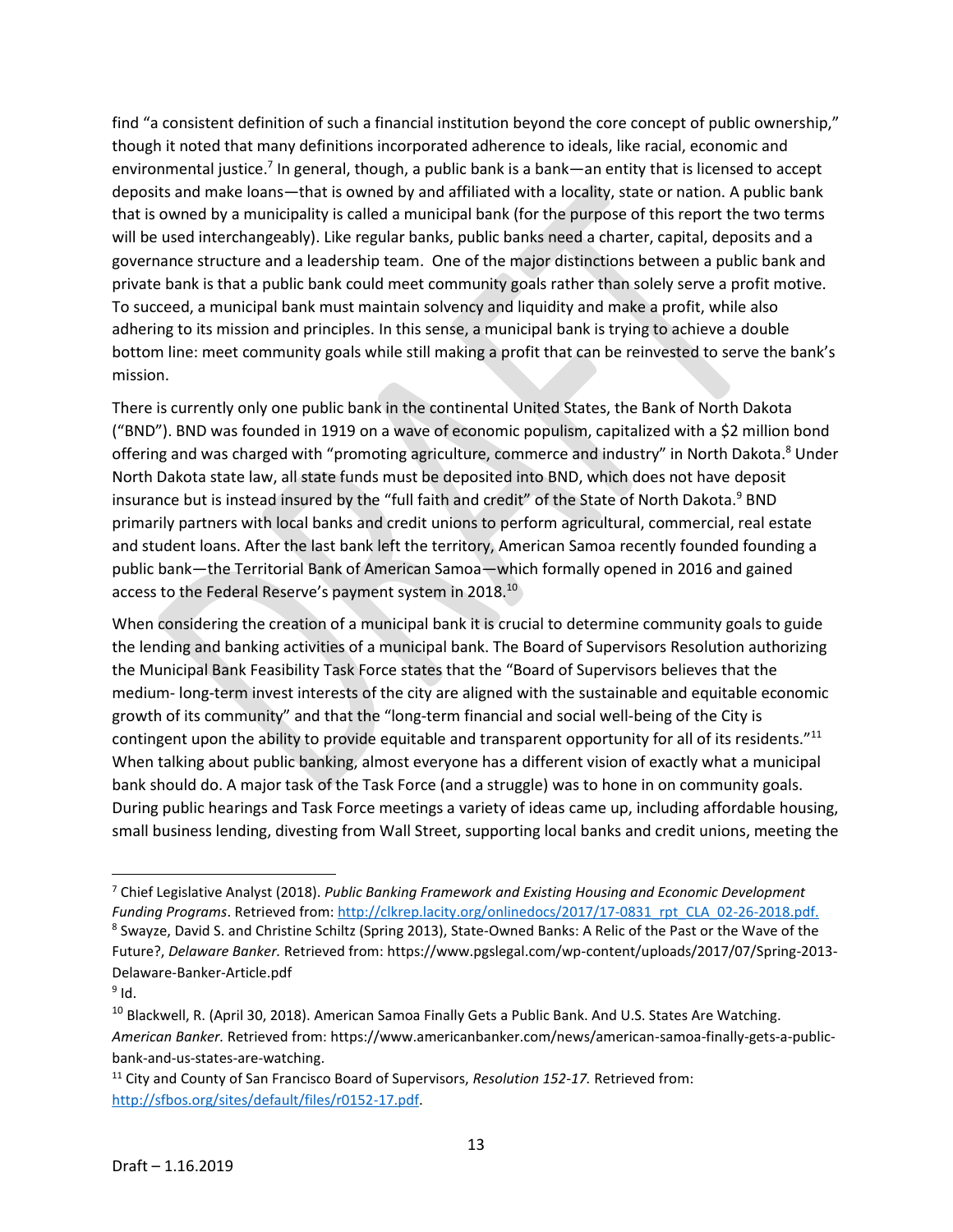find "a consistent definition of such a financial institution beyond the core concept of public ownership," though it noted that many definitions incorporated adherence to ideals, like racial, economic and environmental justice.[7] In general, though, a public bank is a bank—an entity that is licensed to accept deposits and make loans—that is owned by and affiliated with a locality, state or nation. A public bank that is owned by a municipality is called a municipal bank (for the purpose of this report the two terms will be used interchangeably). Like regular banks, public banks need a charter, capital, deposits and a governance structure and a leadership team. One of the major distinctions between a public bank and private bank is that a public bank could meet community goals rather than solely serve a profit motive. To succeed, a municipal bank must maintain solvency and liquidity and make a profit, while also adhering to its mission and principles. In this sense, a municipal bank is trying to achieve a double bottom line: meet community goals while still making a profit that can be reinvested to serve the bank's mission.

There is currently only one public bank in the continental United States, the Bank of North Dakota ("BND"). BND was founded in 1919 on a wave of economic populism, capitalized with a $2 million bond offering and was charged with "promoting agriculture, commerce and industry" in North Dakota.[8] Under North Dakota state law, all state funds must be deposited into BND, which does not have deposit insurance but is instead insured by the "full faith and credit" of the State of North Dakota.[9] BND primarily partners with local banks and credit unions to perform agricultural, commercial, real estate and student loans. After the last bank left the territory, American Samoa recently founded founding a public bank—the Territorial Bank of American Samoa—which formally opened in 2016 and gained access to the Federal Reserve's payment system in 2018.[10]

When considering the creation of a municipal bank it is crucial to determine community goals to guide the lending and banking activities of a municipal bank. The Board of Supervisors Resolution authorizing the Municipal Bank Feasibility Task Force states that the "Board of Supervisors believes that the medium- long-term invest interests of the city are aligned with the sustainable and equitable economic growth of its community" and that the "long-term financial and social well-being of the City is contingent upon the ability to provide equitable and transparent opportunity for all of its residents."[11] When talking about public banking, almost everyone has a different vision of exactly what a municipal bank should do. A major task of the Task Force (and a struggle) was to hone in on community goals. During public hearings and Task Force meetings a variety of ideas came up, including affordable housing, small business lending, divesting from Wall Street, supporting local banks and credit unions, meeting the

---

[7] Chief Legislative Analyst (2018). *Public Banking Framework and Existing Housing and Economic Development Funding Programs*. Retrieved from: http://clkrep.lacity.org/onlinedocs/2017/17-0831_rpt_CLA_02-26-2018.pdf.

[8] Swayze, David S. and Christine Schiltz (Spring 2013), State-Owned Banks: A Relic of the Past or the Wave of the Future?, *Delaware Banker.* Retrieved from: https://www.pgslegal.com/wp-content/uploads/2017/07/Spring-2013-Delaware-Banker-Article.pdf

[9] Id.

[10] Blackwell, R. (April 30, 2018). American Samoa Finally Gets a Public Bank. And U.S. States Are Watching. *American Banker.* Retrieved from: https://www.americanbanker.com/news/american-samoa-finally-gets-a-public-bank-and-us-states-are-watching.

[11] City and County of San Francisco Board of Supervisors, *Resolution 152-17.* Retrieved from: http://sfbos.org/sites/default/files/r0152-17.pdf.

Draft – 1.16.2019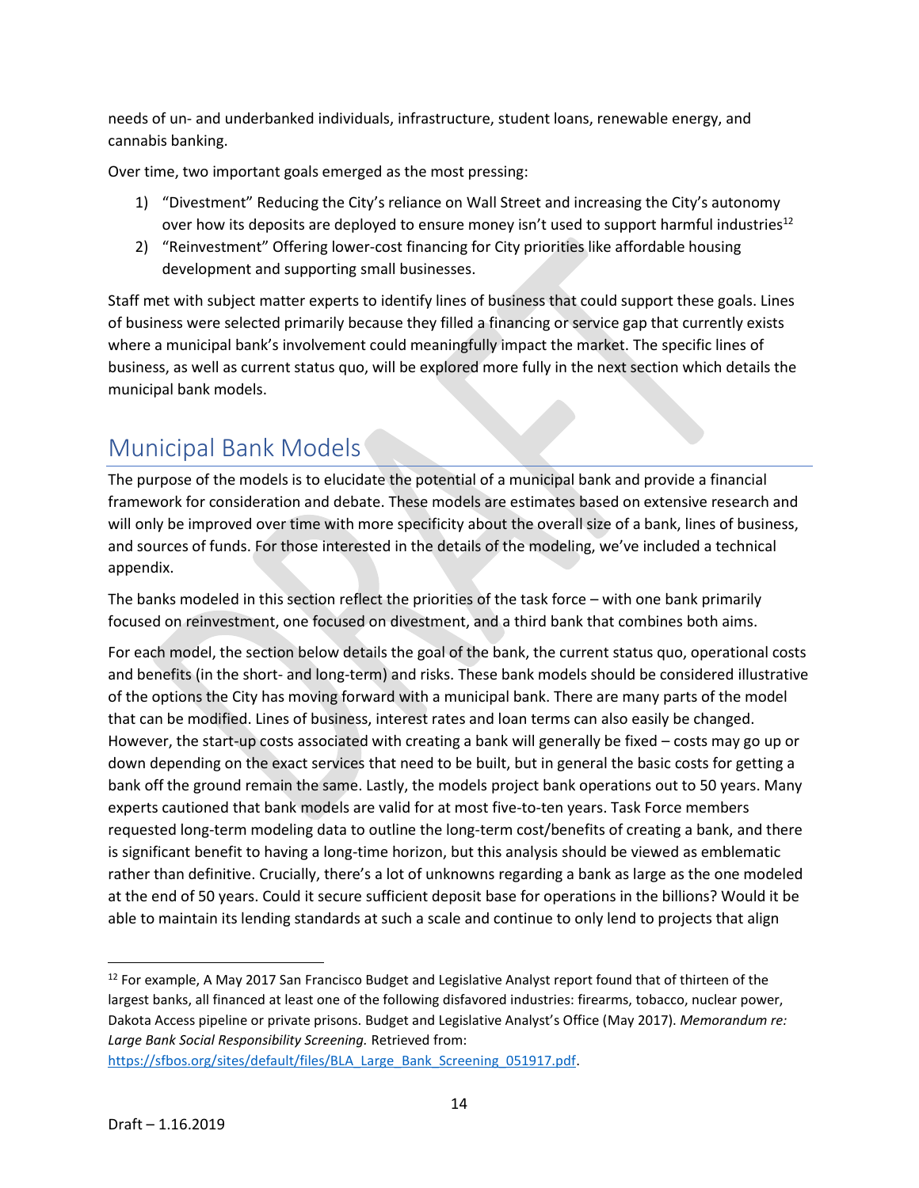needs of un- and underbanked individuals, infrastructure, student loans, renewable energy, and cannabis banking.

Over time, two important goals emerged as the most pressing:

1) "Divestment" Reducing the City's reliance on Wall Street and increasing the City's autonomy over how its deposits are deployed to ensure money isn't used to support harmful industries[12]
2) "Reinvestment" Offering lower-cost financing for City priorities like affordable housing development and supporting small businesses.

Staff met with subject matter experts to identify lines of business that could support these goals. Lines of business were selected primarily because they filled a financing or service gap that currently exists where a municipal bank's involvement could meaningfully impact the market. The specific lines of business, as well as current status quo, will be explored more fully in the next section which details the municipal bank models.

## Municipal Bank Models

The purpose of the models is to elucidate the potential of a municipal bank and provide a financial framework for consideration and debate. These models are estimates based on extensive research and will only be improved over time with more specificity about the overall size of a bank, lines of business, and sources of funds. For those interested in the details of the modeling, we've included a technical appendix.

The banks modeled in this section reflect the priorities of the task force – with one bank primarily focused on reinvestment, one focused on divestment, and a third bank that combines both aims.

For each model, the section below details the goal of the bank, the current status quo, operational costs and benefits (in the short- and long-term) and risks. These bank models should be considered illustrative of the options the City has moving forward with a municipal bank. There are many parts of the model that can be modified. Lines of business, interest rates and loan terms can also easily be changed. However, the start-up costs associated with creating a bank will generally be fixed – costs may go up or down depending on the exact services that need to be built, but in general the basic costs for getting a bank off the ground remain the same. Lastly, the models project bank operations out to 50 years. Many experts cautioned that bank models are valid for at most five-to-ten years. Task Force members requested long-term modeling data to outline the long-term cost/benefits of creating a bank, and there is significant benefit to having a long-time horizon, but this analysis should be viewed as emblematic rather than definitive. Crucially, there's a lot of unknowns regarding a bank as large as the one modeled at the end of 50 years. Could it secure sufficient deposit base for operations in the billions? Would it be able to maintain its lending standards at such a scale and continue to only lend to projects that align

---

[12] For example, A May 2017 San Francisco Budget and Legislative Analyst report found that of thirteen of the largest banks, all financed at least one of the following disfavored industries: firearms, tobacco, nuclear power, Dakota Access pipeline or private prisons. Budget and Legislative Analyst's Office (May 2017). *Memorandum re: Large Bank Social Responsibility Screening.* Retrieved from: https://sfbos.org/sites/default/files/BLA_Large_Bank_Screening_051917.pdf.

Draft – 1.16.2019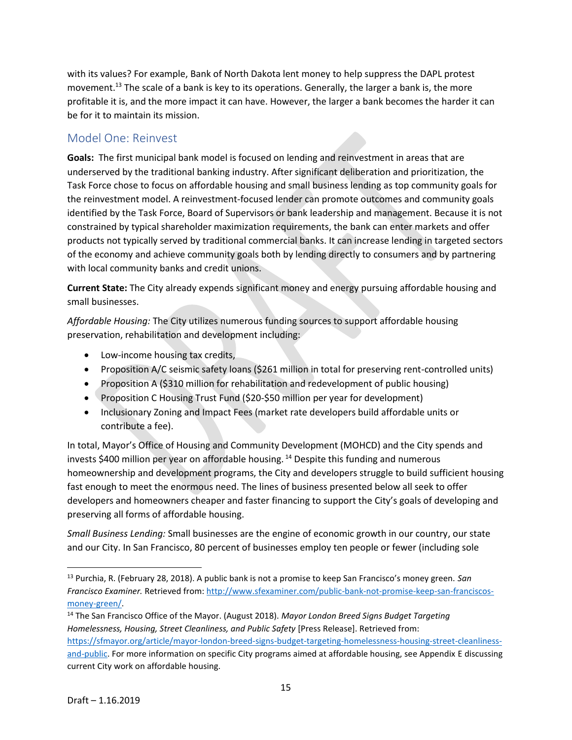with its values? For example, Bank of North Dakota lent money to help suppress the DAPL protest movement.[13] The scale of a bank is key to its operations. Generally, the larger a bank is, the more profitable it is, and the more impact it can have. However, the larger a bank becomes the harder it can be for it to maintain its mission.

## Model One: Reinvest

**Goals:** The first municipal bank model is focused on lending and reinvestment in areas that are underserved by the traditional banking industry. After significant deliberation and prioritization, the Task Force chose to focus on affordable housing and small business lending as top community goals for the reinvestment model. A reinvestment-focused lender can promote outcomes and community goals identified by the Task Force, Board of Supervisors or bank leadership and management. Because it is not constrained by typical shareholder maximization requirements, the bank can enter markets and offer products not typically served by traditional commercial banks. It can increase lending in targeted sectors of the economy and achieve community goals both by lending directly to consumers and by partnering with local community banks and credit unions.

**Current State:** The City already expends significant money and energy pursuing affordable housing and small businesses.

*Affordable Housing:* The City utilizes numerous funding sources to support affordable housing preservation, rehabilitation and development including:

- Low-income housing tax credits,
- Proposition A/C seismic safety loans ($261 million in total for preserving rent-controlled units)
- Proposition A ($310 million for rehabilitation and redevelopment of public housing)
- Proposition C Housing Trust Fund ($20-$50 million per year for development)
- Inclusionary Zoning and Impact Fees (market rate developers build affordable units or contribute a fee).

In total, Mayor's Office of Housing and Community Development (MOHCD) and the City spends and invests $400 million per year on affordable housing.[14] Despite this funding and numerous homeownership and development programs, the City and developers struggle to build sufficient housing fast enough to meet the enormous need. The lines of business presented below all seek to offer developers and homeowners cheaper and faster financing to support the City's goals of developing and preserving all forms of affordable housing.

*Small Business Lending:* Small businesses are the engine of economic growth in our country, our state and our City. In San Francisco, 80 percent of businesses employ ten people or fewer (including sole

---

[13] Purchia, R. (February 28, 2018). A public bank is not a promise to keep San Francisco's money green. *San Francisco Examiner.* Retrieved from: http://www.sfexaminer.com/public-bank-not-promise-keep-san-franciscos-money-green/.

[14] The San Francisco Office of the Mayor. (August 2018). *Mayor London Breed Signs Budget Targeting Homelessness, Housing, Street Cleanliness, and Public Safety* [Press Release]. Retrieved from: https://sfmayor.org/article/mayor-london-breed-signs-budget-targeting-homelessness-housing-street-cleanliness-and-public. For more information on specific City programs aimed at affordable housing, see Appendix E discussing current City work on affordable housing.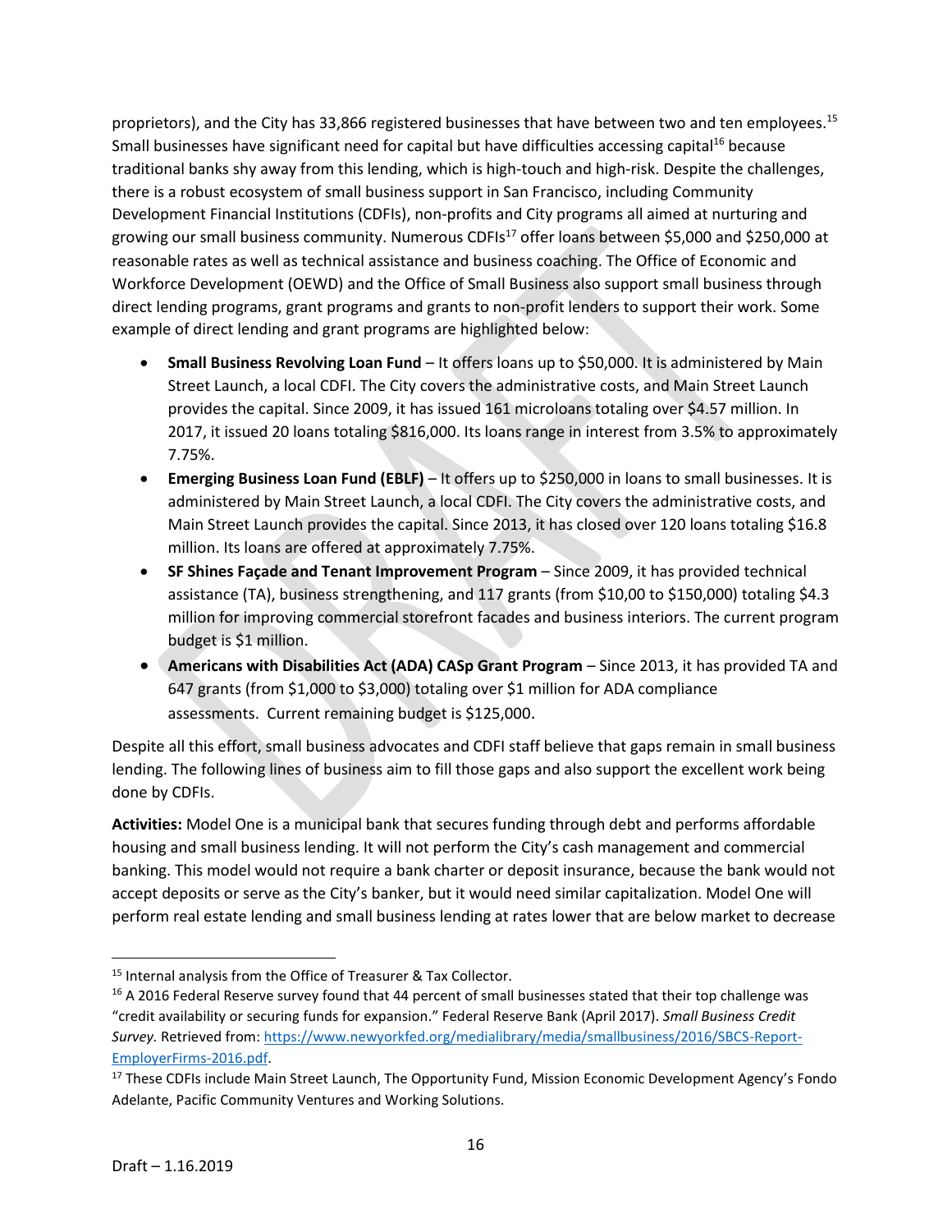proprietors), and the City has 33,866 registered businesses that have between two and ten employees.[15] Small businesses have significant need for capital but have difficulties accessing capital[16] because traditional banks shy away from this lending, which is high-touch and high-risk. Despite the challenges, there is a robust ecosystem of small business support in San Francisco, including Community Development Financial Institutions (CDFIs), non-profits and City programs all aimed at nurturing and growing our small business community. Numerous CDFIs[17] offer loans between $5,000 and $250,000 at reasonable rates as well as technical assistance and business coaching. The Office of Economic and Workforce Development (OEWD) and the Office of Small Business also support small business through direct lending programs, grant programs and grants to non-profit lenders to support their work. Some example of direct lending and grant programs are highlighted below:

- **Small Business Revolving Loan Fund** – It offers loans up to $50,000. It is administered by Main Street Launch, a local CDFI. The City covers the administrative costs, and Main Street Launch provides the capital. Since 2009, it has issued 161 microloans totaling over $4.57 million. In 2017, it issued 20 loans totaling $816,000. Its loans range in interest from 3.5% to approximately 7.75%.
- **Emerging Business Loan Fund (EBLF)** – It offers up to $250,000 in loans to small businesses. It is administered by Main Street Launch, a local CDFI. The City covers the administrative costs, and Main Street Launch provides the capital. Since 2013, it has closed over 120 loans totaling $16.8 million. Its loans are offered at approximately 7.75%.
- **SF Shines Façade and Tenant Improvement Program** – Since 2009, it has provided technical assistance (TA), business strengthening, and 117 grants (from $10,00 to $150,000) totaling $4.3 million for improving commercial storefront facades and business interiors. The current program budget is $1 million.
- **Americans with Disabilities Act (ADA) CASp Grant Program** – Since 2013, it has provided TA and 647 grants (from $1,000 to $3,000) totaling over $1 million for ADA compliance assessments. Current remaining budget is $125,000.

Despite all this effort, small business advocates and CDFI staff believe that gaps remain in small business lending. The following lines of business aim to fill those gaps and also support the excellent work being done by CDFIs.

**Activities:** Model One is a municipal bank that secures funding through debt and performs affordable housing and small business lending. It will not perform the City's cash management and commercial banking. This model would not require a bank charter or deposit insurance, because the bank would not accept deposits or serve as the City's banker, but it would need similar capitalization. Model One will perform real estate lending and small business lending at rates lower that are below market to decrease

---

[15] Internal analysis from the Office of Treasurer & Tax Collector.

[16] A 2016 Federal Reserve survey found that 44 percent of small businesses stated that their top challenge was "credit availability or securing funds for expansion." Federal Reserve Bank (April 2017). *Small Business Credit Survey.* Retrieved from: https://www.newyorkfed.org/medialibrary/media/smallbusiness/2016/SBCS-Report-EmployerFirms-2016.pdf.

[17] These CDFIs include Main Street Launch, The Opportunity Fund, Mission Economic Development Agency's Fondo Adelante, Pacific Community Ventures and Working Solutions.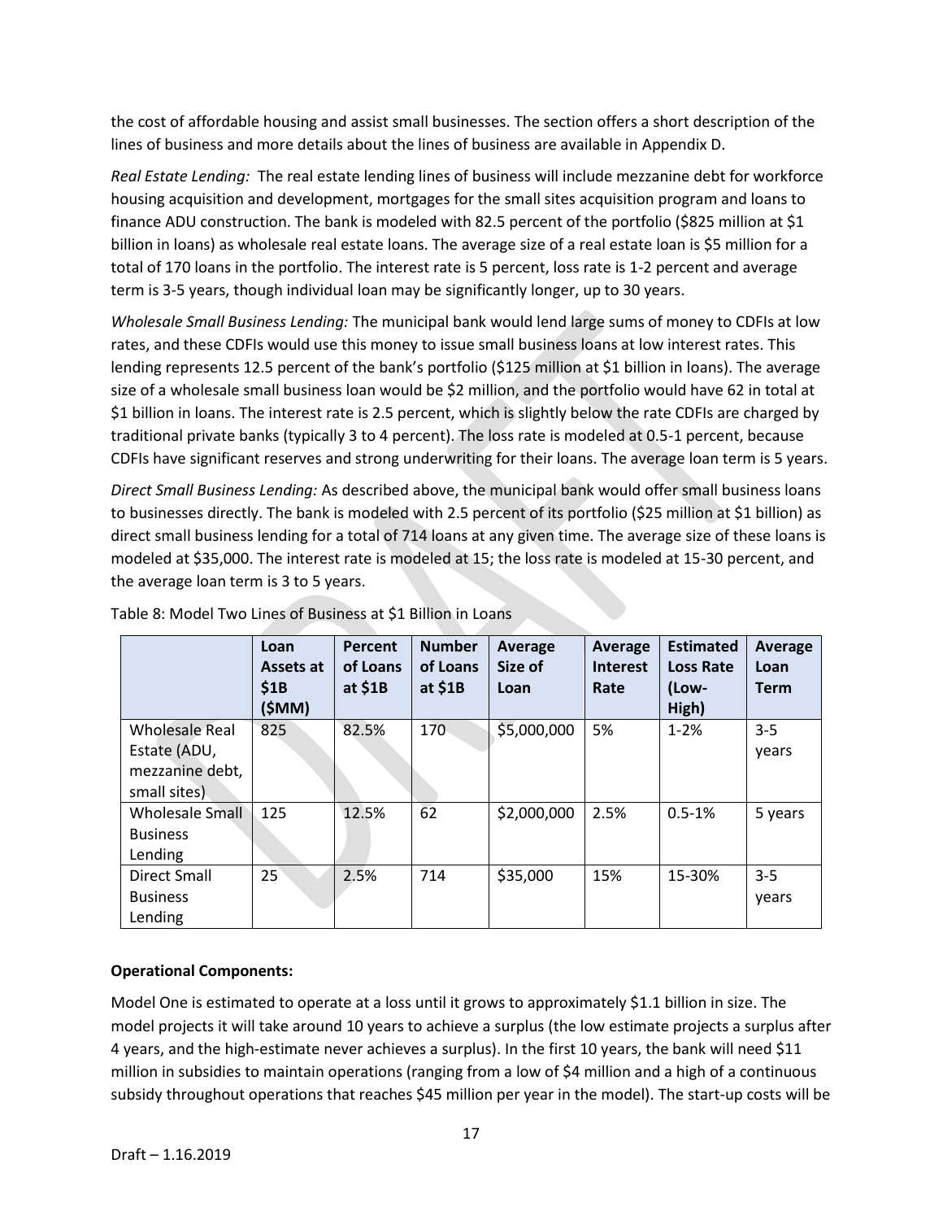the cost of affordable housing and assist small businesses. The section offers a short description of the lines of business and more details about the lines of business are available in Appendix D.

*Real Estate Lending:* The real estate lending lines of business will include mezzanine debt for workforce housing acquisition and development, mortgages for the small sites acquisition program and loans to finance ADU construction. The bank is modeled with 82.5 percent of the portfolio ($825 million at $1 billion in loans) as wholesale real estate loans. The average size of a real estate loan is $5 million for a total of 170 loans in the portfolio. The interest rate is 5 percent, loss rate is 1-2 percent and average term is 3-5 years, though individual loan may be significantly longer, up to 30 years.

*Wholesale Small Business Lending:* The municipal bank would lend large sums of money to CDFIs at low rates, and these CDFIs would use this money to issue small business loans at low interest rates. This lending represents 12.5 percent of the bank's portfolio ($125 million at $1 billion in loans). The average size of a wholesale small business loan would be $2 million, and the portfolio would have 62 in total at $1 billion in loans. The interest rate is 2.5 percent, which is slightly below the rate CDFIs are charged by traditional private banks (typically 3 to 4 percent). The loss rate is modeled at 0.5-1 percent, because CDFIs have significant reserves and strong underwriting for their loans. The average loan term is 5 years.

*Direct Small Business Lending:* As described above, the municipal bank would offer small business loans to businesses directly. The bank is modeled with 2.5 percent of its portfolio ($25 million at $1 billion) as direct small business lending for a total of 714 loans at any given time. The average size of these loans is modeled at $35,000. The interest rate is modeled at 15; the loss rate is modeled at 15-30 percent, and the average loan term is 3 to 5 years.

Table 8: Model Two Lines of Business at $1 Billion in Loans

| | Loan Assets at $1B ($MM) | Percent of Loans at $1B | Number of Loans at $1B | Average Size of Loan | Average Interest Rate | Estimated Loss Rate (Low-High) | Average Loan Term |
|---|---|---|---|---|---|---|---|
| Wholesale Real Estate (ADU, mezzanine debt, small sites) | 825 | 82.5% | 170 | $5,000,000 | 5% | 1-2% | 3-5 years |
| Wholesale Small Business Lending | 125 | 12.5% | 62 | $2,000,000 | 2.5% | 0.5-1% | 5 years |
| Direct Small Business Lending | 25 | 2.5% | 714 | $35,000 | 15% | 15-30% | 3-5 years |

**Operational Components:**

Model One is estimated to operate at a loss until it grows to approximately $1.1 billion in size. The model projects it will take around 10 years to achieve a surplus (the low estimate projects a surplus after 4 years, and the high-estimate never achieves a surplus). In the first 10 years, the bank will need $11 million in subsidies to maintain operations (ranging from a low of $4 million and a high of a continuous subsidy throughout operations that reaches $45 million per year in the model). The start-up costs will be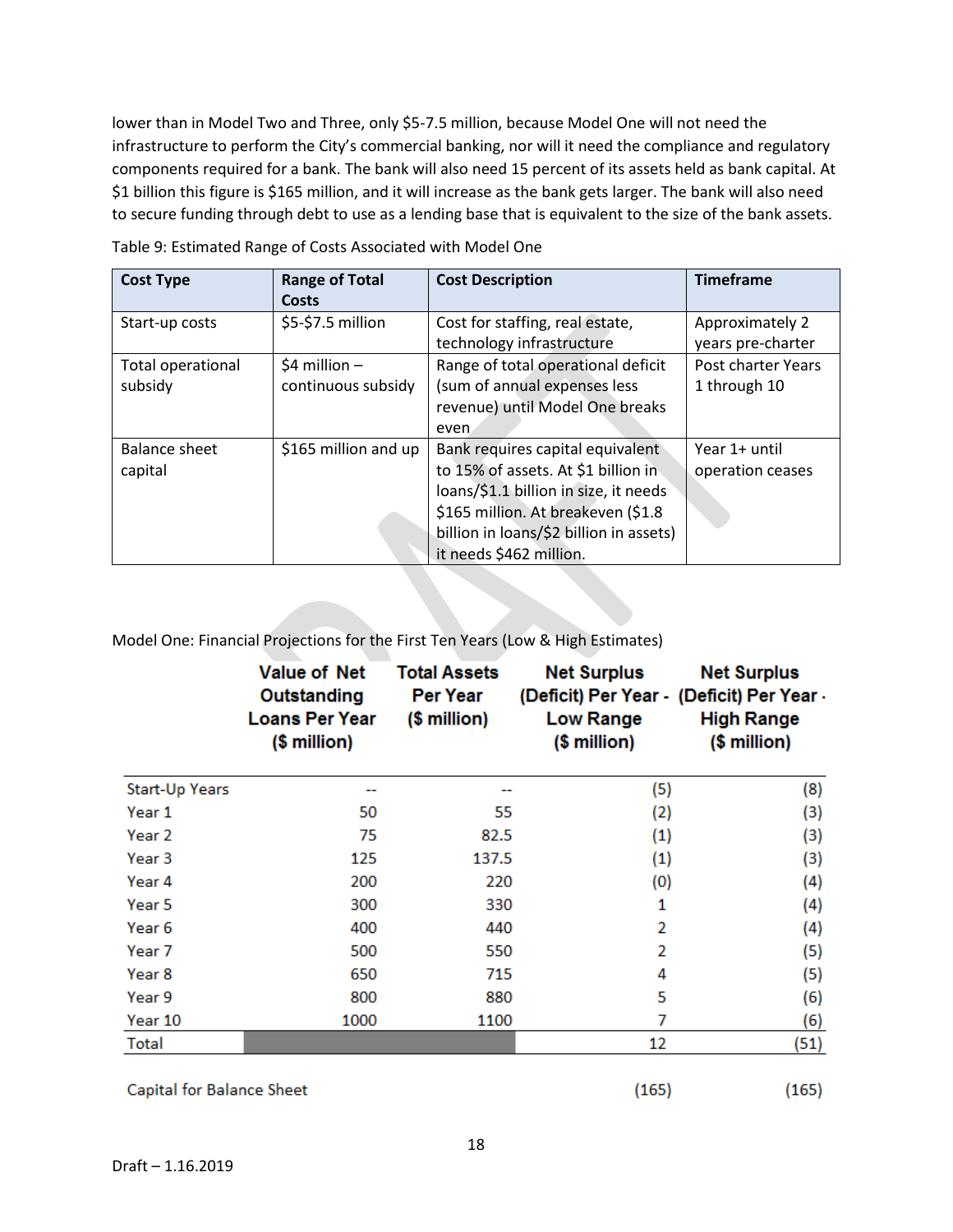lower than in Model Two and Three, only $5-7.5 million, because Model One will not need the infrastructure to perform the City's commercial banking, nor will it need the compliance and regulatory components required for a bank. The bank will also need 15 percent of its assets held as bank capital. At $1 billion this figure is $165 million, and it will increase as the bank gets larger. The bank will also need to secure funding through debt to use as a lending base that is equivalent to the size of the bank assets.

Table 9: Estimated Range of Costs Associated with Model One

| Cost Type | Range of Total Costs | Cost Description | Timeframe |
|---|---|---|---|
| Start-up costs | $5-$7.5 million | Cost for staffing, real estate, technology infrastructure | Approximately 2 years pre-charter |
| Total operational subsidy | $4 million – continuous subsidy | Range of total operational deficit (sum of annual expenses less revenue) until Model One breaks even | Post charter Years 1 through 10 |
| Balance sheet capital | $165 million and up | Bank requires capital equivalent to 15% of assets. At $1 billion in loans/$1.1 billion in size, it needs $165 million. At breakeven ($1.8 billion in loans/$2 billion in assets) it needs $462 million. | Year 1+ until operation ceases |

Model One: Financial Projections for the First Ten Years (Low & High Estimates)

| | Value of Net Outstanding Loans Per Year ($ million) | Total Assets Per Year ($ million) | Net Surplus (Deficit) Per Year - Low Range ($ million) | Net Surplus (Deficit) Per Year - High Range ($ million) |
|---|---|---|---|---|
| Start-Up Years | -- | -- | (5) | (8) |
| Year 1 | 50 | 55 | (2) | (3) |
| Year 2 | 75 | 82.5 | (1) | (3) |
| Year 3 | 125 | 137.5 | (1) | (3) |
| Year 4 | 200 | 220 | (0) | (4) |
| Year 5 | 300 | 330 | 1 | (4) |
| Year 6 | 400 | 440 | 2 | (4) |
| Year 7 | 500 | 550 | 2 | (5) |
| Year 8 | 650 | 715 | 4 | (5) |
| Year 9 | 800 | 880 | 5 | (6) |
| Year 10 | 1000 | 1100 | 7 | (6) |
| Total | | | 12 | (51) |
| | | | | |
| Capital for Balance Sheet | | | (165) | (165) |

Draft – 1.16.2019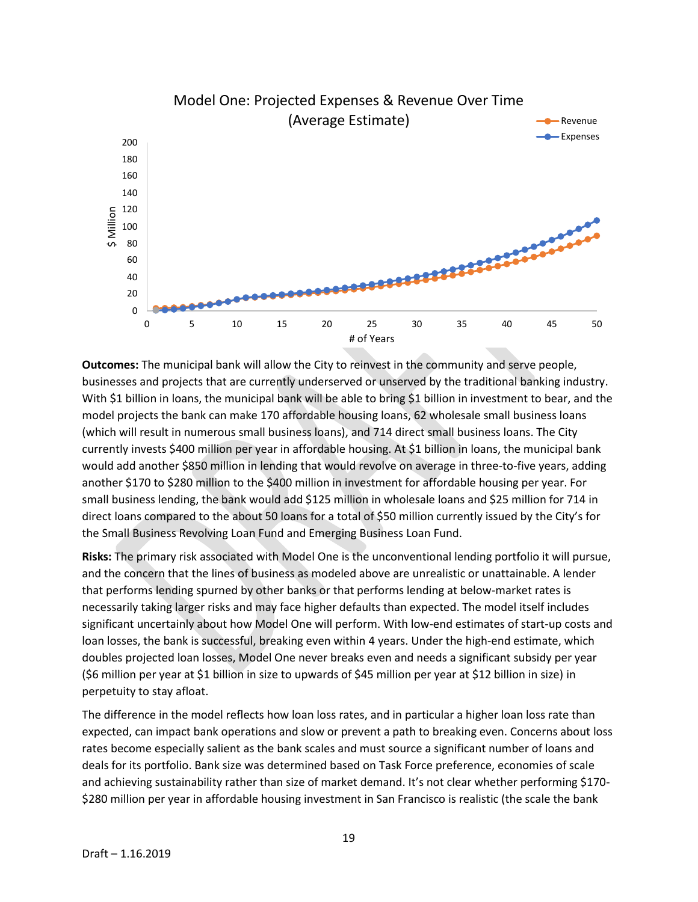Model One: Projected Expenses & Revenue Over Time (Average Estimate)

**Outcomes:** The municipal bank will allow the City to reinvest in the community and serve people, businesses and projects that are currently underserved or unserved by the traditional banking industry. With $1 billion in loans, the municipal bank will be able to bring $1 billion in investment to bear, and the model projects the bank can make 170 affordable housing loans, 62 wholesale small business loans (which will result in numerous small business loans), and 714 direct small business loans. The City currently invests $400 million per year in affordable housing. At $1 billion in loans, the municipal bank would add another $850 million in lending that would revolve on average in three-to-five years, adding another $170 to $280 million to the $400 million in investment for affordable housing per year. For small business lending, the bank would add $125 million in wholesale loans and $25 million for 714 in direct loans compared to the about 50 loans for a total of $50 million currently issued by the City's for the Small Business Revolving Loan Fund and Emerging Business Loan Fund.

**Risks:** The primary risk associated with Model One is the unconventional lending portfolio it will pursue, and the concern that the lines of business as modeled above are unrealistic or unattainable. A lender that performs lending spurned by other banks or that performs lending at below-market rates is necessarily taking larger risks and may face higher defaults than expected. The model itself includes significant uncertainly about how Model One will perform. With low-end estimates of start-up costs and loan losses, the bank is successful, breaking even within 4 years. Under the high-end estimate, which doubles projected loan losses, Model One never breaks even and needs a significant subsidy per year ($6 million per year at $1 billion in size to upwards of $45 million per year at $12 billion in size) in perpetuity to stay afloat.

The difference in the model reflects how loan loss rates, and in particular a higher loan loss rate than expected, can impact bank operations and slow or prevent a path to breaking even. Concerns about loss rates become especially salient as the bank scales and must source a significant number of loans and deals for its portfolio. Bank size was determined based on Task Force preference, economies of scale and achieving sustainability rather than size of market demand. It's not clear whether performing $170-$280 million per year in affordable housing investment in San Francisco is realistic (the scale the bank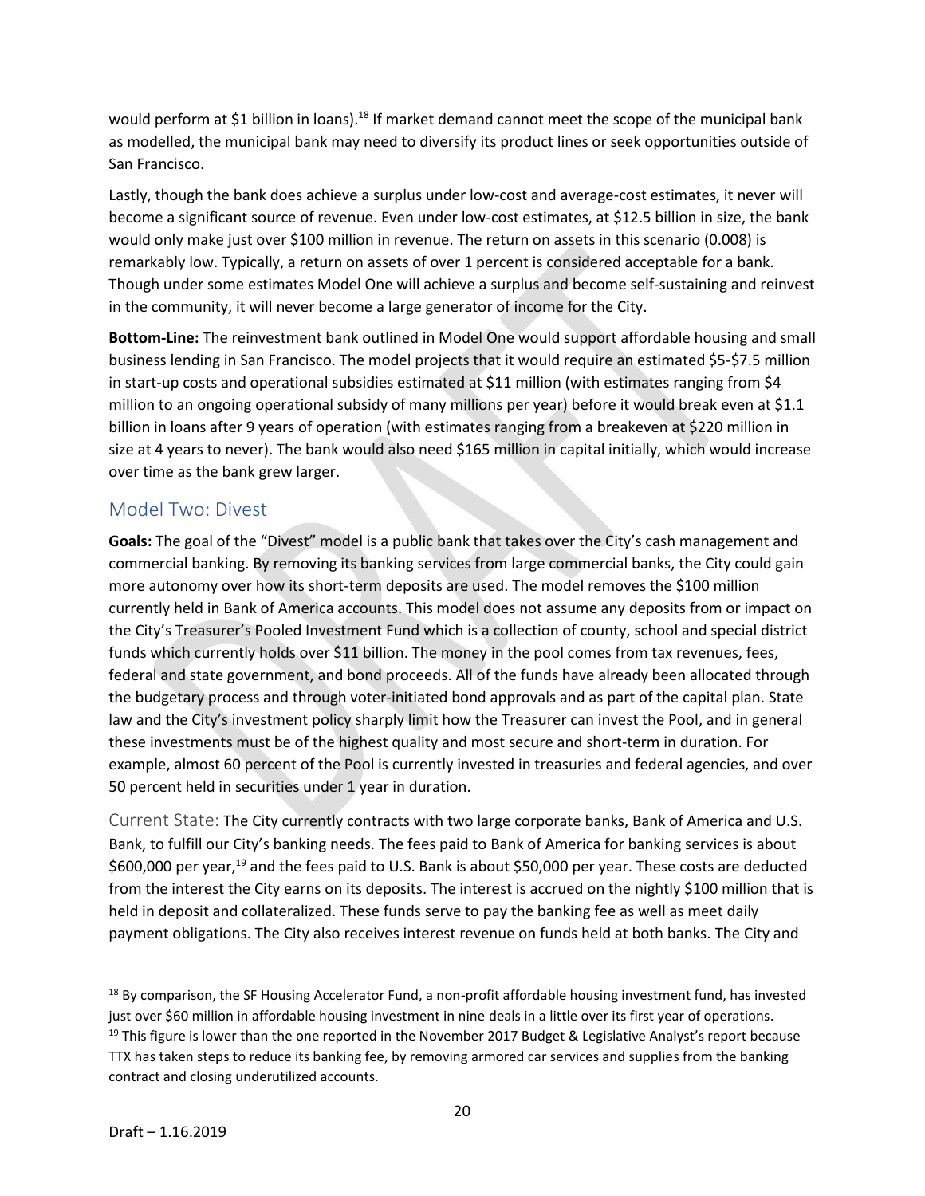would perform at $1 billion in loans).[18] If market demand cannot meet the scope of the municipal bank as modelled, the municipal bank may need to diversify its product lines or seek opportunities outside of San Francisco.

Lastly, though the bank does achieve a surplus under low-cost and average-cost estimates, it never will become a significant source of revenue. Even under low-cost estimates, at $12.5 billion in size, the bank would only make just over $100 million in revenue. The return on assets in this scenario (0.008) is remarkably low. Typically, a return on assets of over 1 percent is considered acceptable for a bank. Though under some estimates Model One will achieve a surplus and become self-sustaining and reinvest in the community, it will never become a large generator of income for the City.

**Bottom-Line:** The reinvestment bank outlined in Model One would support affordable housing and small business lending in San Francisco. The model projects that it would require an estimated $5-$7.5 million in start-up costs and operational subsidies estimated at $11 million (with estimates ranging from $4 million to an ongoing operational subsidy of many millions per year) before it would break even at $1.1 billion in loans after 9 years of operation (with estimates ranging from a breakeven at $220 million in size at 4 years to never). The bank would also need $165 million in capital initially, which would increase over time as the bank grew larger.

## Model Two: Divest

**Goals:** The goal of the "Divest" model is a public bank that takes over the City's cash management and commercial banking. By removing its banking services from large commercial banks, the City could gain more autonomy over how its short-term deposits are used. The model removes the $100 million currently held in Bank of America accounts. This model does not assume any deposits from or impact on the City's Treasurer's Pooled Investment Fund which is a collection of county, school and special district funds which currently holds over $11 billion. The money in the pool comes from tax revenues, fees, federal and state government, and bond proceeds. All of the funds have already been allocated through the budgetary process and through voter-initiated bond approvals and as part of the capital plan. State law and the City's investment policy sharply limit how the Treasurer can invest the Pool, and in general these investments must be of the highest quality and most secure and short-term in duration. For example, almost 60 percent of the Pool is currently invested in treasuries and federal agencies, and over 50 percent held in securities under 1 year in duration.

Current State: The City currently contracts with two large corporate banks, Bank of America and U.S. Bank, to fulfill our City's banking needs. The fees paid to Bank of America for banking services is about $600,000 per year,[19] and the fees paid to U.S. Bank is about $50,000 per year. These costs are deducted from the interest the City earns on its deposits. The interest is accrued on the nightly $100 million that is held in deposit and collateralized. These funds serve to pay the banking fee as well as meet daily payment obligations. The City also receives interest revenue on funds held at both banks. The City and

---

[18] By comparison, the SF Housing Accelerator Fund, a non-profit affordable housing investment fund, has invested just over $60 million in affordable housing investment in nine deals in a little over its first year of operations.

[19] This figure is lower than the one reported in the November 2017 Budget & Legislative Analyst's report because TTX has taken steps to reduce its banking fee, by removing armored car services and supplies from the banking contract and closing underutilized accounts.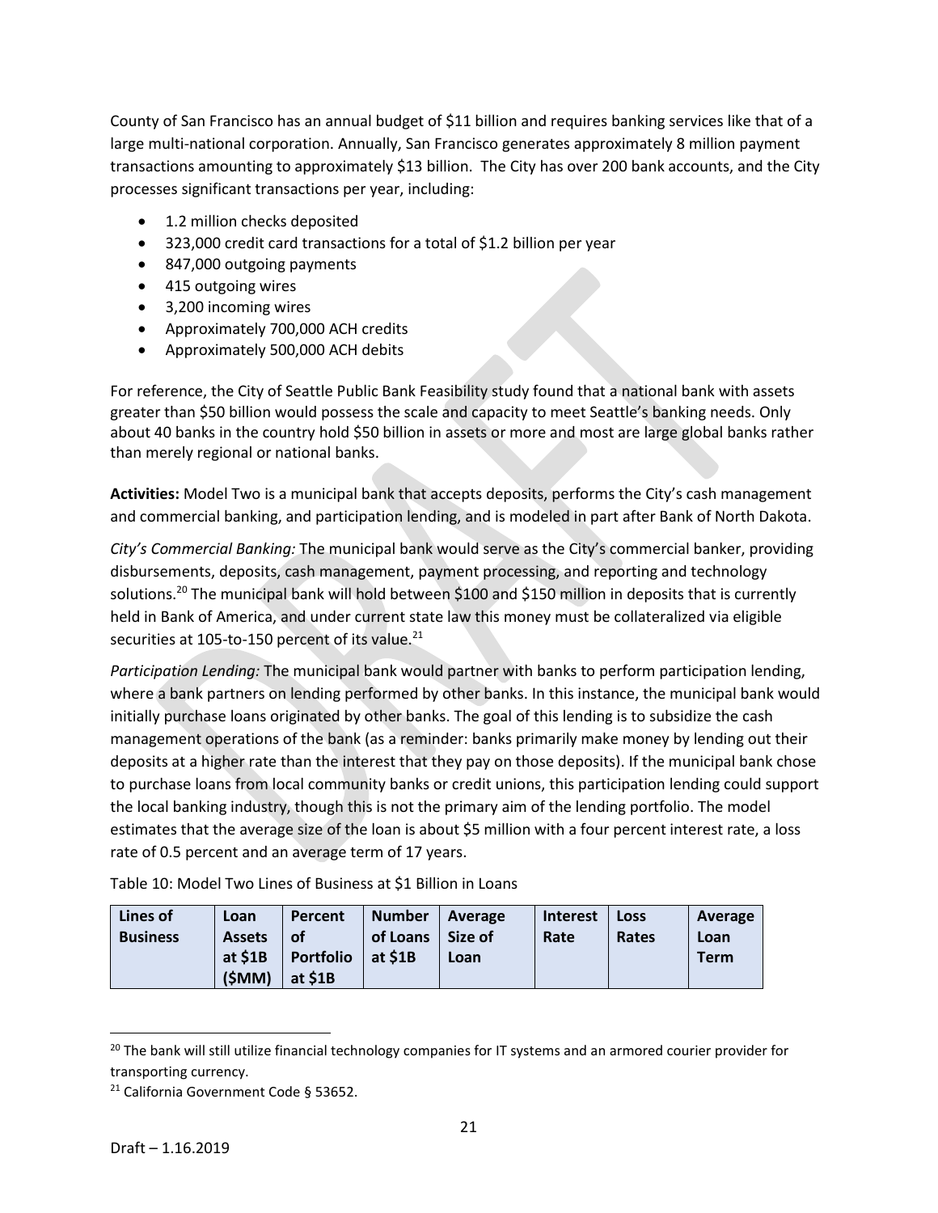County of San Francisco has an annual budget of $11 billion and requires banking services like that of a large multi-national corporation. Annually, San Francisco generates approximately 8 million payment transactions amounting to approximately $13 billion. The City has over 200 bank accounts, and the City processes significant transactions per year, including:

- 1.2 million checks deposited
- 323,000 credit card transactions for a total of $1.2 billion per year
- 847,000 outgoing payments
- 415 outgoing wires
- 3,200 incoming wires
- Approximately 700,000 ACH credits
- Approximately 500,000 ACH debits

For reference, the City of Seattle Public Bank Feasibility study found that a national bank with assets greater than $50 billion would possess the scale and capacity to meet Seattle's banking needs. Only about 40 banks in the country hold $50 billion in assets or more and most are large global banks rather than merely regional or national banks.

**Activities:** Model Two is a municipal bank that accepts deposits, performs the City's cash management and commercial banking, and participation lending, and is modeled in part after Bank of North Dakota.

*City's Commercial Banking:* The municipal bank would serve as the City's commercial banker, providing disbursements, deposits, cash management, payment processing, and reporting and technology solutions.[20] The municipal bank will hold between $100 and $150 million in deposits that is currently held in Bank of America, and under current state law this money must be collateralized via eligible securities at 105-to-150 percent of its value.[21]

*Participation Lending:* The municipal bank would partner with banks to perform participation lending, where a bank partners on lending performed by other banks. In this instance, the municipal bank would initially purchase loans originated by other banks. The goal of this lending is to subsidize the cash management operations of the bank (as a reminder: banks primarily make money by lending out their deposits at a higher rate than the interest that they pay on those deposits). If the municipal bank chose to purchase loans from local community banks or credit unions, this participation lending could support the local banking industry, though this is not the primary aim of the lending portfolio. The model estimates that the average size of the loan is about $5 million with a four percent interest rate, a loss rate of 0.5 percent and an average term of 17 years.

Table 10: Model Two Lines of Business at $1 Billion in Loans

| Lines of Business | Loan Assets at $1B ($MM) | Percent of Portfolio at $1B | Number of Loans at $1B | Average Size of Loan | Interest Rate | Loss Rates | Average Loan Term |
|---|---|---|---|---|---|---|---|

[20] The bank will still utilize financial technology companies for IT systems and an armored courier provider for transporting currency.

[21] California Government Code § 53652.

Draft – 1.16.2019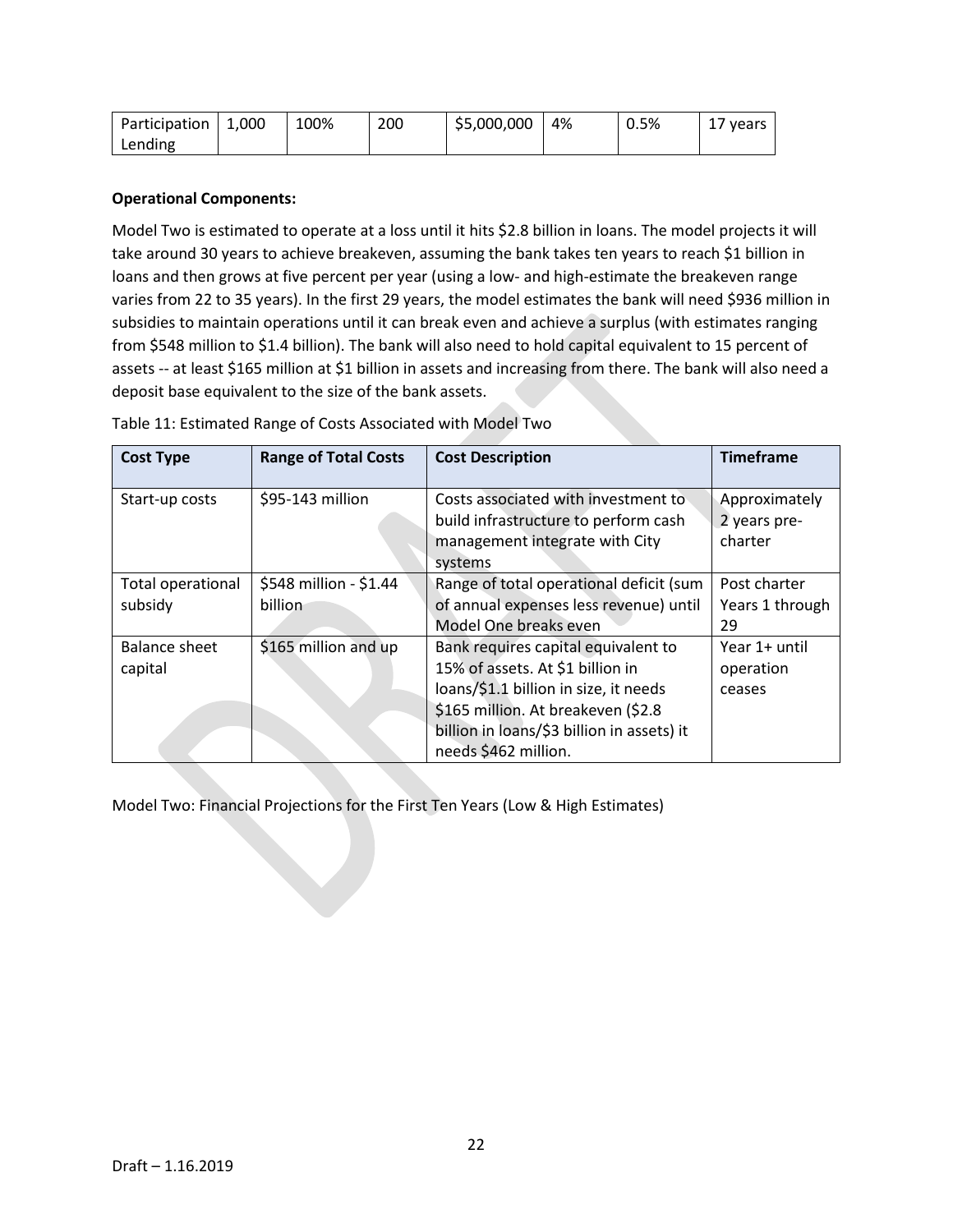| Participation Lending | 1,000 | 100% | 200 | $5,000,000 | 4% | 0.5% | 17 years |
|---|---|---|---|---|---|---|---|

**Operational Components:**

Model Two is estimated to operate at a loss until it hits $2.8 billion in loans. The model projects it will take around 30 years to achieve breakeven, assuming the bank takes ten years to reach $1 billion in loans and then grows at five percent per year (using a low- and high-estimate the breakeven range varies from 22 to 35 years). In the first 29 years, the model estimates the bank will need $936 million in subsidies to maintain operations until it can break even and achieve a surplus (with estimates ranging from $548 million to $1.4 billion). The bank will also need to hold capital equivalent to 15 percent of assets -- at least $165 million at $1 billion in assets and increasing from there. The bank will also need a deposit base equivalent to the size of the bank assets.

Table 11: Estimated Range of Costs Associated with Model Two

| Cost Type | Range of Total Costs | Cost Description | Timeframe |
|---|---|---|---|
| Start-up costs | $95-143 million | Costs associated with investment to build infrastructure to perform cash management integrate with City systems | Approximately 2 years pre-charter |
| Total operational subsidy | $548 million - $1.44 billion | Range of total operational deficit (sum of annual expenses less revenue) until Model One breaks even | Post charter Years 1 through 29 |
| Balance sheet capital | $165 million and up | Bank requires capital equivalent to 15% of assets. At $1 billion in loans/$1.1 billion in size, it needs $165 million. At breakeven ($2.8 billion in loans/$3 billion in assets) it needs $462 million. | Year 1+ until operation ceases |

Model Two: Financial Projections for the First Ten Years (Low & High Estimates)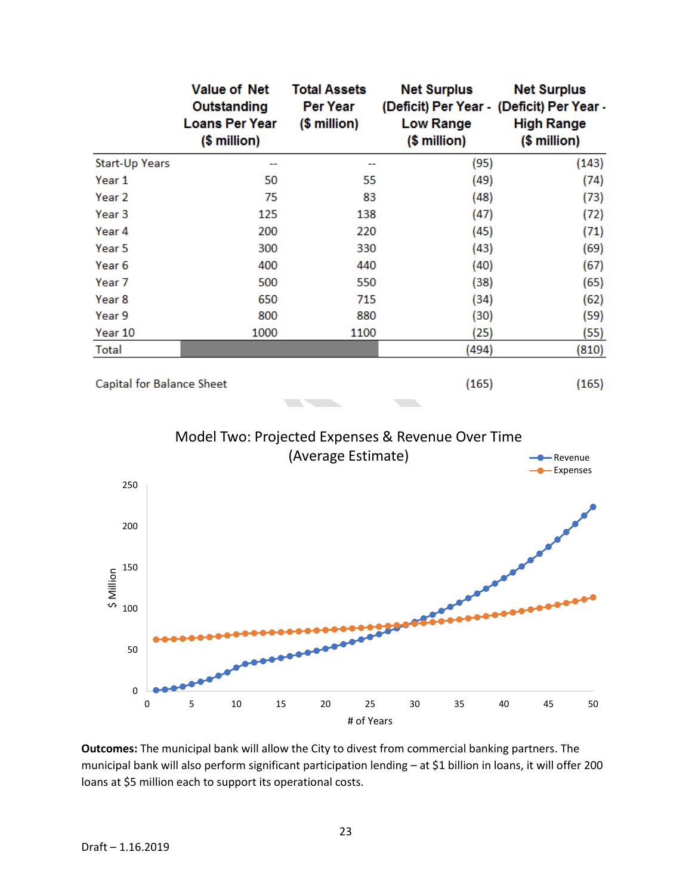| | Value of Net Outstanding Loans Per Year ($ million) | Total Assets Per Year ($ million) | Net Surplus (Deficit) Per Year - Low Range ($ million) | Net Surplus (Deficit) Per Year - High Range ($ million) |
|---|---|---|---|---|
| Start-Up Years | -- | -- | (95) | (143) |
| Year 1 | 50 | 55 | (49) | (74) |
| Year 2 | 75 | 83 | (48) | (73) |
| Year 3 | 125 | 138 | (47) | (72) |
| Year 4 | 200 | 220 | (45) | (71) |
| Year 5 | 300 | 330 | (43) | (69) |
| Year 6 | 400 | 440 | (40) | (67) |
| Year 7 | 500 | 550 | (38) | (65) |
| Year 8 | 650 | 715 | (34) | (62) |
| Year 9 | 800 | 880 | (30) | (59) |
| Year 10 | 1000 | 1100 | (25) | (55) |
| Total | | | (494) | (810) |
| | | | | |
| Capital for Balance Sheet | | | (165) | (165) |

Model Two: Projected Expenses & Revenue Over Time (Average Estimate)

**Outcomes:** The municipal bank will allow the City to divest from commercial banking partners. The municipal bank will also perform significant participation lending – at $1 billion in loans, it will offer 200 loans at $5 million each to support its operational costs.

Draft – 1.16.2019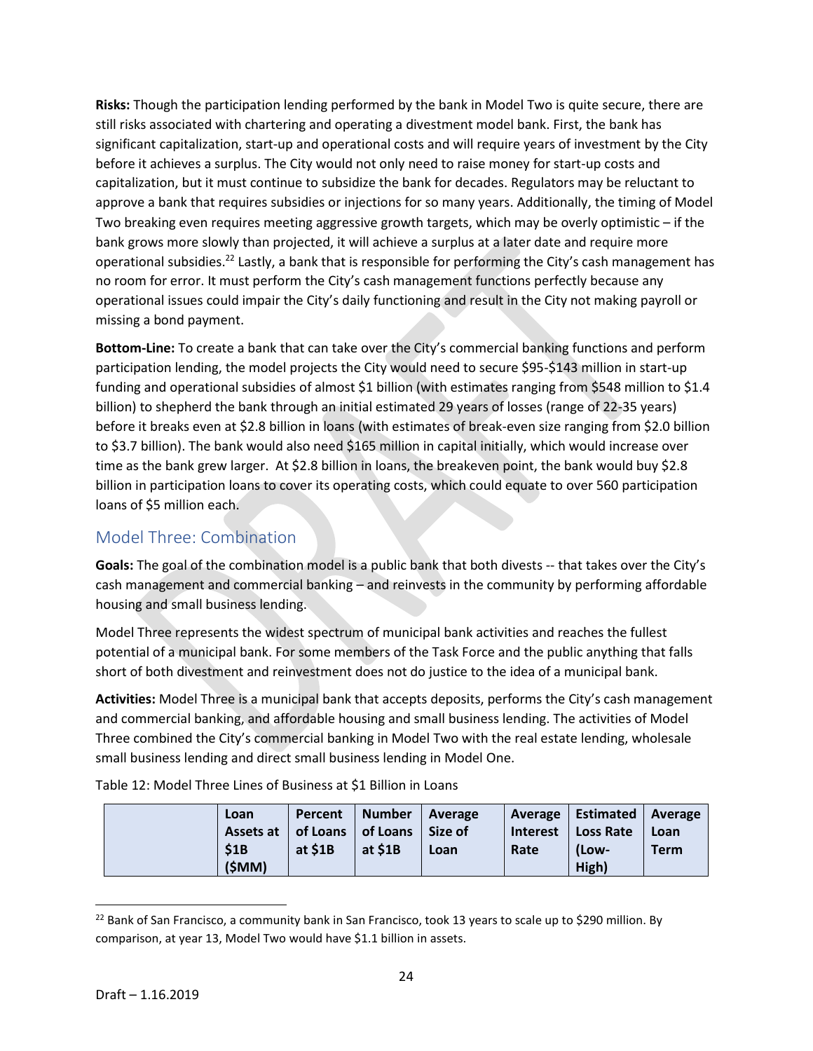**Risks:** Though the participation lending performed by the bank in Model Two is quite secure, there are still risks associated with chartering and operating a divestment model bank. First, the bank has significant capitalization, start-up and operational costs and will require years of investment by the City before it achieves a surplus. The City would not only need to raise money for start-up costs and capitalization, but it must continue to subsidize the bank for decades. Regulators may be reluctant to approve a bank that requires subsidies or injections for so many years. Additionally, the timing of Model Two breaking even requires meeting aggressive growth targets, which may be overly optimistic – if the bank grows more slowly than projected, it will achieve a surplus at a later date and require more operational subsidies.[22] Lastly, a bank that is responsible for performing the City's cash management has no room for error. It must perform the City's cash management functions perfectly because any operational issues could impair the City's daily functioning and result in the City not making payroll or missing a bond payment.

**Bottom-Line:** To create a bank that can take over the City's commercial banking functions and perform participation lending, the model projects the City would need to secure $95-$143 million in start-up funding and operational subsidies of almost $1 billion (with estimates ranging from $548 million to $1.4 billion) to shepherd the bank through an initial estimated 29 years of losses (range of 22-35 years) before it breaks even at $2.8 billion in loans (with estimates of break-even size ranging from $2.0 billion to $3.7 billion). The bank would also need $165 million in capital initially, which would increase over time as the bank grew larger. At $2.8 billion in loans, the breakeven point, the bank would buy $2.8 billion in participation loans to cover its operating costs, which could equate to over 560 participation loans of $5 million each.

## Model Three: Combination

**Goals:** The goal of the combination model is a public bank that both divests -- that takes over the City's cash management and commercial banking – and reinvests in the community by performing affordable housing and small business lending.

Model Three represents the widest spectrum of municipal bank activities and reaches the fullest potential of a municipal bank. For some members of the Task Force and the public anything that falls short of both divestment and reinvestment does not do justice to the idea of a municipal bank.

**Activities:** Model Three is a municipal bank that accepts deposits, performs the City's cash management and commercial banking, and affordable housing and small business lending. The activities of Model Three combined the City's commercial banking in Model Two with the real estate lending, wholesale small business lending and direct small business lending in Model One.

Table 12: Model Three Lines of Business at $1 Billion in Loans

| | Loan Assets at $1B ($MM) | Percent of Loans at $1B | Number of Loans at $1B | Average Size of Loan | Average Interest Rate | Estimated Loss Rate (Low-High) | Average Loan Term |
|---|---|---|---|---|---|---|---|

[22] Bank of San Francisco, a community bank in San Francisco, took 13 years to scale up to $290 million. By comparison, at year 13, Model Two would have $1.1 billion in assets.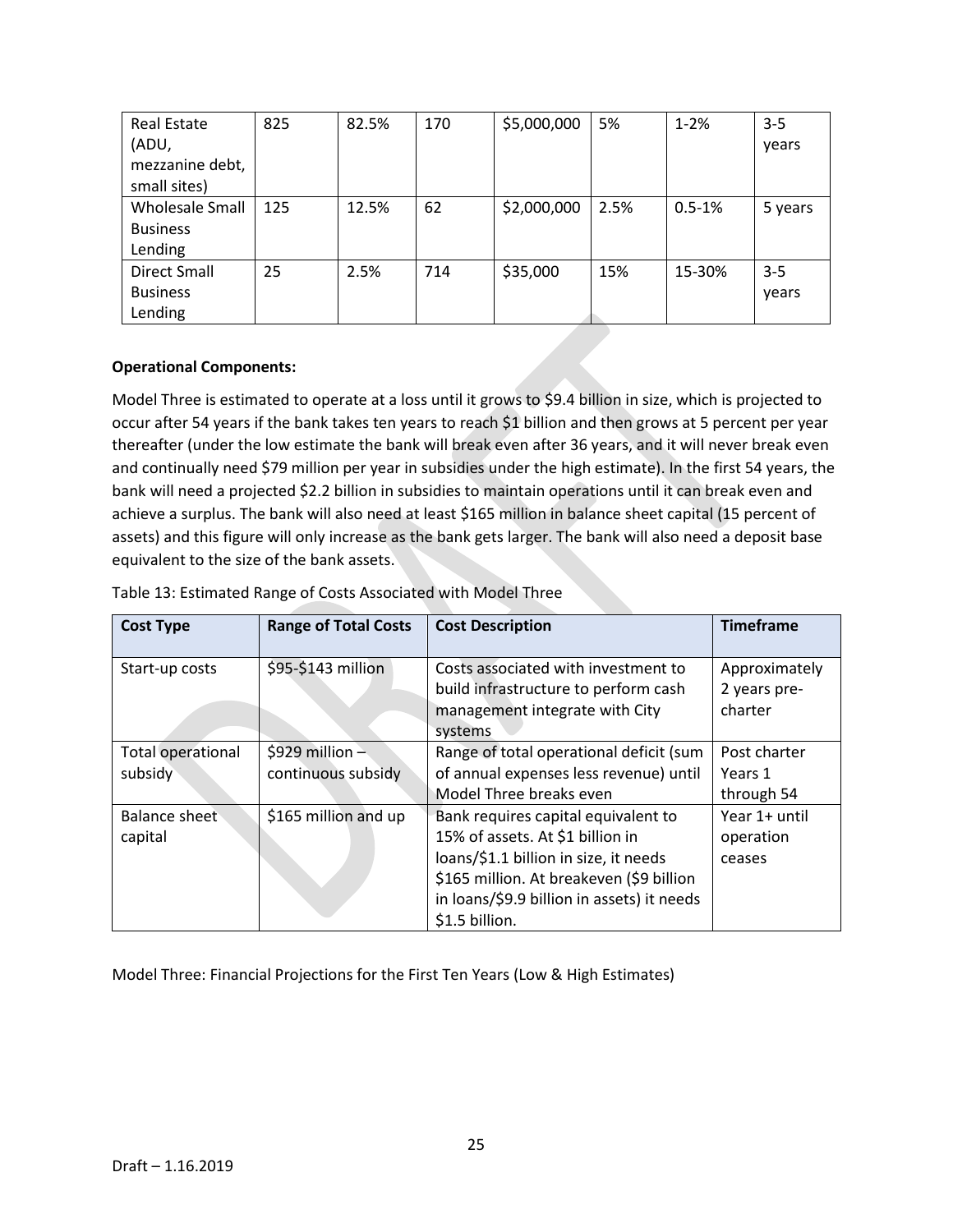| Real Estate (ADU, mezzanine debt, small sites) | 825 | 82.5% | 170 | $5,000,000 | 5% | 1-2% | 3-5 years |
| --- | --- | --- | --- | --- | --- | --- | --- |
| Wholesale Small Business Lending | 125 | 12.5% | 62 | $2,000,000 | 2.5% | 0.5-1% | 5 years |
| Direct Small Business Lending | 25 | 2.5% | 714 | $35,000 | 15% | 15-30% | 3-5 years |

**Operational Components:**

Model Three is estimated to operate at a loss until it grows to $9.4 billion in size, which is projected to occur after 54 years if the bank takes ten years to reach $1 billion and then grows at 5 percent per year thereafter (under the low estimate the bank will break even after 36 years, and it will never break even and continually need $79 million per year in subsidies under the high estimate). In the first 54 years, the bank will need a projected $2.2 billion in subsidies to maintain operations until it can break even and achieve a surplus. The bank will also need at least $165 million in balance sheet capital (15 percent of assets) and this figure will only increase as the bank gets larger. The bank will also need a deposit base equivalent to the size of the bank assets.

Table 13: Estimated Range of Costs Associated with Model Three

| Cost Type | Range of Total Costs | Cost Description | Timeframe |
| --- | --- | --- | --- |
| Start-up costs | $95-$143 million | Costs associated with investment to build infrastructure to perform cash management integrate with City systems | Approximately 2 years pre-charter |
| Total operational subsidy | $929 million – continuous subsidy | Range of total operational deficit (sum of annual expenses less revenue) until Model Three breaks even | Post charter Years 1 through 54 |
| Balance sheet capital | $165 million and up | Bank requires capital equivalent to 15% of assets. At $1 billion in loans/$1.1 billion in size, it needs $165 million. At breakeven ($9 billion in loans/$9.9 billion in assets) it needs $1.5 billion. | Year 1+ until operation ceases |

Model Three: Financial Projections for the First Ten Years (Low & High Estimates)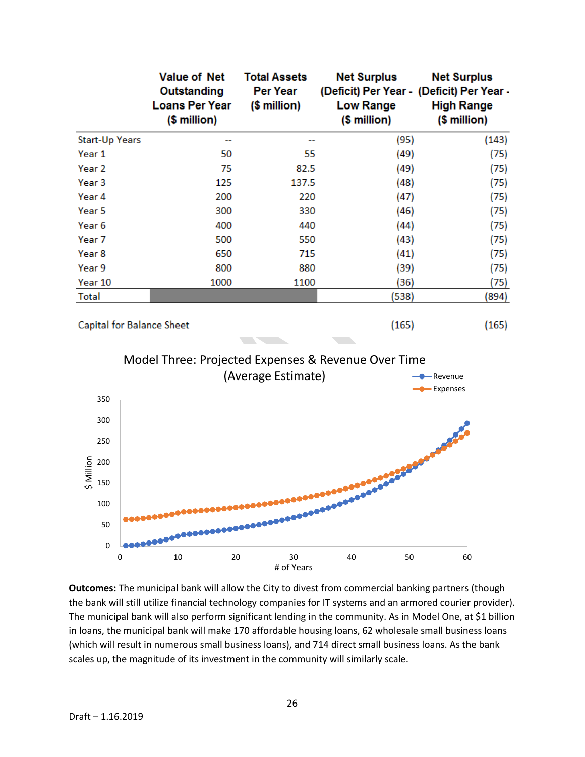| | Value of Net Outstanding Loans Per Year ($ million) | Total Assets Per Year ($ million) | Net Surplus (Deficit) Per Year - Low Range ($ million) | Net Surplus (Deficit) Per Year - High Range ($ million) |
|---|---|---|---|---|
| Start-Up Years | -- | -- | (95) | (143) |
| Year 1 | 50 | 55 | (49) | (75) |
| Year 2 | 75 | 82.5 | (49) | (75) |
| Year 3 | 125 | 137.5 | (48) | (75) |
| Year 4 | 200 | 220 | (47) | (75) |
| Year 5 | 300 | 330 | (46) | (75) |
| Year 6 | 400 | 440 | (44) | (75) |
| Year 7 | 500 | 550 | (43) | (75) |
| Year 8 | 650 | 715 | (41) | (75) |
| Year 9 | 800 | 880 | (39) | (75) |
| Year 10 | 1000 | 1100 | (36) | (75) |
| Total | | | (538) | (894) |
| | | | | |
| Capital for Balance Sheet | | | (165) | (165) |

Model Three: Projected Expenses & Revenue Over Time (Average Estimate)

**Outcomes:** The municipal bank will allow the City to divest from commercial banking partners (though the bank will still utilize financial technology companies for IT systems and an armored courier provider). The municipal bank will also perform significant lending in the community. As in Model One, at $1 billion in loans, the municipal bank will make 170 affordable housing loans, 62 wholesale small business loans (which will result in numerous small business loans), and 714 direct small business loans. As the bank scales up, the magnitude of its investment in the community will similarly scale.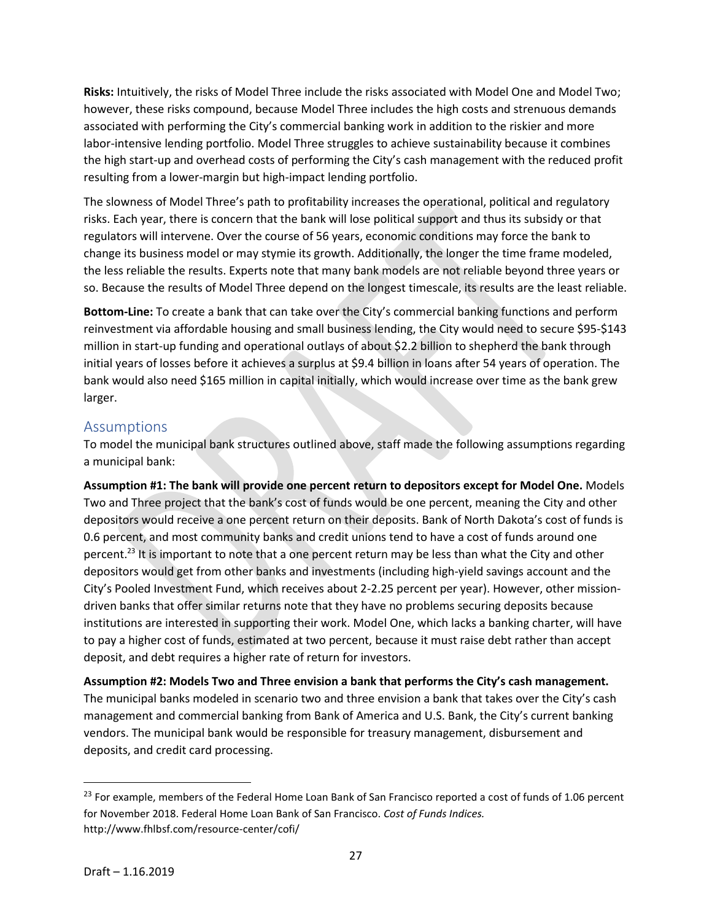**Risks:** Intuitively, the risks of Model Three include the risks associated with Model One and Model Two; however, these risks compound, because Model Three includes the high costs and strenuous demands associated with performing the City's commercial banking work in addition to the riskier and more labor-intensive lending portfolio. Model Three struggles to achieve sustainability because it combines the high start-up and overhead costs of performing the City's cash management with the reduced profit resulting from a lower-margin but high-impact lending portfolio.

The slowness of Model Three's path to profitability increases the operational, political and regulatory risks. Each year, there is concern that the bank will lose political support and thus its subsidy or that regulators will intervene. Over the course of 56 years, economic conditions may force the bank to change its business model or may stymie its growth. Additionally, the longer the time frame modeled, the less reliable the results. Experts note that many bank models are not reliable beyond three years or so. Because the results of Model Three depend on the longest timescale, its results are the least reliable.

**Bottom-Line:** To create a bank that can take over the City's commercial banking functions and perform reinvestment via affordable housing and small business lending, the City would need to secure $95-$143 million in start-up funding and operational outlays of about $2.2 billion to shepherd the bank through initial years of losses before it achieves a surplus at $9.4 billion in loans after 54 years of operation. The bank would also need $165 million in capital initially, which would increase over time as the bank grew larger.

## Assumptions

To model the municipal bank structures outlined above, staff made the following assumptions regarding a municipal bank:

**Assumption #1: The bank will provide one percent return to depositors except for Model One.** Models Two and Three project that the bank's cost of funds would be one percent, meaning the City and other depositors would receive a one percent return on their deposits. Bank of North Dakota's cost of funds is 0.6 percent, and most community banks and credit unions tend to have a cost of funds around one percent.[23] It is important to note that a one percent return may be less than what the City and other depositors would get from other banks and investments (including high-yield savings account and the City's Pooled Investment Fund, which receives about 2-2.25 percent per year). However, other mission-driven banks that offer similar returns note that they have no problems securing deposits because institutions are interested in supporting their work. Model One, which lacks a banking charter, will have to pay a higher cost of funds, estimated at two percent, because it must raise debt rather than accept deposit, and debt requires a higher rate of return for investors.

**Assumption #2: Models Two and Three envision a bank that performs the City's cash management.** The municipal banks modeled in scenario two and three envision a bank that takes over the City's cash management and commercial banking from Bank of America and U.S. Bank, the City's current banking vendors. The municipal bank would be responsible for treasury management, disbursement and deposits, and credit card processing.

---

[23] For example, members of the Federal Home Loan Bank of San Francisco reported a cost of funds of 1.06 percent for November 2018. Federal Home Loan Bank of San Francisco. *Cost of Funds Indices.* http://www.fhlbsf.com/resource-center/cofi/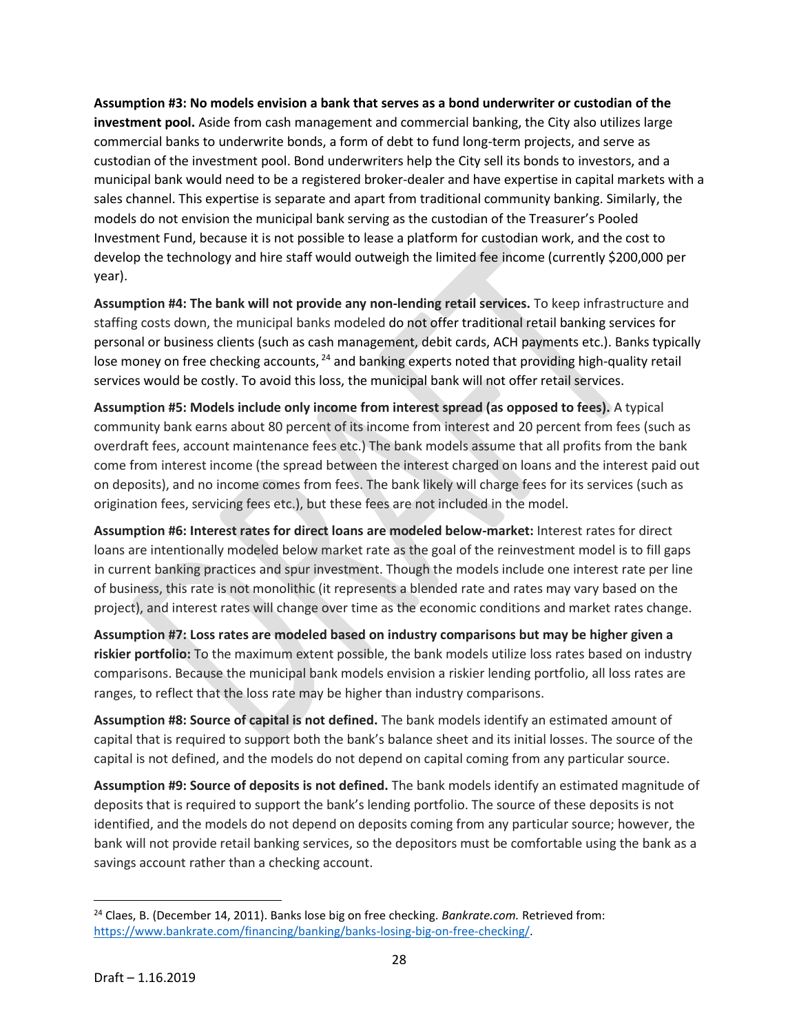**Assumption #3: No models envision a bank that serves as a bond underwriter or custodian of the investment pool.** Aside from cash management and commercial banking, the City also utilizes large commercial banks to underwrite bonds, a form of debt to fund long-term projects, and serve as custodian of the investment pool. Bond underwriters help the City sell its bonds to investors, and a municipal bank would need to be a registered broker-dealer and have expertise in capital markets with a sales channel. This expertise is separate and apart from traditional community banking. Similarly, the models do not envision the municipal bank serving as the custodian of the Treasurer's Pooled Investment Fund, because it is not possible to lease a platform for custodian work, and the cost to develop the technology and hire staff would outweigh the limited fee income (currently $200,000 per year).

**Assumption #4: The bank will not provide any non-lending retail services.** To keep infrastructure and staffing costs down, the municipal banks modeled do not offer traditional retail banking services for personal or business clients (such as cash management, debit cards, ACH payments etc.). Banks typically lose money on free checking accounts, [24] and banking experts noted that providing high-quality retail services would be costly. To avoid this loss, the municipal bank will not offer retail services.

**Assumption #5: Models include only income from interest spread (as opposed to fees).** A typical community bank earns about 80 percent of its income from interest and 20 percent from fees (such as overdraft fees, account maintenance fees etc.) The bank models assume that all profits from the bank come from interest income (the spread between the interest charged on loans and the interest paid out on deposits), and no income comes from fees. The bank likely will charge fees for its services (such as origination fees, servicing fees etc.), but these fees are not included in the model.

**Assumption #6: Interest rates for direct loans are modeled below-market:** Interest rates for direct loans are intentionally modeled below market rate as the goal of the reinvestment model is to fill gaps in current banking practices and spur investment. Though the models include one interest rate per line of business, this rate is not monolithic (it represents a blended rate and rates may vary based on the project), and interest rates will change over time as the economic conditions and market rates change.

**Assumption #7: Loss rates are modeled based on industry comparisons but may be higher given a riskier portfolio:** To the maximum extent possible, the bank models utilize loss rates based on industry comparisons. Because the municipal bank models envision a riskier lending portfolio, all loss rates are ranges, to reflect that the loss rate may be higher than industry comparisons.

**Assumption #8: Source of capital is not defined.** The bank models identify an estimated amount of capital that is required to support both the bank's balance sheet and its initial losses. The source of the capital is not defined, and the models do not depend on capital coming from any particular source.

**Assumption #9: Source of deposits is not defined.** The bank models identify an estimated magnitude of deposits that is required to support the bank's lending portfolio. The source of these deposits is not identified, and the models do not depend on deposits coming from any particular source; however, the bank will not provide retail banking services, so the depositors must be comfortable using the bank as a savings account rather than a checking account.

---

[24] Claes, B. (December 14, 2011). Banks lose big on free checking. *Bankrate.com.* Retrieved from: https://www.bankrate.com/financing/banking/banks-losing-big-on-free-checking/.

Draft – 1.16.2019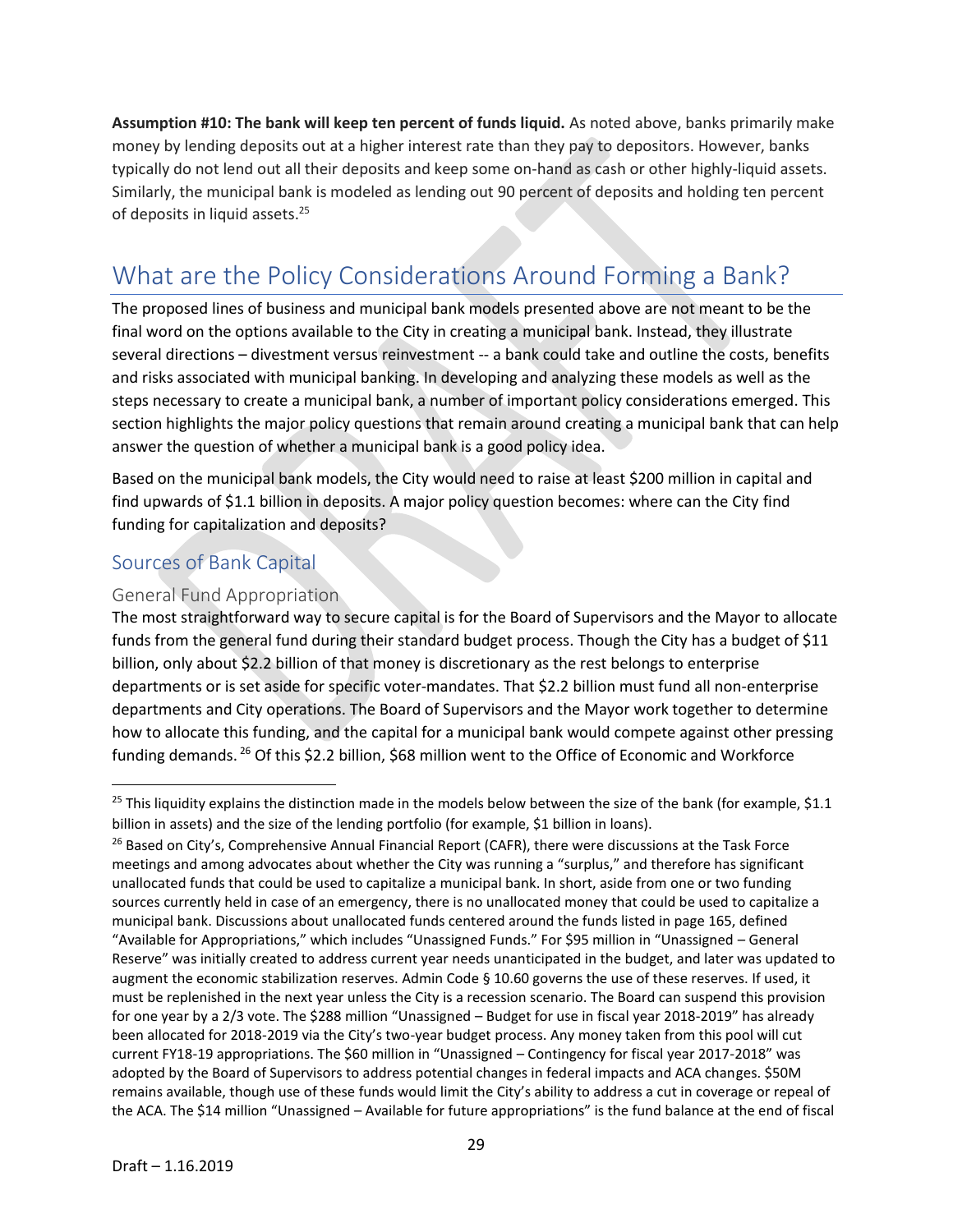**Assumption #10: The bank will keep ten percent of funds liquid.** As noted above, banks primarily make money by lending deposits out at a higher interest rate than they pay to depositors. However, banks typically do not lend out all their deposits and keep some on-hand as cash or other highly-liquid assets. Similarly, the municipal bank is modeled as lending out 90 percent of deposits and holding ten percent of deposits in liquid assets.[25]

# What are the Policy Considerations Around Forming a Bank?

The proposed lines of business and municipal bank models presented above are not meant to be the final word on the options available to the City in creating a municipal bank. Instead, they illustrate several directions – divestment versus reinvestment -- a bank could take and outline the costs, benefits and risks associated with municipal banking. In developing and analyzing these models as well as the steps necessary to create a municipal bank, a number of important policy considerations emerged. This section highlights the major policy questions that remain around creating a municipal bank that can help answer the question of whether a municipal bank is a good policy idea.

Based on the municipal bank models, the City would need to raise at least $200 million in capital and find upwards of $1.1 billion in deposits. A major policy question becomes: where can the City find funding for capitalization and deposits?

## Sources of Bank Capital

### General Fund Appropriation

The most straightforward way to secure capital is for the Board of Supervisors and the Mayor to allocate funds from the general fund during their standard budget process. Though the City has a budget of $11 billion, only about $2.2 billion of that money is discretionary as the rest belongs to enterprise departments or is set aside for specific voter-mandates. That $2.2 billion must fund all non-enterprise departments and City operations. The Board of Supervisors and the Mayor work together to determine how to allocate this funding, and the capital for a municipal bank would compete against other pressing funding demands. [26] Of this $2.2 billion, $68 million went to the Office of Economic and Workforce

---

[25] This liquidity explains the distinction made in the models below between the size of the bank (for example, $1.1 billion in assets) and the size of the lending portfolio (for example, $1 billion in loans).

[26] Based on City's, Comprehensive Annual Financial Report (CAFR), there were discussions at the Task Force meetings and among advocates about whether the City was running a "surplus," and therefore has significant unallocated funds that could be used to capitalize a municipal bank. In short, aside from one or two funding sources currently held in case of an emergency, there is no unallocated money that could be used to capitalize a municipal bank. Discussions about unallocated funds centered around the funds listed in page 165, defined "Available for Appropriations," which includes "Unassigned Funds." For $95 million in "Unassigned – General Reserve" was initially created to address current year needs unanticipated in the budget, and later was updated to augment the economic stabilization reserves. Admin Code § 10.60 governs the use of these reserves. If used, it must be replenished in the next year unless the City is a recession scenario. The Board can suspend this provision for one year by a 2/3 vote. The $288 million "Unassigned – Budget for use in fiscal year 2018-2019" has already been allocated for 2018-2019 via the City's two-year budget process. Any money taken from this pool will cut current FY18-19 appropriations. The $60 million in "Unassigned – Contingency for fiscal year 2017-2018" was adopted by the Board of Supervisors to address potential changes in federal impacts and ACA changes. $50M remains available, though use of these funds would limit the City's ability to address a cut in coverage or repeal of the ACA. The $14 million "Unassigned – Available for future appropriations" is the fund balance at the end of fiscal

Draft – 1.16.2019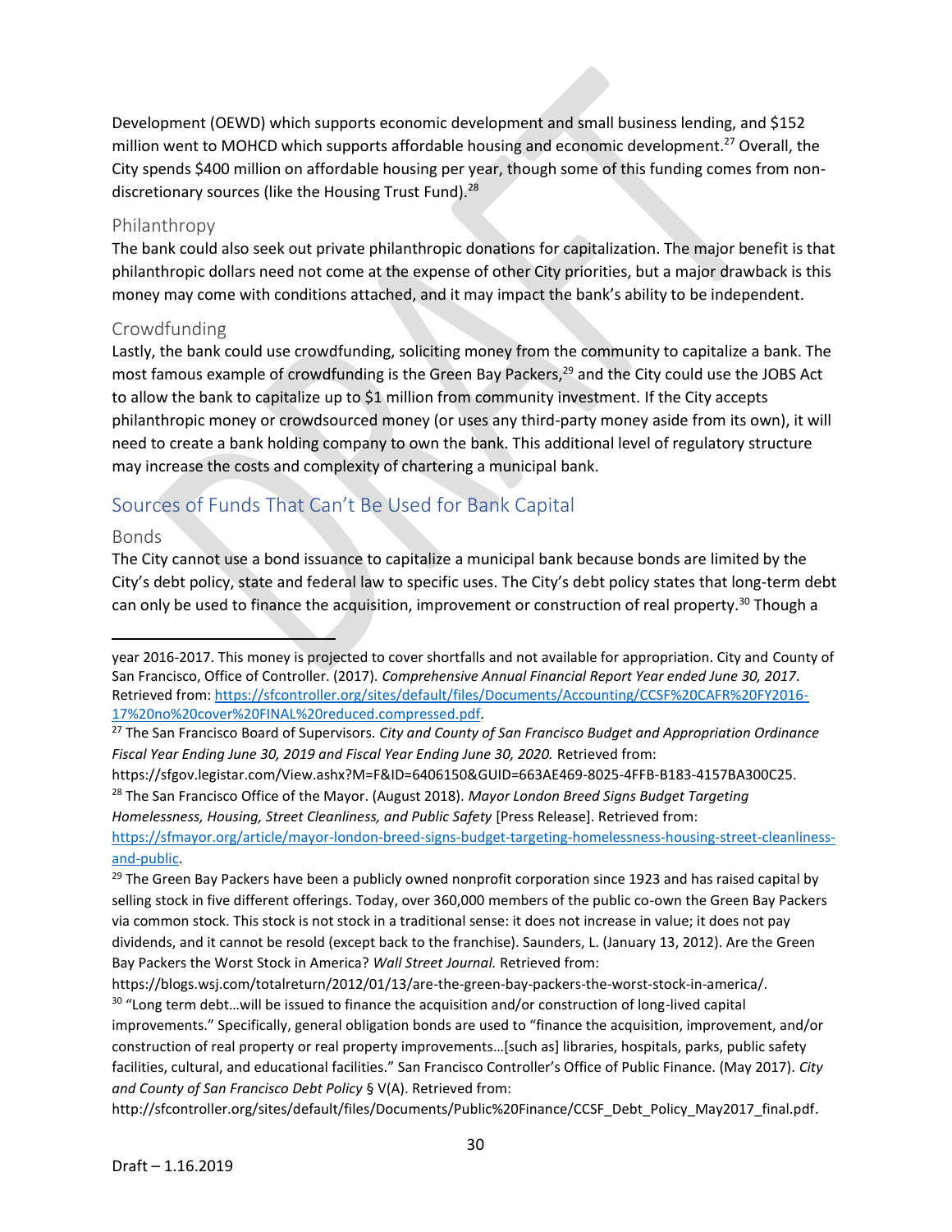Development (OEWD) which supports economic development and small business lending, and $152 million went to MOHCD which supports affordable housing and economic development.[27] Overall, the City spends $400 million on affordable housing per year, though some of this funding comes from non-discretionary sources (like the Housing Trust Fund).[28]

### Philanthropy

The bank could also seek out private philanthropic donations for capitalization. The major benefit is that philanthropic dollars need not come at the expense of other City priorities, but a major drawback is this money may come with conditions attached, and it may impact the bank's ability to be independent.

### Crowdfunding

Lastly, the bank could use crowdfunding, soliciting money from the community to capitalize a bank. The most famous example of crowdfunding is the Green Bay Packers,[29] and the City could use the JOBS Act to allow the bank to capitalize up to $1 million from community investment. If the City accepts philanthropic money or crowdsourced money (or uses any third-party money aside from its own), it will need to create a bank holding company to own the bank. This additional level of regulatory structure may increase the costs and complexity of chartering a municipal bank.

## Sources of Funds That Can't Be Used for Bank Capital

### Bonds

The City cannot use a bond issuance to capitalize a municipal bank because bonds are limited by the City's debt policy, state and federal law to specific uses. The City's debt policy states that long-term debt can only be used to finance the acquisition, improvement or construction of real property.[30] Though a

---

year 2016-2017. This money is projected to cover shortfalls and not available for appropriation. City and County of San Francisco, Office of Controller. (2017). *Comprehensive Annual Financial Report Year ended June 30, 2017*. Retrieved from: https://sfcontroller.org/sites/default/files/Documents/Accounting/CCSF%20CAFR%20FY2016-17%20no%20cover%20FINAL%20reduced.compressed.pdf.

[27] The San Francisco Board of Supervisors. *City and County of San Francisco Budget and Appropriation Ordinance Fiscal Year Ending June 30, 2019 and Fiscal Year Ending June 30, 2020.* Retrieved from: https://sfgov.legistar.com/View.ashx?M=F&ID=6406150&GUID=663AE469-8025-4FFB-B183-4157BA300C25.

[28] The San Francisco Office of the Mayor. (August 2018). *Mayor London Breed Signs Budget Targeting Homelessness, Housing, Street Cleanliness, and Public Safety* [Press Release]. Retrieved from: https://sfmayor.org/article/mayor-london-breed-signs-budget-targeting-homelessness-housing-street-cleanliness-and-public.

[29] The Green Bay Packers have been a publicly owned nonprofit corporation since 1923 and has raised capital by selling stock in five different offerings. Today, over 360,000 members of the public co-own the Green Bay Packers via common stock. This stock is not stock in a traditional sense: it does not increase in value; it does not pay dividends, and it cannot be resold (except back to the franchise). Saunders, L. (January 13, 2012). Are the Green Bay Packers the Worst Stock in America? *Wall Street Journal.* Retrieved from: https://blogs.wsj.com/totalreturn/2012/01/13/are-the-green-bay-packers-the-worst-stock-in-america/.

[30] "Long term debt…will be issued to finance the acquisition and/or construction of long-lived capital improvements." Specifically, general obligation bonds are used to "finance the acquisition, improvement, and/or construction of real property or real property improvements…[such as] libraries, hospitals, parks, public safety facilities, cultural, and educational facilities." San Francisco Controller's Office of Public Finance. (May 2017). *City and County of San Francisco Debt Policy* § V(A). Retrieved from: http://sfcontroller.org/sites/default/files/Documents/Public%20Finance/CCSF_Debt_Policy_May2017_final.pdf.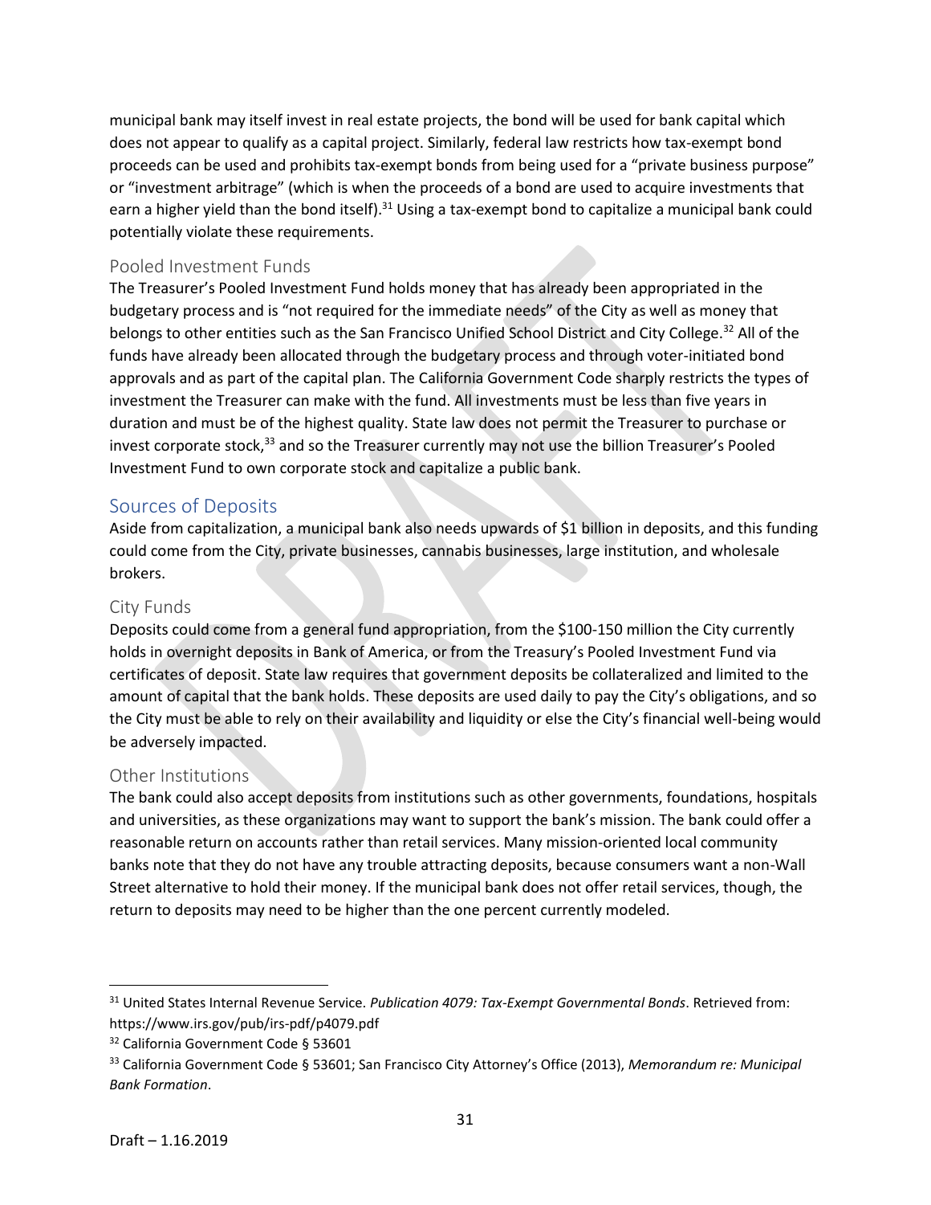municipal bank may itself invest in real estate projects, the bond will be used for bank capital which does not appear to qualify as a capital project. Similarly, federal law restricts how tax-exempt bond proceeds can be used and prohibits tax-exempt bonds from being used for a "private business purpose" or "investment arbitrage" (which is when the proceeds of a bond are used to acquire investments that earn a higher yield than the bond itself).[31] Using a tax-exempt bond to capitalize a municipal bank could potentially violate these requirements.

### Pooled Investment Funds

The Treasurer's Pooled Investment Fund holds money that has already been appropriated in the budgetary process and is "not required for the immediate needs" of the City as well as money that belongs to other entities such as the San Francisco Unified School District and City College.[32] All of the funds have already been allocated through the budgetary process and through voter-initiated bond approvals and as part of the capital plan. The California Government Code sharply restricts the types of investment the Treasurer can make with the fund. All investments must be less than five years in duration and must be of the highest quality. State law does not permit the Treasurer to purchase or invest corporate stock,[33] and so the Treasurer currently may not use the billion Treasurer's Pooled Investment Fund to own corporate stock and capitalize a public bank.

## Sources of Deposits

Aside from capitalization, a municipal bank also needs upwards of $1 billion in deposits, and this funding could come from the City, private businesses, cannabis businesses, large institution, and wholesale brokers.

### City Funds

Deposits could come from a general fund appropriation, from the $100-150 million the City currently holds in overnight deposits in Bank of America, or from the Treasury's Pooled Investment Fund via certificates of deposit. State law requires that government deposits be collateralized and limited to the amount of capital that the bank holds. These deposits are used daily to pay the City's obligations, and so the City must be able to rely on their availability and liquidity or else the City's financial well-being would be adversely impacted.

### Other Institutions

The bank could also accept deposits from institutions such as other governments, foundations, hospitals and universities, as these organizations may want to support the bank's mission. The bank could offer a reasonable return on accounts rather than retail services. Many mission-oriented local community banks note that they do not have any trouble attracting deposits, because consumers want a non-Wall Street alternative to hold their money. If the municipal bank does not offer retail services, though, the return to deposits may need to be higher than the one percent currently modeled.

---

[31] United States Internal Revenue Service. *Publication 4079: Tax-Exempt Governmental Bonds*. Retrieved from: https://www.irs.gov/pub/irs-pdf/p4079.pdf

[32] California Government Code § 53601

[33] California Government Code § 53601; San Francisco City Attorney's Office (2013), *Memorandum re: Municipal Bank Formation*.

Draft – 1.16.2019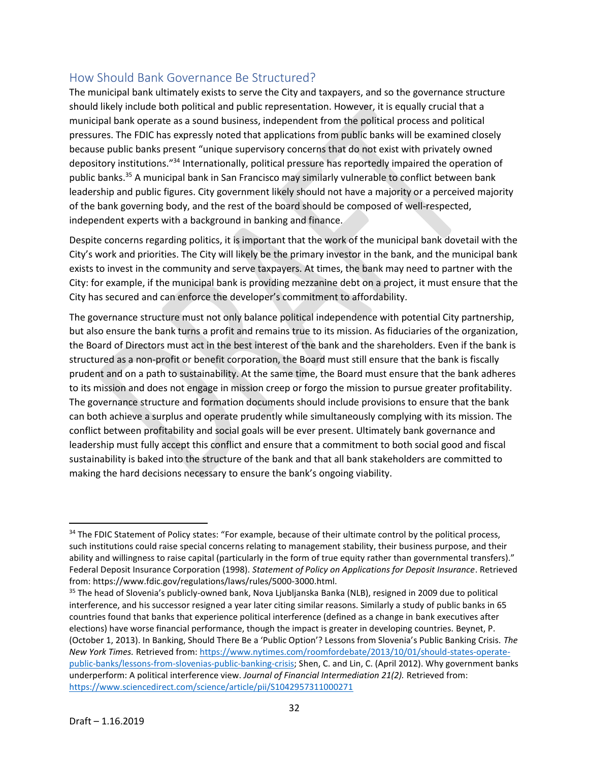## How Should Bank Governance Be Structured?

The municipal bank ultimately exists to serve the City and taxpayers, and so the governance structure should likely include both political and public representation. However, it is equally crucial that a municipal bank operate as a sound business, independent from the political process and political pressures. The FDIC has expressly noted that applications from public banks will be examined closely because public banks present "unique supervisory concerns that do not exist with privately owned depository institutions."[34] Internationally, political pressure has reportedly impaired the operation of public banks.[35] A municipal bank in San Francisco may similarly vulnerable to conflict between bank leadership and public figures. City government likely should not have a majority or a perceived majority of the bank governing body, and the rest of the board should be composed of well-respected, independent experts with a background in banking and finance.

Despite concerns regarding politics, it is important that the work of the municipal bank dovetail with the City's work and priorities. The City will likely be the primary investor in the bank, and the municipal bank exists to invest in the community and serve taxpayers. At times, the bank may need to partner with the City: for example, if the municipal bank is providing mezzanine debt on a project, it must ensure that the City has secured and can enforce the developer's commitment to affordability.

The governance structure must not only balance political independence with potential City partnership, but also ensure the bank turns a profit and remains true to its mission. As fiduciaries of the organization, the Board of Directors must act in the best interest of the bank and the shareholders. Even if the bank is structured as a non-profit or benefit corporation, the Board must still ensure that the bank is fiscally prudent and on a path to sustainability. At the same time, the Board must ensure that the bank adheres to its mission and does not engage in mission creep or forgo the mission to pursue greater profitability. The governance structure and formation documents should include provisions to ensure that the bank can both achieve a surplus and operate prudently while simultaneously complying with its mission. The conflict between profitability and social goals will be ever present. Ultimately bank governance and leadership must fully accept this conflict and ensure that a commitment to both social good and fiscal sustainability is baked into the structure of the bank and that all bank stakeholders are committed to making the hard decisions necessary to ensure the bank's ongoing viability.

---

[34] The FDIC Statement of Policy states: "For example, because of their ultimate control by the political process, such institutions could raise special concerns relating to management stability, their business purpose, and their ability and willingness to raise capital (particularly in the form of true equity rather than governmental transfers)." Federal Deposit Insurance Corporation (1998). *Statement of Policy on Applications for Deposit Insurance*. Retrieved from: https://www.fdic.gov/regulations/laws/rules/5000-3000.html.

[35] The head of Slovenia's publicly-owned bank, Nova Ljubljanska Banka (NLB), resigned in 2009 due to political interference, and his successor resigned a year later citing similar reasons. Similarly a study of public banks in 65 countries found that banks that experience political interference (defined as a change in bank executives after elections) have worse financial performance, though the impact is greater in developing countries. Beynet, P. (October 1, 2013). In Banking, Should There Be a 'Public Option'? Lessons from Slovenia's Public Banking Crisis. *The New York Times.* Retrieved from: https://www.nytimes.com/roomfordebate/2013/10/01/should-states-operate-public-banks/lessons-from-slovenias-public-banking-crisis; Shen, C. and Lin, C. (April 2012). Why government banks underperform: A political interference view. *Journal of Financial Intermediation 21(2).* Retrieved from: https://www.sciencedirect.com/science/article/pii/S1042957311000271

Draft – 1.16.2019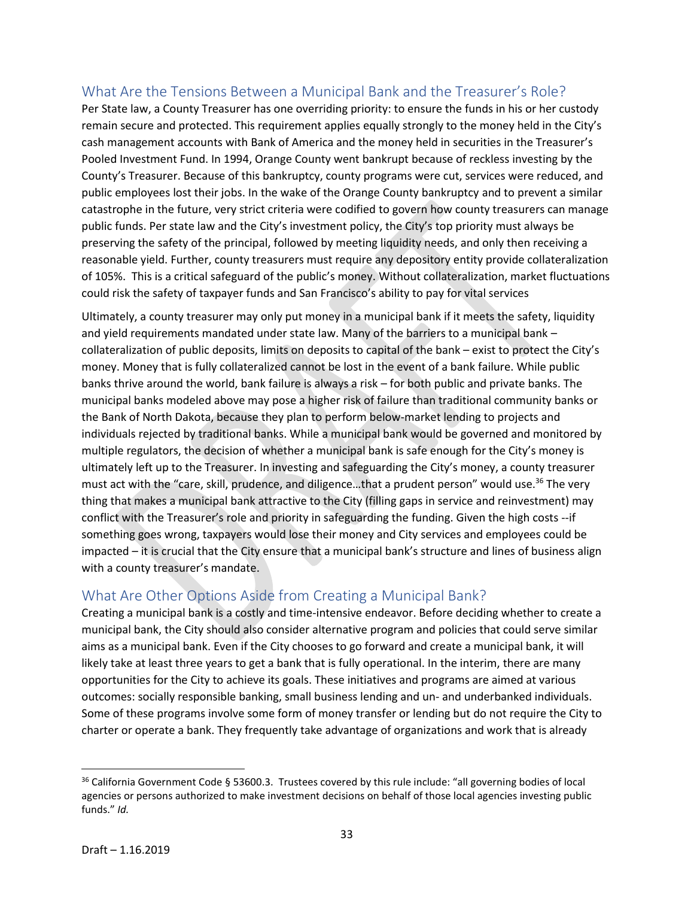## What Are the Tensions Between a Municipal Bank and the Treasurer's Role?

Per State law, a County Treasurer has one overriding priority: to ensure the funds in his or her custody remain secure and protected. This requirement applies equally strongly to the money held in the City's cash management accounts with Bank of America and the money held in securities in the Treasurer's Pooled Investment Fund. In 1994, Orange County went bankrupt because of reckless investing by the County's Treasurer. Because of this bankruptcy, county programs were cut, services were reduced, and public employees lost their jobs. In the wake of the Orange County bankruptcy and to prevent a similar catastrophe in the future, very strict criteria were codified to govern how county treasurers can manage public funds. Per state law and the City's investment policy, the City's top priority must always be preserving the safety of the principal, followed by meeting liquidity needs, and only then receiving a reasonable yield. Further, county treasurers must require any depository entity provide collateralization of 105%. This is a critical safeguard of the public's money. Without collateralization, market fluctuations could risk the safety of taxpayer funds and San Francisco's ability to pay for vital services

Ultimately, a county treasurer may only put money in a municipal bank if it meets the safety, liquidity and yield requirements mandated under state law. Many of the barriers to a municipal bank – collateralization of public deposits, limits on deposits to capital of the bank – exist to protect the City's money. Money that is fully collateralized cannot be lost in the event of a bank failure. While public banks thrive around the world, bank failure is always a risk – for both public and private banks. The municipal banks modeled above may pose a higher risk of failure than traditional community banks or the Bank of North Dakota, because they plan to perform below-market lending to projects and individuals rejected by traditional banks. While a municipal bank would be governed and monitored by multiple regulators, the decision of whether a municipal bank is safe enough for the City's money is ultimately left up to the Treasurer. In investing and safeguarding the City's money, a county treasurer must act with the "care, skill, prudence, and diligence…that a prudent person" would use.[36] The very thing that makes a municipal bank attractive to the City (filling gaps in service and reinvestment) may conflict with the Treasurer's role and priority in safeguarding the funding. Given the high costs --if something goes wrong, taxpayers would lose their money and City services and employees could be impacted – it is crucial that the City ensure that a municipal bank's structure and lines of business align with a county treasurer's mandate.

## What Are Other Options Aside from Creating a Municipal Bank?

Creating a municipal bank is a costly and time-intensive endeavor. Before deciding whether to create a municipal bank, the City should also consider alternative program and policies that could serve similar aims as a municipal bank. Even if the City chooses to go forward and create a municipal bank, it will likely take at least three years to get a bank that is fully operational. In the interim, there are many opportunities for the City to achieve its goals. These initiatives and programs are aimed at various outcomes: socially responsible banking, small business lending and un- and underbanked individuals. Some of these programs involve some form of money transfer or lending but do not require the City to charter or operate a bank. They frequently take advantage of organizations and work that is already

[36] California Government Code § 53600.3. Trustees covered by this rule include: "all governing bodies of local agencies or persons authorized to make investment decisions on behalf of those local agencies investing public funds." *Id.*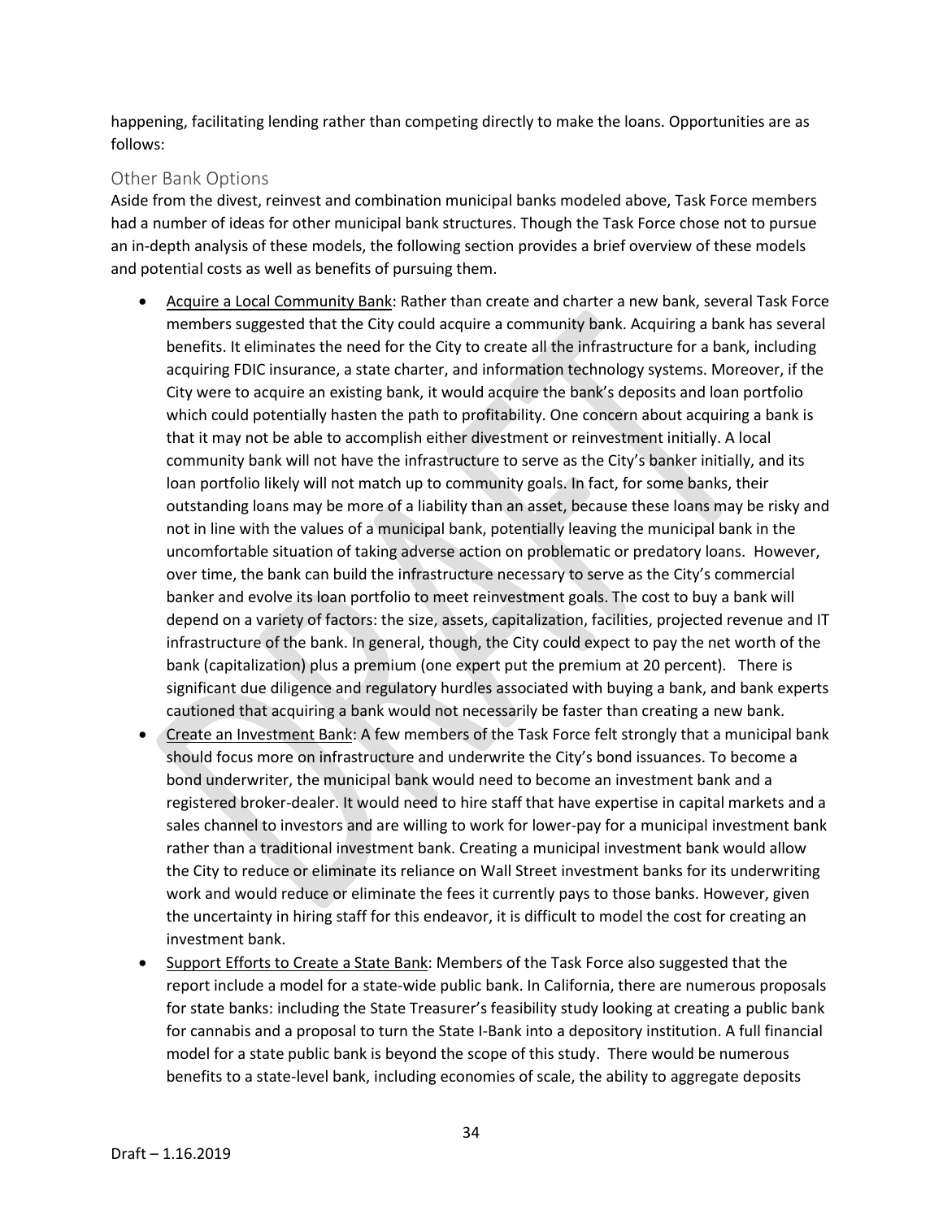happening, facilitating lending rather than competing directly to make the loans. Opportunities are as follows:

## Other Bank Options

Aside from the divest, reinvest and combination municipal banks modeled above, Task Force members had a number of ideas for other municipal bank structures. Though the Task Force chose not to pursue an in-depth analysis of these models, the following section provides a brief overview of these models and potential costs as well as benefits of pursuing them.

- Acquire a Local Community Bank: Rather than create and charter a new bank, several Task Force members suggested that the City could acquire a community bank. Acquiring a bank has several benefits. It eliminates the need for the City to create all the infrastructure for a bank, including acquiring FDIC insurance, a state charter, and information technology systems. Moreover, if the City were to acquire an existing bank, it would acquire the bank's deposits and loan portfolio which could potentially hasten the path to profitability. One concern about acquiring a bank is that it may not be able to accomplish either divestment or reinvestment initially. A local community bank will not have the infrastructure to serve as the City's banker initially, and its loan portfolio likely will not match up to community goals. In fact, for some banks, their outstanding loans may be more of a liability than an asset, because these loans may be risky and not in line with the values of a municipal bank, potentially leaving the municipal bank in the uncomfortable situation of taking adverse action on problematic or predatory loans. However, over time, the bank can build the infrastructure necessary to serve as the City's commercial banker and evolve its loan portfolio to meet reinvestment goals. The cost to buy a bank will depend on a variety of factors: the size, assets, capitalization, facilities, projected revenue and IT infrastructure of the bank. In general, though, the City could expect to pay the net worth of the bank (capitalization) plus a premium (one expert put the premium at 20 percent). There is significant due diligence and regulatory hurdles associated with buying a bank, and bank experts cautioned that acquiring a bank would not necessarily be faster than creating a new bank.
- Create an Investment Bank: A few members of the Task Force felt strongly that a municipal bank should focus more on infrastructure and underwrite the City's bond issuances. To become a bond underwriter, the municipal bank would need to become an investment bank and a registered broker-dealer. It would need to hire staff that have expertise in capital markets and a sales channel to investors and are willing to work for lower-pay for a municipal investment bank rather than a traditional investment bank. Creating a municipal investment bank would allow the City to reduce or eliminate its reliance on Wall Street investment banks for its underwriting work and would reduce or eliminate the fees it currently pays to those banks. However, given the uncertainty in hiring staff for this endeavor, it is difficult to model the cost for creating an investment bank.
- Support Efforts to Create a State Bank: Members of the Task Force also suggested that the report include a model for a state-wide public bank. In California, there are numerous proposals for state banks: including the State Treasurer's feasibility study looking at creating a public bank for cannabis and a proposal to turn the State I-Bank into a depository institution. A full financial model for a state public bank is beyond the scope of this study. There would be numerous benefits to a state-level bank, including economies of scale, the ability to aggregate deposits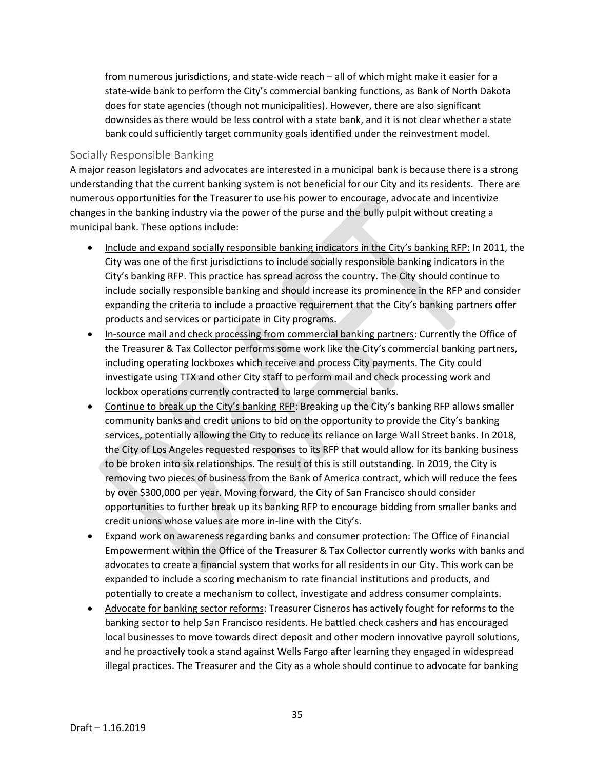from numerous jurisdictions, and state-wide reach – all of which might make it easier for a state-wide bank to perform the City's commercial banking functions, as Bank of North Dakota does for state agencies (though not municipalities). However, there are also significant downsides as there would be less control with a state bank, and it is not clear whether a state bank could sufficiently target community goals identified under the reinvestment model.

## Socially Responsible Banking

A major reason legislators and advocates are interested in a municipal bank is because there is a strong understanding that the current banking system is not beneficial for our City and its residents. There are numerous opportunities for the Treasurer to use his power to encourage, advocate and incentivize changes in the banking industry via the power of the purse and the bully pulpit without creating a municipal bank. These options include:

- Include and expand socially responsible banking indicators in the City's banking RFP: In 2011, the City was one of the first jurisdictions to include socially responsible banking indicators in the City's banking RFP. This practice has spread across the country. The City should continue to include socially responsible banking and should increase its prominence in the RFP and consider expanding the criteria to include a proactive requirement that the City's banking partners offer products and services or participate in City programs.
- In-source mail and check processing from commercial banking partners: Currently the Office of the Treasurer & Tax Collector performs some work like the City's commercial banking partners, including operating lockboxes which receive and process City payments. The City could investigate using TTX and other City staff to perform mail and check processing work and lockbox operations currently contracted to large commercial banks.
- Continue to break up the City's banking RFP: Breaking up the City's banking RFP allows smaller community banks and credit unions to bid on the opportunity to provide the City's banking services, potentially allowing the City to reduce its reliance on large Wall Street banks. In 2018, the City of Los Angeles requested responses to its RFP that would allow for its banking business to be broken into six relationships. The result of this is still outstanding. In 2019, the City is removing two pieces of business from the Bank of America contract, which will reduce the fees by over $300,000 per year. Moving forward, the City of San Francisco should consider opportunities to further break up its banking RFP to encourage bidding from smaller banks and credit unions whose values are more in-line with the City's.
- Expand work on awareness regarding banks and consumer protection: The Office of Financial Empowerment within the Office of the Treasurer & Tax Collector currently works with banks and advocates to create a financial system that works for all residents in our City. This work can be expanded to include a scoring mechanism to rate financial institutions and products, and potentially to create a mechanism to collect, investigate and address consumer complaints.
- Advocate for banking sector reforms: Treasurer Cisneros has actively fought for reforms to the banking sector to help San Francisco residents. He battled check cashers and has encouraged local businesses to move towards direct deposit and other modern innovative payroll solutions, and he proactively took a stand against Wells Fargo after learning they engaged in widespread illegal practices. The Treasurer and the City as a whole should continue to advocate for banking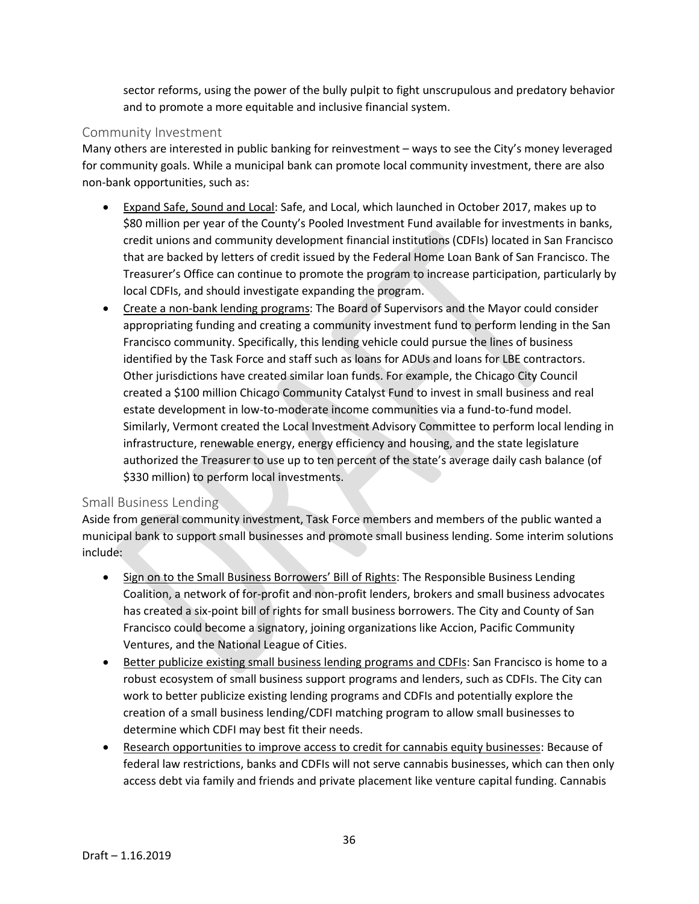sector reforms, using the power of the bully pulpit to fight unscrupulous and predatory behavior and to promote a more equitable and inclusive financial system.

## Community Investment

Many others are interested in public banking for reinvestment – ways to see the City's money leveraged for community goals. While a municipal bank can promote local community investment, there are also non-bank opportunities, such as:

- Expand Safe, Sound and Local: Safe, and Local, which launched in October 2017, makes up to $80 million per year of the County's Pooled Investment Fund available for investments in banks, credit unions and community development financial institutions (CDFIs) located in San Francisco that are backed by letters of credit issued by the Federal Home Loan Bank of San Francisco. The Treasurer's Office can continue to promote the program to increase participation, particularly by local CDFIs, and should investigate expanding the program.
- Create a non-bank lending programs: The Board of Supervisors and the Mayor could consider appropriating funding and creating a community investment fund to perform lending in the San Francisco community. Specifically, this lending vehicle could pursue the lines of business identified by the Task Force and staff such as loans for ADUs and loans for LBE contractors. Other jurisdictions have created similar loan funds. For example, the Chicago City Council created a $100 million Chicago Community Catalyst Fund to invest in small business and real estate development in low-to-moderate income communities via a fund-to-fund model. Similarly, Vermont created the Local Investment Advisory Committee to perform local lending in infrastructure, renewable energy, energy efficiency and housing, and the state legislature authorized the Treasurer to use up to ten percent of the state's average daily cash balance (of $330 million) to perform local investments.

## Small Business Lending

Aside from general community investment, Task Force members and members of the public wanted a municipal bank to support small businesses and promote small business lending. Some interim solutions include:

- Sign on to the Small Business Borrowers' Bill of Rights: The Responsible Business Lending Coalition, a network of for-profit and non-profit lenders, brokers and small business advocates has created a six-point bill of rights for small business borrowers. The City and County of San Francisco could become a signatory, joining organizations like Accion, Pacific Community Ventures, and the National League of Cities.
- Better publicize existing small business lending programs and CDFIs: San Francisco is home to a robust ecosystem of small business support programs and lenders, such as CDFIs. The City can work to better publicize existing lending programs and CDFIs and potentially explore the creation of a small business lending/CDFI matching program to allow small businesses to determine which CDFI may best fit their needs.
- Research opportunities to improve access to credit for cannabis equity businesses: Because of federal law restrictions, banks and CDFIs will not serve cannabis businesses, which can then only access debt via family and friends and private placement like venture capital funding. Cannabis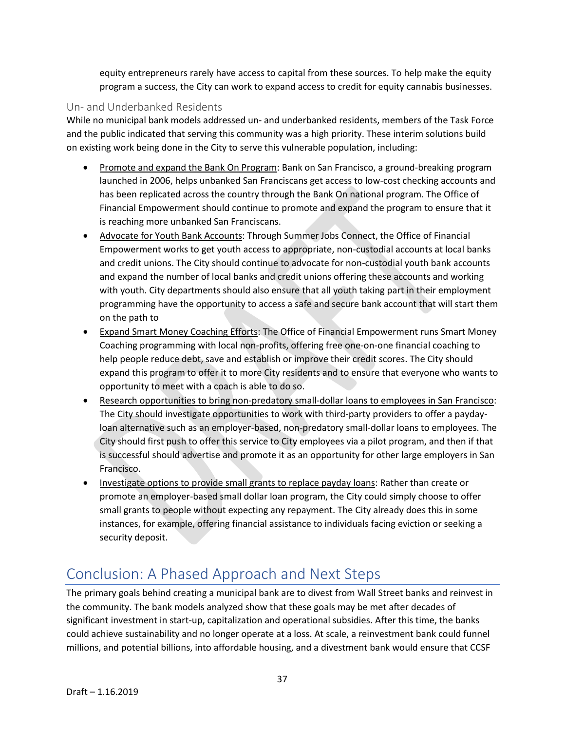equity entrepreneurs rarely have access to capital from these sources. To help make the equity program a success, the City can work to expand access to credit for equity cannabis businesses.

### Un- and Underbanked Residents

While no municipal bank models addressed un- and underbanked residents, members of the Task Force and the public indicated that serving this community was a high priority. These interim solutions build on existing work being done in the City to serve this vulnerable population, including:

- Promote and expand the Bank On Program: Bank on San Francisco, a ground-breaking program launched in 2006, helps unbanked San Franciscans get access to low-cost checking accounts and has been replicated across the country through the Bank On national program. The Office of Financial Empowerment should continue to promote and expand the program to ensure that it is reaching more unbanked San Franciscans.
- Advocate for Youth Bank Accounts: Through Summer Jobs Connect, the Office of Financial Empowerment works to get youth access to appropriate, non-custodial accounts at local banks and credit unions. The City should continue to advocate for non-custodial youth bank accounts and expand the number of local banks and credit unions offering these accounts and working with youth. City departments should also ensure that all youth taking part in their employment programming have the opportunity to access a safe and secure bank account that will start them on the path to
- Expand Smart Money Coaching Efforts: The Office of Financial Empowerment runs Smart Money Coaching programming with local non-profits, offering free one-on-one financial coaching to help people reduce debt, save and establish or improve their credit scores. The City should expand this program to offer it to more City residents and to ensure that everyone who wants to opportunity to meet with a coach is able to do so.
- Research opportunities to bring non-predatory small-dollar loans to employees in San Francisco: The City should investigate opportunities to work with third-party providers to offer a payday-loan alternative such as an employer-based, non-predatory small-dollar loans to employees. The City should first push to offer this service to City employees via a pilot program, and then if that is successful should advertise and promote it as an opportunity for other large employers in San Francisco.
- Investigate options to provide small grants to replace payday loans: Rather than create or promote an employer-based small dollar loan program, the City could simply choose to offer small grants to people without expecting any repayment. The City already does this in some instances, for example, offering financial assistance to individuals facing eviction or seeking a security deposit.

## Conclusion: A Phased Approach and Next Steps

The primary goals behind creating a municipal bank are to divest from Wall Street banks and reinvest in the community. The bank models analyzed show that these goals may be met after decades of significant investment in start-up, capitalization and operational subsidies. After this time, the banks could achieve sustainability and no longer operate at a loss. At scale, a reinvestment bank could funnel millions, and potential billions, into affordable housing, and a divestment bank would ensure that CCSF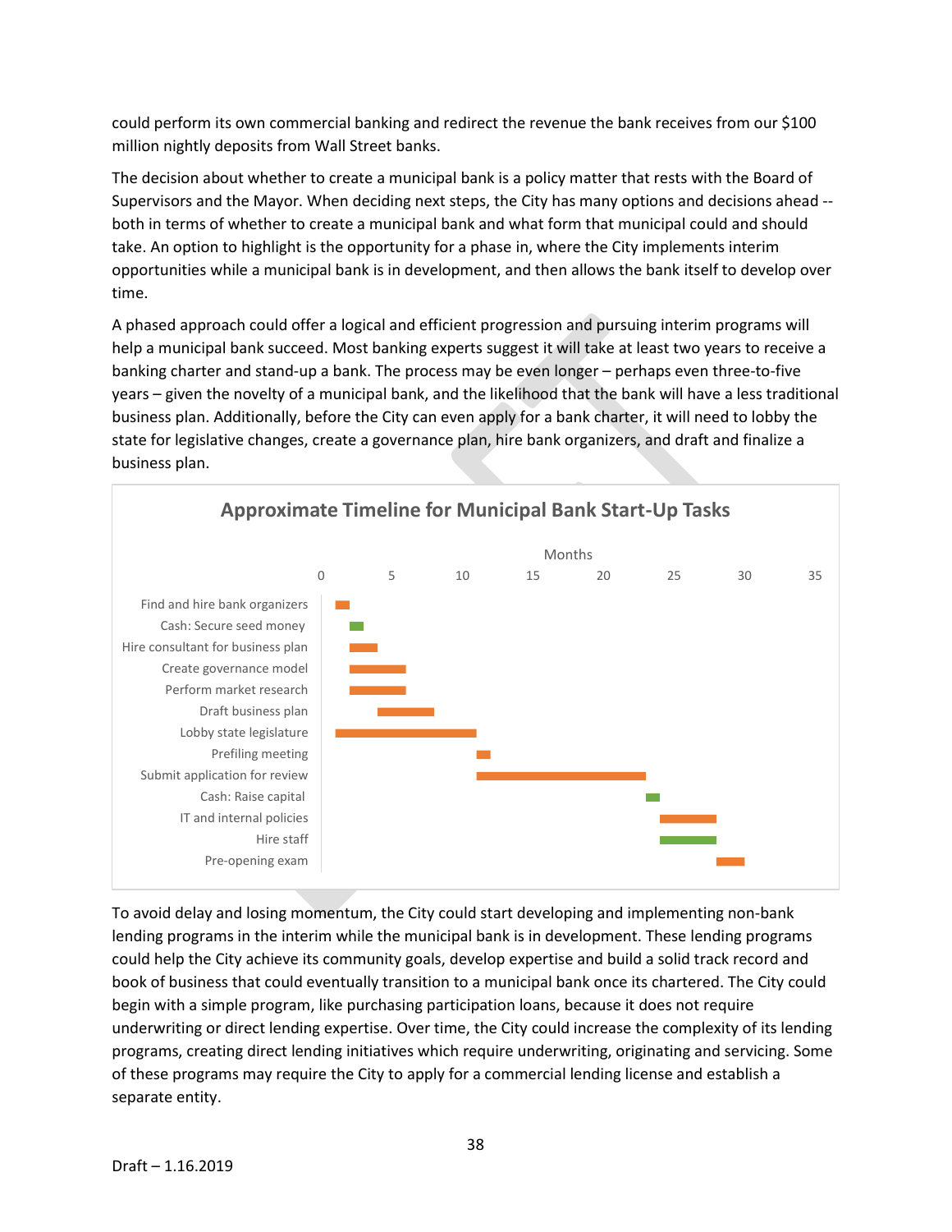could perform its own commercial banking and redirect the revenue the bank receives from our $100 million nightly deposits from Wall Street banks.

The decision about whether to create a municipal bank is a policy matter that rests with the Board of Supervisors and the Mayor. When deciding next steps, the City has many options and decisions ahead -- both in terms of whether to create a municipal bank and what form that municipal could and should take. An option to highlight is the opportunity for a phase in, where the City implements interim opportunities while a municipal bank is in development, and then allows the bank itself to develop over time.

A phased approach could offer a logical and efficient progression and pursuing interim programs will help a municipal bank succeed. Most banking experts suggest it will take at least two years to receive a banking charter and stand-up a bank. The process may be even longer – perhaps even three-to-five years – given the novelty of a municipal bank, and the likelihood that the bank will have a less traditional business plan. Additionally, before the City can even apply for a bank charter, it will need to lobby the state for legislative changes, create a governance plan, hire bank organizers, and draft and finalize a business plan.

**Approximate Timeline for Municipal Bank Start-Up Tasks**

Months (0–35)

- Find and hire bank organizers
- Cash: Secure seed money
- Hire consultant for business plan
- Create governance model
- Perform market research
- Draft business plan
- Lobby state legislature
- Prefiling meeting
- Submit application for review
- Cash: Raise capital
- IT and internal policies
- Hire staff
- Pre-opening exam

To avoid delay and losing momentum, the City could start developing and implementing non-bank lending programs in the interim while the municipal bank is in development. These lending programs could help the City achieve its community goals, develop expertise and build a solid track record and book of business that could eventually transition to a municipal bank once its chartered. The City could begin with a simple program, like purchasing participation loans, because it does not require underwriting or direct lending expertise. Over time, the City could increase the complexity of its lending programs, creating direct lending initiatives which require underwriting, originating and servicing. Some of these programs may require the City to apply for a commercial lending license and establish a separate entity.

Draft – 1.16.2019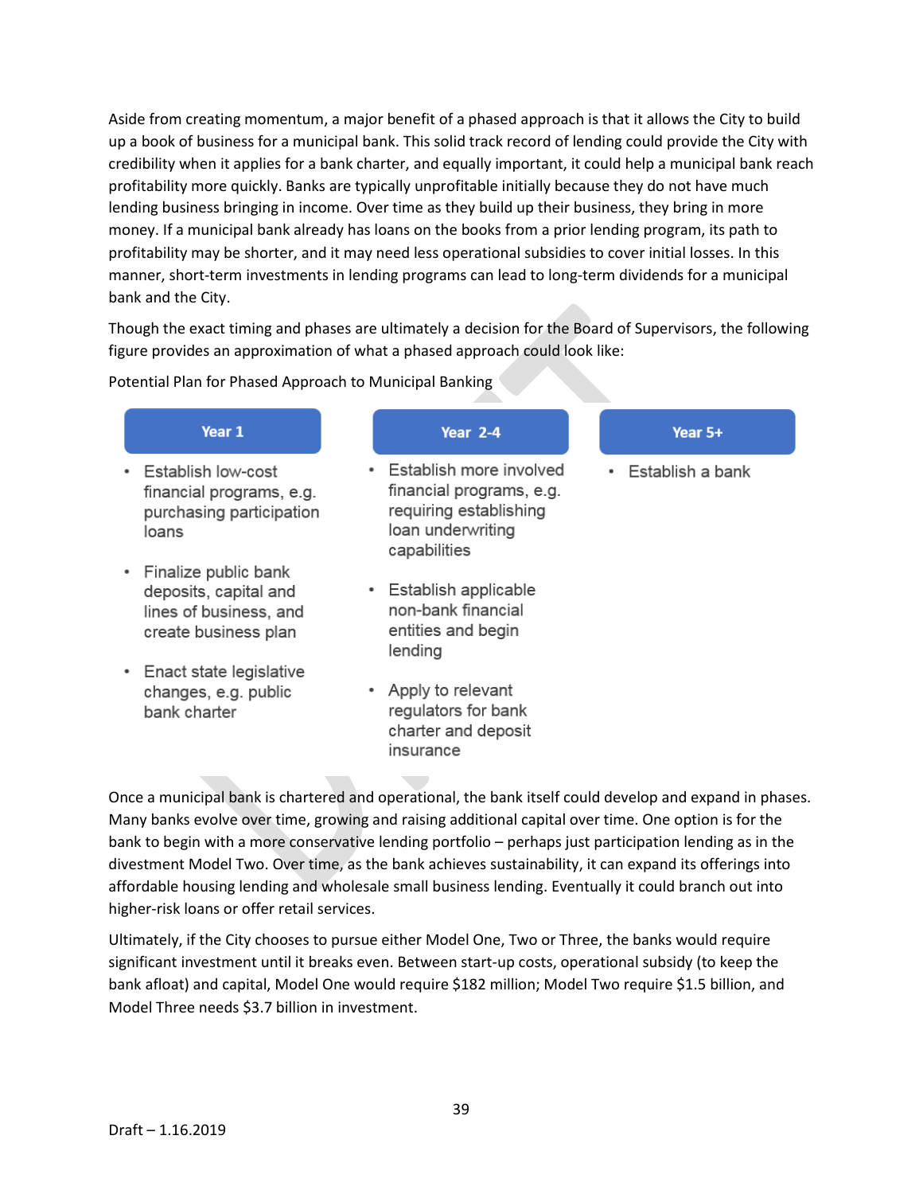Aside from creating momentum, a major benefit of a phased approach is that it allows the City to build up a book of business for a municipal bank. This solid track record of lending could provide the City with credibility when it applies for a bank charter, and equally important, it could help a municipal bank reach profitability more quickly. Banks are typically unprofitable initially because they do not have much lending business bringing in income. Over time as they build up their business, they bring in more money. If a municipal bank already has loans on the books from a prior lending program, its path to profitability may be shorter, and it may need less operational subsidies to cover initial losses. In this manner, short-term investments in lending programs can lead to long-term dividends for a municipal bank and the City.

Though the exact timing and phases are ultimately a decision for the Board of Supervisors, the following figure provides an approximation of what a phased approach could look like:

Potential Plan for Phased Approach to Municipal Banking

| Year 1 | Year 2-4 | Year 5+ |
| --- | --- | --- |
| • Establish low-cost financial programs, e.g. purchasing participation loans<br>• Finalize public bank deposits, capital and lines of business, and create business plan<br>• Enact state legislative changes, e.g. public bank charter | • Establish more involved financial programs, e.g. requiring establishing loan underwriting capabilities<br>• Establish applicable non-bank financial entities and begin lending<br>• Apply to relevant regulators for bank charter and deposit insurance | • Establish a bank |

Once a municipal bank is chartered and operational, the bank itself could develop and expand in phases. Many banks evolve over time, growing and raising additional capital over time. One option is for the bank to begin with a more conservative lending portfolio – perhaps just participation lending as in the divestment Model Two. Over time, as the bank achieves sustainability, it can expand its offerings into affordable housing lending and wholesale small business lending. Eventually it could branch out into higher-risk loans or offer retail services.

Ultimately, if the City chooses to pursue either Model One, Two or Three, the banks would require significant investment until it breaks even. Between start-up costs, operational subsidy (to keep the bank afloat) and capital, Model One would require $182 million; Model Two require $1.5 billion, and Model Three needs $3.7 billion in investment.

Draft – 1.16.2019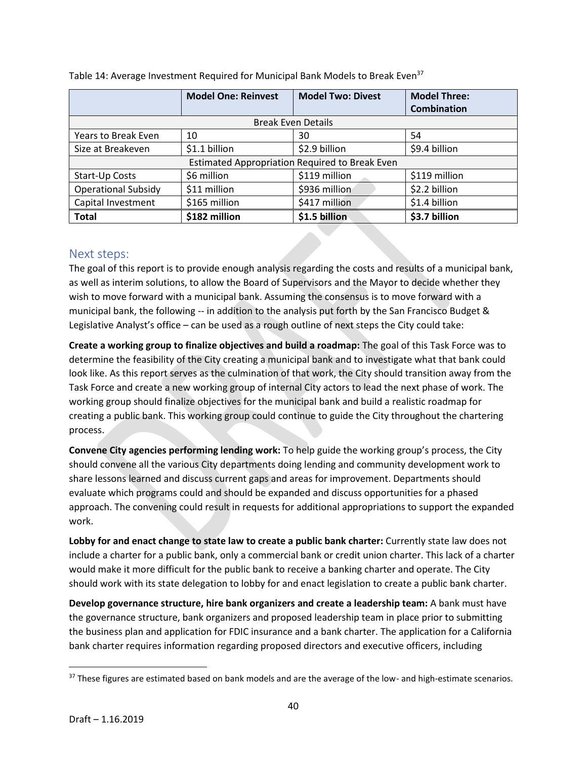Table 14: Average Investment Required for Municipal Bank Models to Break Even[37]

| | Model One: Reinvest | Model Two: Divest | Model Three: Combination |
|---|---|---|---|
| Break Even Details | | | |
| Years to Break Even | 10 | 30 | 54 |
| Size at Breakeven | $1.1 billion | $2.9 billion | $9.4 billion |
| Estimated Appropriation Required to Break Even | | | |
| Start-Up Costs | $6 million | $119 million | $119 million |
| Operational Subsidy | $11 million | $936 million | $2.2 billion |
| Capital Investment | $165 million | $417 million | $1.4 billion |
| **Total** | **$182 million** | **$1.5 billion** | **$3.7 billion** |

## Next steps:

The goal of this report is to provide enough analysis regarding the costs and results of a municipal bank, as well as interim solutions, to allow the Board of Supervisors and the Mayor to decide whether they wish to move forward with a municipal bank. Assuming the consensus is to move forward with a municipal bank, the following -- in addition to the analysis put forth by the San Francisco Budget & Legislative Analyst's office – can be used as a rough outline of next steps the City could take:

**Create a working group to finalize objectives and build a roadmap:** The goal of this Task Force was to determine the feasibility of the City creating a municipal bank and to investigate what that bank could look like. As this report serves as the culmination of that work, the City should transition away from the Task Force and create a new working group of internal City actors to lead the next phase of work. The working group should finalize objectives for the municipal bank and build a realistic roadmap for creating a public bank. This working group could continue to guide the City throughout the chartering process.

**Convene City agencies performing lending work:** To help guide the working group's process, the City should convene all the various City departments doing lending and community development work to share lessons learned and discuss current gaps and areas for improvement. Departments should evaluate which programs could and should be expanded and discuss opportunities for a phased approach. The convening could result in requests for additional appropriations to support the expanded work.

**Lobby for and enact change to state law to create a public bank charter:** Currently state law does not include a charter for a public bank, only a commercial bank or credit union charter. This lack of a charter would make it more difficult for the public bank to receive a banking charter and operate. The City should work with its state delegation to lobby for and enact legislation to create a public bank charter.

**Develop governance structure, hire bank organizers and create a leadership team:** A bank must have the governance structure, bank organizers and proposed leadership team in place prior to submitting the business plan and application for FDIC insurance and a bank charter. The application for a California bank charter requires information regarding proposed directors and executive officers, including

[37] These figures are estimated based on bank models and are the average of the low- and high-estimate scenarios.

Draft – 1.16.2019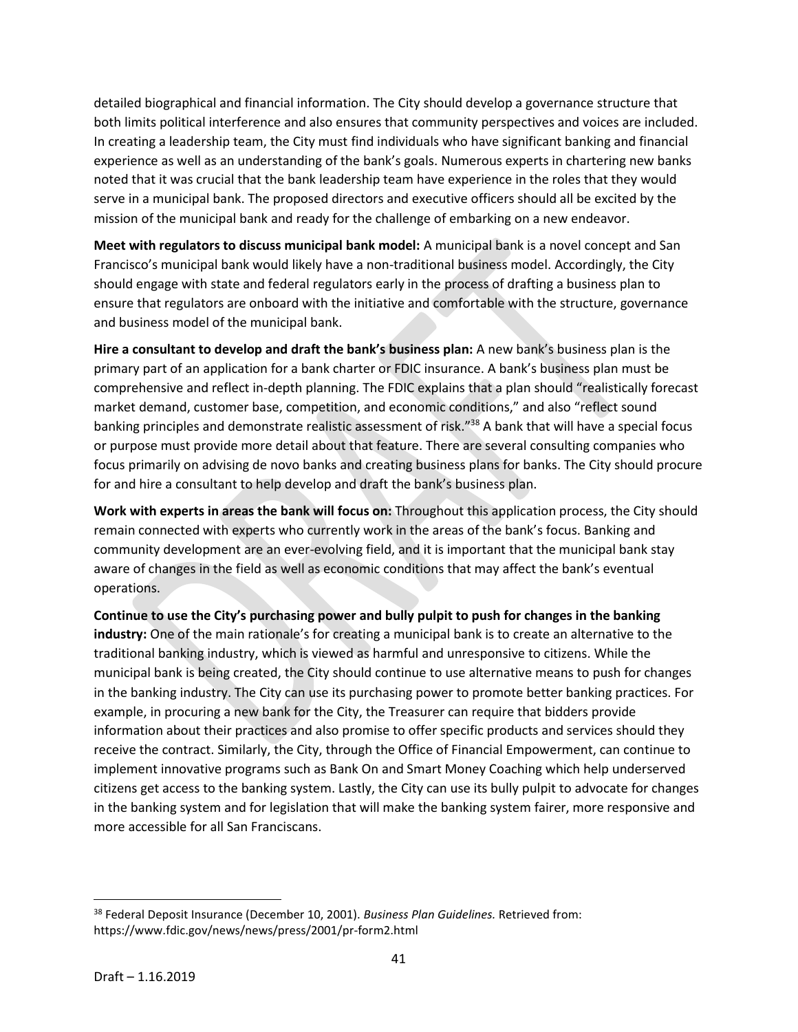detailed biographical and financial information. The City should develop a governance structure that both limits political interference and also ensures that community perspectives and voices are included. In creating a leadership team, the City must find individuals who have significant banking and financial experience as well as an understanding of the bank's goals. Numerous experts in chartering new banks noted that it was crucial that the bank leadership team have experience in the roles that they would serve in a municipal bank. The proposed directors and executive officers should all be excited by the mission of the municipal bank and ready for the challenge of embarking on a new endeavor.

**Meet with regulators to discuss municipal bank model:** A municipal bank is a novel concept and San Francisco's municipal bank would likely have a non-traditional business model. Accordingly, the City should engage with state and federal regulators early in the process of drafting a business plan to ensure that regulators are onboard with the initiative and comfortable with the structure, governance and business model of the municipal bank.

**Hire a consultant to develop and draft the bank's business plan:** A new bank's business plan is the primary part of an application for a bank charter or FDIC insurance. A bank's business plan must be comprehensive and reflect in-depth planning. The FDIC explains that a plan should "realistically forecast market demand, customer base, competition, and economic conditions," and also "reflect sound banking principles and demonstrate realistic assessment of risk."[38] A bank that will have a special focus or purpose must provide more detail about that feature. There are several consulting companies who focus primarily on advising de novo banks and creating business plans for banks. The City should procure for and hire a consultant to help develop and draft the bank's business plan.

**Work with experts in areas the bank will focus on:** Throughout this application process, the City should remain connected with experts who currently work in the areas of the bank's focus. Banking and community development are an ever-evolving field, and it is important that the municipal bank stay aware of changes in the field as well as economic conditions that may affect the bank's eventual operations.

**Continue to use the City's purchasing power and bully pulpit to push for changes in the banking industry:** One of the main rationale's for creating a municipal bank is to create an alternative to the traditional banking industry, which is viewed as harmful and unresponsive to citizens. While the municipal bank is being created, the City should continue to use alternative means to push for changes in the banking industry. The City can use its purchasing power to promote better banking practices. For example, in procuring a new bank for the City, the Treasurer can require that bidders provide information about their practices and also promise to offer specific products and services should they receive the contract. Similarly, the City, through the Office of Financial Empowerment, can continue to implement innovative programs such as Bank On and Smart Money Coaching which help underserved citizens get access to the banking system. Lastly, the City can use its bully pulpit to advocate for changes in the banking system and for legislation that will make the banking system fairer, more responsive and more accessible for all San Franciscans.

[38] Federal Deposit Insurance (December 10, 2001). *Business Plan Guidelines.* Retrieved from: https://www.fdic.gov/news/news/press/2001/pr-form2.html